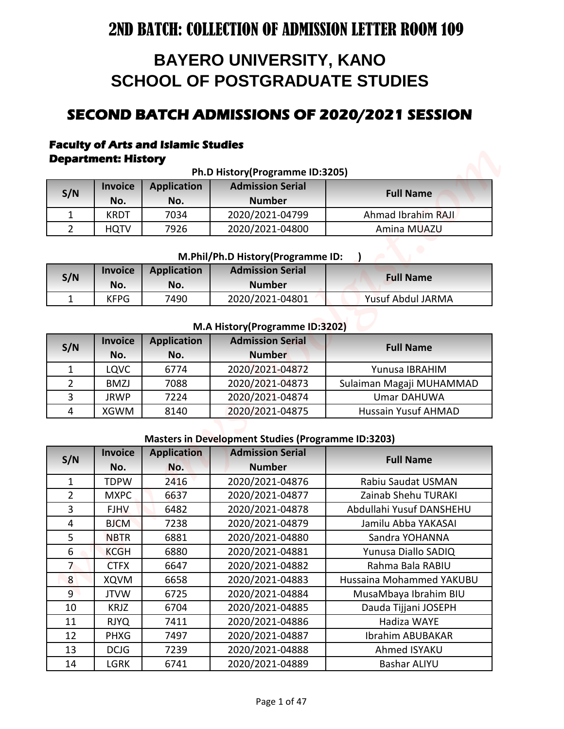# 2ND BATCH: COLLECTION OF ADMISSION LETTER ROOM 109

# BAYERO UNIVERSITY, KANO
# SCHOOL OF POSTGRADUATE STUDIES

## SECOND BATCH ADMISSIONS OF 2020/2021 SESSION

**Faculty of Arts and Islamic Studies**
**Department: History**

**Ph.D History(Programme ID:3205)**

| S/N | Invoice No. | Application No. | Admission Serial Number | Full Name |
|---|---|---|---|---|
| 1 | KRDT | 7034 | 2020/2021-04799 | Ahmad Ibrahim RAJI |
| 2 | HQTV | 7926 | 2020/2021-04800 | Amina MUAZU |

**M.Phil/Ph.D History(Programme ID: )**

| S/N | Invoice No. | Application No. | Admission Serial Number | Full Name |
|---|---|---|---|---|
| 1 | KFPG | 7490 | 2020/2021-04801 | Yusuf Abdul JARMA |

**M.A History(Programme ID:3202)**

| S/N | Invoice No. | Application No. | Admission Serial Number | Full Name |
|---|---|---|---|---|
| 1 | LQVC | 6774 | 2020/2021-04872 | Yunusa IBRAHIM |
| 2 | BMZJ | 7088 | 2020/2021-04873 | Sulaiman Magaji MUHAMMAD |
| 3 | JRWP | 7224 | 2020/2021-04874 | Umar DAHUWA |
| 4 | XGWM | 8140 | 2020/2021-04875 | Hussain Yusuf AHMAD |

**Masters in Development Studies (Programme ID:3203)**

| S/N | Invoice No. | Application No. | Admission Serial Number | Full Name |
|---|---|---|---|---|
| 1 | TDPW | 2416 | 2020/2021-04876 | Rabiu Saudat USMAN |
| 2 | MXPC | 6637 | 2020/2021-04877 | Zainab Shehu TURAKI |
| 3 | FJHV | 6482 | 2020/2021-04878 | Abdullahi Yusuf DANSHEHU |
| 4 | BJCM | 7238 | 2020/2021-04879 | Jamilu Abba YAKASAI |
| 5 | NBTR | 6881 | 2020/2021-04880 | Sandra YOHANNA |
| 6 | KCGH | 6880 | 2020/2021-04881 | Yunusa Diallo SADIQ |
| 7 | CTFX | 6647 | 2020/2021-04882 | Rahma Bala RABIU |
| 8 | XQVM | 6658 | 2020/2021-04883 | Hussaina Mohammed YAKUBU |
| 9 | JTVW | 6725 | 2020/2021-04884 | MusaMbaya Ibrahim BIU |
| 10 | KRJZ | 6704 | 2020/2021-04885 | Dauda Tijjani JOSEPH |
| 11 | RJYQ | 7411 | 2020/2021-04886 | Hadiza WAYE |
| 12 | PHXG | 7497 | 2020/2021-04887 | Ibrahim ABUBAKAR |
| 13 | DCJG | 7239 | 2020/2021-04888 | Ahmed ISYAKU |
| 14 | LGRK | 6741 | 2020/2021-04889 | Bashar ALIYU |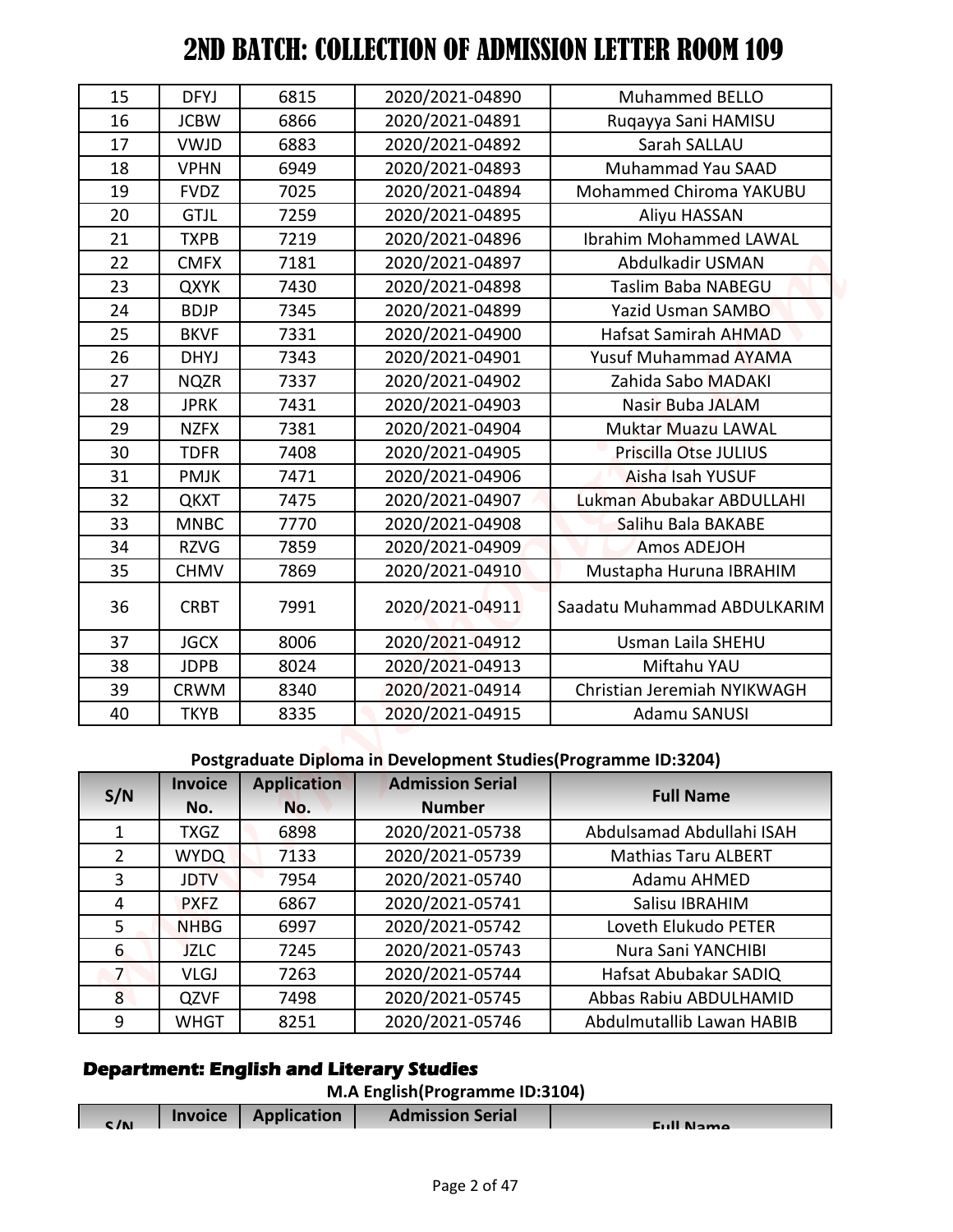# 2ND BATCH: COLLECTION OF ADMISSION LETTER ROOM 109

| | | | | |
|---|---|---|---|---|
| 15 | DFYJ | 6815 | 2020/2021-04890 | Muhammed BELLO |
| 16 | JCBW | 6866 | 2020/2021-04891 | Ruqayya Sani HAMISU |
| 17 | VWJD | 6883 | 2020/2021-04892 | Sarah SALLAU |
| 18 | VPHN | 6949 | 2020/2021-04893 | Muhammad Yau SAAD |
| 19 | FVDZ | 7025 | 2020/2021-04894 | Mohammed Chiroma YAKUBU |
| 20 | GTJL | 7259 | 2020/2021-04895 | Aliyu HASSAN |
| 21 | TXPB | 7219 | 2020/2021-04896 | Ibrahim Mohammed LAWAL |
| 22 | CMFX | 7181 | 2020/2021-04897 | Abdulkadir USMAN |
| 23 | QXYK | 7430 | 2020/2021-04898 | Taslim Baba NABEGU |
| 24 | BDJP | 7345 | 2020/2021-04899 | Yazid Usman SAMBO |
| 25 | BKVF | 7331 | 2020/2021-04900 | Hafsat Samirah AHMAD |
| 26 | DHYJ | 7343 | 2020/2021-04901 | Yusuf Muhammad AYAMA |
| 27 | NQZR | 7337 | 2020/2021-04902 | Zahida Sabo MADAKI |
| 28 | JPRK | 7431 | 2020/2021-04903 | Nasir Buba JALAM |
| 29 | NZFX | 7381 | 2020/2021-04904 | Muktar Muazu LAWAL |
| 30 | TDFR | 7408 | 2020/2021-04905 | Priscilla Otse JULIUS |
| 31 | PMJK | 7471 | 2020/2021-04906 | Aisha Isah YUSUF |
| 32 | QKXT | 7475 | 2020/2021-04907 | Lukman Abubakar ABDULLAHI |
| 33 | MNBC | 7770 | 2020/2021-04908 | Salihu Bala BAKABE |
| 34 | RZVG | 7859 | 2020/2021-04909 | Amos ADEJOH |
| 35 | CHMV | 7869 | 2020/2021-04910 | Mustapha Huruna IBRAHIM |
| 36 | CRBT | 7991 | 2020/2021-04911 | Saadatu Muhammad ABDULKARIM |
| 37 | JGCX | 8006 | 2020/2021-04912 | Usman Laila SHEHU |
| 38 | JDPB | 8024 | 2020/2021-04913 | Miftahu YAU |
| 39 | CRWM | 8340 | 2020/2021-04914 | Christian Jeremiah NYIKWAGH |
| 40 | TKYB | 8335 | 2020/2021-04915 | Adamu SANUSI |

**Postgraduate Diploma in Development Studies(Programme ID:3204)**

| S/N | Invoice No. | Application No. | Admission Serial Number | Full Name |
|---|---|---|---|---|
| 1 | TXGZ | 6898 | 2020/2021-05738 | Abdulsamad Abdullahi ISAH |
| 2 | WYDQ | 7133 | 2020/2021-05739 | Mathias Taru ALBERT |
| 3 | JDTV | 7954 | 2020/2021-05740 | Adamu AHMED |
| 4 | PXFZ | 6867 | 2020/2021-05741 | Salisu IBRAHIM |
| 5 | NHBG | 6997 | 2020/2021-05742 | Loveth Elukudo PETER |
| 6 | JZLC | 7245 | 2020/2021-05743 | Nura Sani YANCHIBI |
| 7 | VLGJ | 7263 | 2020/2021-05744 | Hafsat Abubakar SADIQ |
| 8 | QZVF | 7498 | 2020/2021-05745 | Abbas Rabiu ABDULHAMID |
| 9 | WHGT | 8251 | 2020/2021-05746 | Abdulmutallib Lawan HABIB |

**Department: English and Literary Studies**

**M.A English(Programme ID:3104)**

| S/N | Invoice No. | Application No. | Admission Serial Number | Full Name |
|---|---|---|---|---|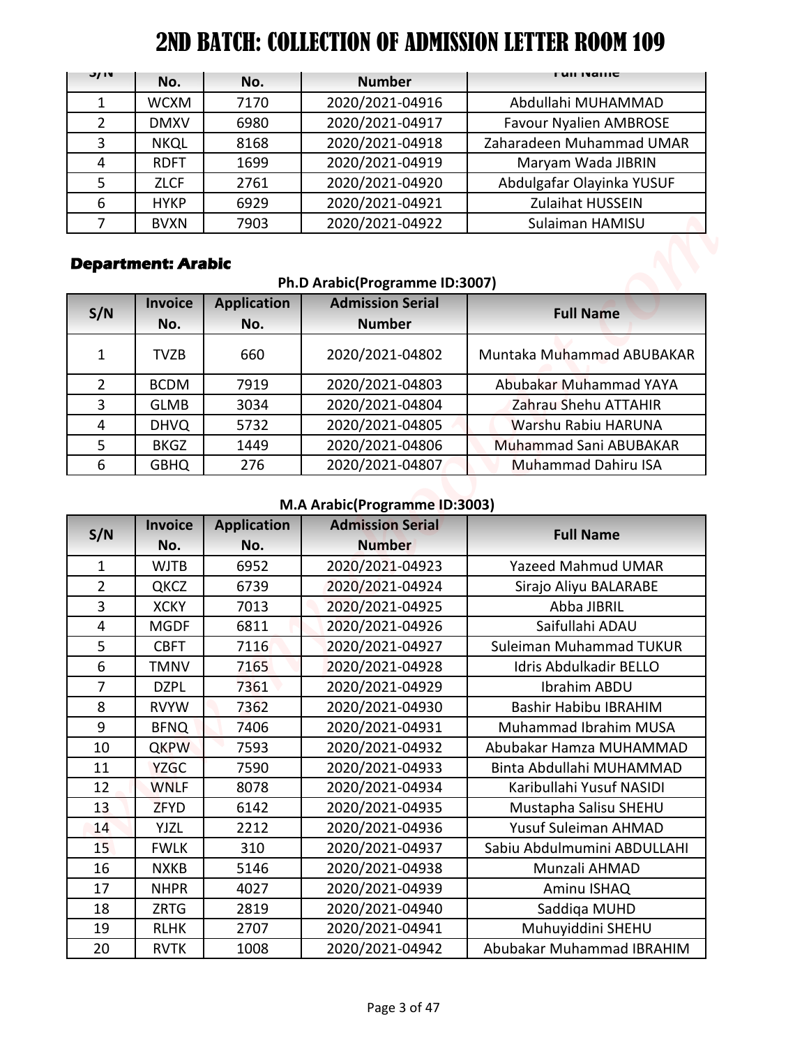# 2ND BATCH: COLLECTION OF ADMISSION LETTER ROOM 109

| S/N | Invoice No. | Application No. | Admission Serial Number | Full Name |
|---|---|---|---|---|
| 1 | WCXM | 7170 | 2020/2021-04916 | Abdullahi MUHAMMAD |
| 2 | DMXV | 6980 | 2020/2021-04917 | Favour Nyalien AMBROSE |
| 3 | NKQL | 8168 | 2020/2021-04918 | Zaharadeen Muhammad UMAR |
| 4 | RDFT | 1699 | 2020/2021-04919 | Maryam Wada JIBRIN |
| 5 | ZLCF | 2761 | 2020/2021-04920 | Abdulgafar Olayinka YUSUF |
| 6 | HYKP | 6929 | 2020/2021-04921 | Zulaihat HUSSEIN |
| 7 | BVXN | 7903 | 2020/2021-04922 | Sulaiman HAMISU |

**Department: Arabic**

**Ph.D Arabic(Programme ID:3007)**

| S/N | Invoice No. | Application No. | Admission Serial Number | Full Name |
|---|---|---|---|---|
| 1 | TVZB | 660 | 2020/2021-04802 | Muntaka Muhammad ABUBAKAR |
| 2 | BCDM | 7919 | 2020/2021-04803 | Abubakar Muhammad YAYA |
| 3 | GLMB | 3034 | 2020/2021-04804 | Zahrau Shehu ATTAHIR |
| 4 | DHVQ | 5732 | 2020/2021-04805 | Warshu Rabiu HARUNA |
| 5 | BKGZ | 1449 | 2020/2021-04806 | Muhammad Sani ABUBAKAR |
| 6 | GBHQ | 276 | 2020/2021-04807 | Muhammad Dahiru ISA |

**M.A Arabic(Programme ID:3003)**

| S/N | Invoice No. | Application No. | Admission Serial Number | Full Name |
|---|---|---|---|---|
| 1 | WJTB | 6952 | 2020/2021-04923 | Yazeed Mahmud UMAR |
| 2 | QKCZ | 6739 | 2020/2021-04924 | Sirajo Aliyu BALARABE |
| 3 | XCKY | 7013 | 2020/2021-04925 | Abba JIBRIL |
| 4 | MGDF | 6811 | 2020/2021-04926 | Saifullahi ADAU |
| 5 | CBFT | 7116 | 2020/2021-04927 | Suleiman Muhammad TUKUR |
| 6 | TMNV | 7165 | 2020/2021-04928 | Idris Abdulkadir BELLO |
| 7 | DZPL | 7361 | 2020/2021-04929 | Ibrahim ABDU |
| 8 | RVYW | 7362 | 2020/2021-04930 | Bashir Habibu IBRAHIM |
| 9 | BFNQ | 7406 | 2020/2021-04931 | Muhammad Ibrahim MUSA |
| 10 | QKPW | 7593 | 2020/2021-04932 | Abubakar Hamza MUHAMMAD |
| 11 | YZGC | 7590 | 2020/2021-04933 | Binta Abdullahi MUHAMMAD |
| 12 | WNLF | 8078 | 2020/2021-04934 | Karibullahi Yusuf NASIDI |
| 13 | ZFYD | 6142 | 2020/2021-04935 | Mustapha Salisu SHEHU |
| 14 | YJZL | 2212 | 2020/2021-04936 | Yusuf Suleiman AHMAD |
| 15 | FWLK | 310 | 2020/2021-04937 | Sabiu Abdulmumini ABDULLAHI |
| 16 | NXKB | 5146 | 2020/2021-04938 | Munzali AHMAD |
| 17 | NHPR | 4027 | 2020/2021-04939 | Aminu ISHAQ |
| 18 | ZRTG | 2819 | 2020/2021-04940 | Saddiqa MUHD |
| 19 | RLHK | 2707 | 2020/2021-04941 | Muhuyiddini SHEHU |
| 20 | RVTK | 1008 | 2020/2021-04942 | Abubakar Muhammad IBRAHIM |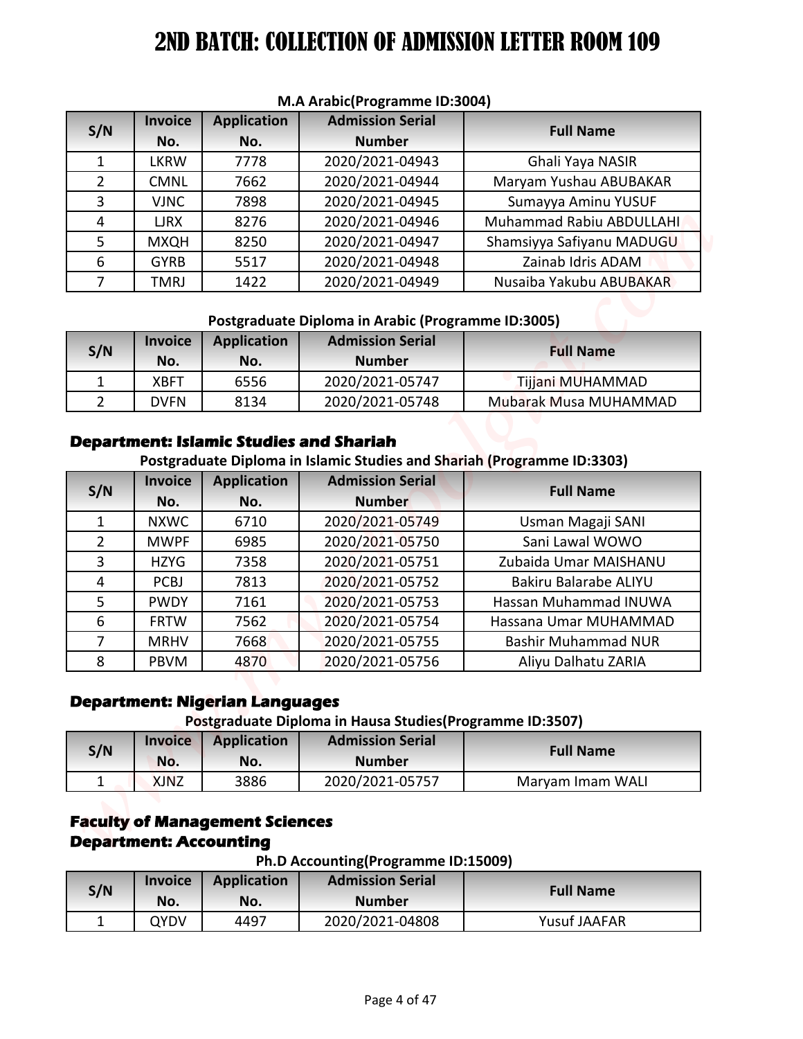# 2ND BATCH: COLLECTION OF ADMISSION LETTER ROOM 109

**M.A Arabic(Programme ID:3004)**

| S/N | Invoice No. | Application No. | Admission Serial Number | Full Name |
|---|---|---|---|---|
| 1 | LKRW | 7778 | 2020/2021-04943 | Ghali Yaya NASIR |
| 2 | CMNL | 7662 | 2020/2021-04944 | Maryam Yushau ABUBAKAR |
| 3 | VJNC | 7898 | 2020/2021-04945 | Sumayya Aminu YUSUF |
| 4 | LJRX | 8276 | 2020/2021-04946 | Muhammad Rabiu ABDULLAHI |
| 5 | MXQH | 8250 | 2020/2021-04947 | Shamsiyya Safiyanu MADUGU |
| 6 | GYRB | 5517 | 2020/2021-04948 | Zainab Idris ADAM |
| 7 | TMRJ | 1422 | 2020/2021-04949 | Nusaiba Yakubu ABUBAKAR |

**Postgraduate Diploma in Arabic (Programme ID:3005)**

| S/N | Invoice No. | Application No. | Admission Serial Number | Full Name |
|---|---|---|---|---|
| 1 | XBFT | 6556 | 2020/2021-05747 | Tijjani MUHAMMAD |
| 2 | DVFN | 8134 | 2020/2021-05748 | Mubarak Musa MUHAMMAD |

## Department: Islamic Studies and Shariah

**Postgraduate Diploma in Islamic Studies and Shariah (Programme ID:3303)**

| S/N | Invoice No. | Application No. | Admission Serial Number | Full Name |
|---|---|---|---|---|
| 1 | NXWC | 6710 | 2020/2021-05749 | Usman Magaji SANI |
| 2 | MWPF | 6985 | 2020/2021-05750 | Sani Lawal WOWO |
| 3 | HZYG | 7358 | 2020/2021-05751 | Zubaida Umar MAISHANU |
| 4 | PCBJ | 7813 | 2020/2021-05752 | Bakiru Balarabe ALIYU |
| 5 | PWDY | 7161 | 2020/2021-05753 | Hassan Muhammad INUWA |
| 6 | FRTW | 7562 | 2020/2021-05754 | Hassana Umar MUHAMMAD |
| 7 | MRHV | 7668 | 2020/2021-05755 | Bashir Muhammad NUR |
| 8 | PBVM | 4870 | 2020/2021-05756 | Aliyu Dalhatu ZARIA |

## Department: Nigerian Languages

**Postgraduate Diploma in Hausa Studies(Programme ID:3507)**

| S/N | Invoice No. | Application No. | Admission Serial Number | Full Name |
|---|---|---|---|---|
| 1 | XJNZ | 3886 | 2020/2021-05757 | Maryam Imam WALI |

## Faculty of Management Sciences

## Department: Accounting

**Ph.D Accounting(Programme ID:15009)**

| S/N | Invoice No. | Application No. | Admission Serial Number | Full Name |
|---|---|---|---|---|
| 1 | QYDV | 4497 | 2020/2021-04808 | Yusuf JAAFAR |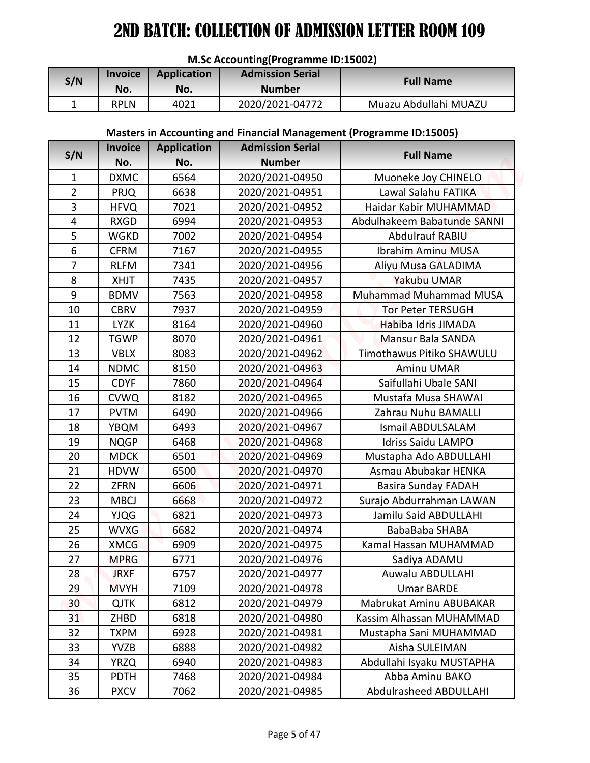# 2ND BATCH: COLLECTION OF ADMISSION LETTER ROOM 109

**M.Sc Accounting(Programme ID:15002)**

| S/N | Invoice No. | Application No. | Admission Serial Number | Full Name |
|---|---|---|---|---|
| 1 | RPLN | 4021 | 2020/2021-04772 | Muazu Abdullahi MUAZU |

**Masters in Accounting and Financial Management (Programme ID:15005)**

| S/N | Invoice No. | Application No. | Admission Serial Number | Full Name |
|---|---|---|---|---|
| 1 | DXMC | 6564 | 2020/2021-04950 | Muoneke Joy CHINELO |
| 2 | PRJQ | 6638 | 2020/2021-04951 | Lawal Salahu FATIKA |
| 3 | HFVQ | 7021 | 2020/2021-04952 | Haidar Kabir MUHAMMAD |
| 4 | RXGD | 6994 | 2020/2021-04953 | Abdulhakeem Babatunde SANNI |
| 5 | WGKD | 7002 | 2020/2021-04954 | Abdulrauf RABIU |
| 6 | CFRM | 7167 | 2020/2021-04955 | Ibrahim Aminu MUSA |
| 7 | RLFM | 7341 | 2020/2021-04956 | Aliyu Musa GALADIMA |
| 8 | XHJT | 7435 | 2020/2021-04957 | Yakubu UMAR |
| 9 | BDMV | 7563 | 2020/2021-04958 | Muhammad Muhammad MUSA |
| 10 | CBRV | 7937 | 2020/2021-04959 | Tor Peter TERSUGH |
| 11 | LYZK | 8164 | 2020/2021-04960 | Habiba Idris JIMADA |
| 12 | TGWP | 8070 | 2020/2021-04961 | Mansur Bala SANDA |
| 13 | VBLX | 8083 | 2020/2021-04962 | Timothawus Pitiko SHAWULU |
| 14 | NDMC | 8150 | 2020/2021-04963 | Aminu UMAR |
| 15 | CDYF | 7860 | 2020/2021-04964 | Saifullahi Ubale SANI |
| 16 | CVWQ | 8182 | 2020/2021-04965 | Mustafa Musa SHAWAI |
| 17 | PVTM | 6490 | 2020/2021-04966 | Zahrau Nuhu BAMALLI |
| 18 | YBQM | 6493 | 2020/2021-04967 | Ismail ABDULSALAM |
| 19 | NQGP | 6468 | 2020/2021-04968 | Idriss Saidu LAMPO |
| 20 | MDCK | 6501 | 2020/2021-04969 | Mustapha Ado ABDULLAHI |
| 21 | HDVW | 6500 | 2020/2021-04970 | Asmau Abubakar HENKA |
| 22 | ZFRN | 6606 | 2020/2021-04971 | Basira Sunday FADAH |
| 23 | MBCJ | 6668 | 2020/2021-04972 | Surajo Abdurrahman LAWAN |
| 24 | YJQG | 6821 | 2020/2021-04973 | Jamilu Said ABDULLAHI |
| 25 | WVXG | 6682 | 2020/2021-04974 | BabaBaba SHABA |
| 26 | XMCG | 6909 | 2020/2021-04975 | Kamal Hassan MUHAMMAD |
| 27 | MPRG | 6771 | 2020/2021-04976 | Sadiya ADAMU |
| 28 | JRXF | 6757 | 2020/2021-04977 | Auwalu ABDULLAHI |
| 29 | MVYH | 7109 | 2020/2021-04978 | Umar BARDE |
| 30 | QJTK | 6812 | 2020/2021-04979 | Mabrukat Aminu ABUBAKAR |
| 31 | ZHBD | 6818 | 2020/2021-04980 | Kassim Alhassan MUHAMMAD |
| 32 | TXPM | 6928 | 2020/2021-04981 | Mustapha Sani MUHAMMAD |
| 33 | YVZB | 6888 | 2020/2021-04982 | Aisha SULEIMAN |
| 34 | YRZQ | 6940 | 2020/2021-04983 | Abdullahi Isyaku MUSTAPHA |
| 35 | PDTH | 7468 | 2020/2021-04984 | Abba Aminu BAKO |
| 36 | PXCV | 7062 | 2020/2021-04985 | Abdulrasheed ABDULLAHI |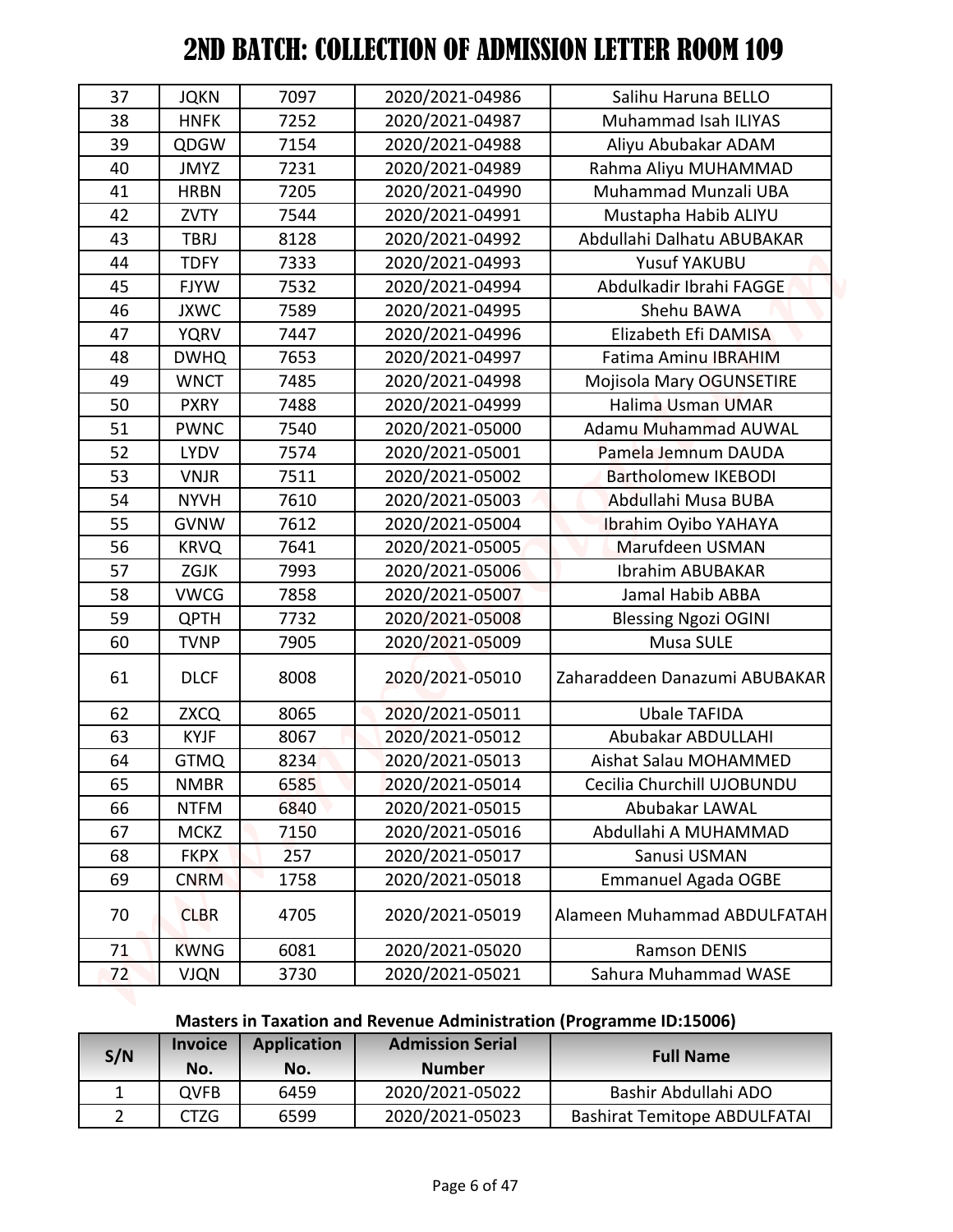# 2ND BATCH: COLLECTION OF ADMISSION LETTER ROOM 109

| | | | | |
|---|---|---|---|---|
| 37 | JQKN | 7097 | 2020/2021-04986 | Salihu Haruna BELLO |
| 38 | HNFK | 7252 | 2020/2021-04987 | Muhammad Isah ILIYAS |
| 39 | QDGW | 7154 | 2020/2021-04988 | Aliyu Abubakar ADAM |
| 40 | JMYZ | 7231 | 2020/2021-04989 | Rahma Aliyu MUHAMMAD |
| 41 | HRBN | 7205 | 2020/2021-04990 | Muhammad Munzali UBA |
| 42 | ZVTY | 7544 | 2020/2021-04991 | Mustapha Habib ALIYU |
| 43 | TBRJ | 8128 | 2020/2021-04992 | Abdullahi Dalhatu ABUBAKAR |
| 44 | TDFY | 7333 | 2020/2021-04993 | Yusuf YAKUBU |
| 45 | FJYW | 7532 | 2020/2021-04994 | Abdulkadir Ibrahi FAGGE |
| 46 | JXWC | 7589 | 2020/2021-04995 | Shehu BAWA |
| 47 | YQRV | 7447 | 2020/2021-04996 | Elizabeth Efi DAMISA |
| 48 | DWHQ | 7653 | 2020/2021-04997 | Fatima Aminu IBRAHIM |
| 49 | WNCT | 7485 | 2020/2021-04998 | Mojisola Mary OGUNSETIRE |
| 50 | PXRY | 7488 | 2020/2021-04999 | Halima Usman UMAR |
| 51 | PWNC | 7540 | 2020/2021-05000 | Adamu Muhammad AUWAL |
| 52 | LYDV | 7574 | 2020/2021-05001 | Pamela Jemnum DAUDA |
| 53 | VNJR | 7511 | 2020/2021-05002 | Bartholomew IKEBODI |
| 54 | NYVH | 7610 | 2020/2021-05003 | Abdullahi Musa BUBA |
| 55 | GVNW | 7612 | 2020/2021-05004 | Ibrahim Oyibo YAHAYA |
| 56 | KRVQ | 7641 | 2020/2021-05005 | Marufdeen USMAN |
| 57 | ZGJK | 7993 | 2020/2021-05006 | Ibrahim ABUBAKAR |
| 58 | VWCG | 7858 | 2020/2021-05007 | Jamal Habib ABBA |
| 59 | QPTH | 7732 | 2020/2021-05008 | Blessing Ngozi OGINI |
| 60 | TVNP | 7905 | 2020/2021-05009 | Musa SULE |
| 61 | DLCF | 8008 | 2020/2021-05010 | Zaharaddeen Danazumi ABUBAKAR |
| 62 | ZXCQ | 8065 | 2020/2021-05011 | Ubale TAFIDA |
| 63 | KYJF | 8067 | 2020/2021-05012 | Abubakar ABDULLAHI |
| 64 | GTMQ | 8234 | 2020/2021-05013 | Aishat Salau MOHAMMED |
| 65 | NMBR | 6585 | 2020/2021-05014 | Cecilia Churchill UJOBUNDU |
| 66 | NTFM | 6840 | 2020/2021-05015 | Abubakar LAWAL |
| 67 | MCKZ | 7150 | 2020/2021-05016 | Abdullahi A MUHAMMAD |
| 68 | FKPX | 257 | 2020/2021-05017 | Sanusi USMAN |
| 69 | CNRM | 1758 | 2020/2021-05018 | Emmanuel Agada OGBE |
| 70 | CLBR | 4705 | 2020/2021-05019 | Alameen Muhammad ABDULFATAH |
| 71 | KWNG | 6081 | 2020/2021-05020 | Ramson DENIS |
| 72 | VJQN | 3730 | 2020/2021-05021 | Sahura Muhammad WASE |

**Masters in Taxation and Revenue Administration (Programme ID:15006)**

| S/N | Invoice No. | Application No. | Admission Serial Number | Full Name |
|---|---|---|---|---|
| 1 | QVFB | 6459 | 2020/2021-05022 | Bashir Abdullahi ADO |
| 2 | CTZG | 6599 | 2020/2021-05023 | Bashirat Temitope ABDULFATAI |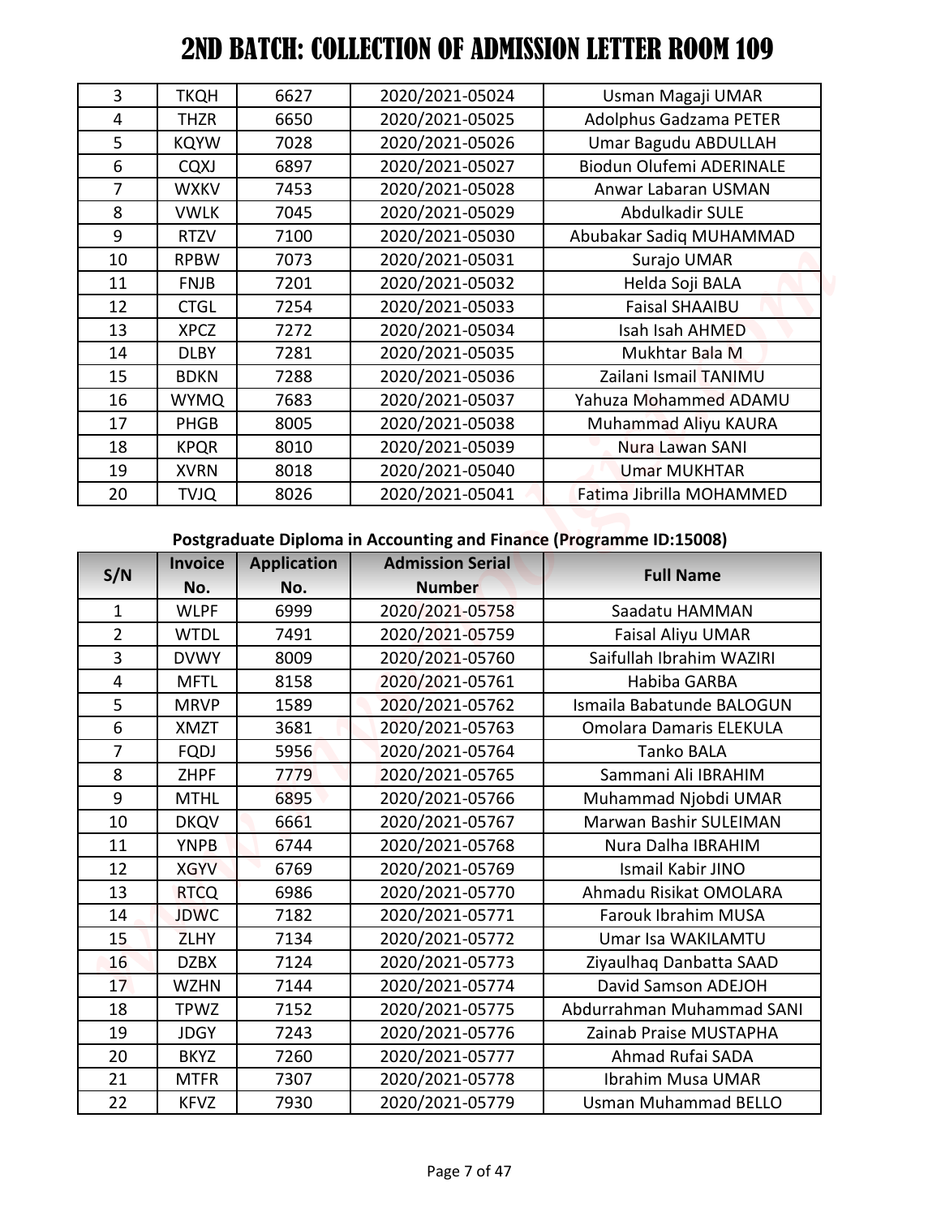# 2ND BATCH: COLLECTION OF ADMISSION LETTER ROOM 109

| | | | | |
|---|---|---|---|---|
| 3 | TKQH | 6627 | 2020/2021-05024 | Usman Magaji UMAR |
| 4 | THZR | 6650 | 2020/2021-05025 | Adolphus Gadzama PETER |
| 5 | KQYW | 7028 | 2020/2021-05026 | Umar Bagudu ABDULLAH |
| 6 | CQXJ | 6897 | 2020/2021-05027 | Biodun Olufemi ADERINALE |
| 7 | WXKV | 7453 | 2020/2021-05028 | Anwar Labaran USMAN |
| 8 | VWLK | 7045 | 2020/2021-05029 | Abdulkadir SULE |
| 9 | RTZV | 7100 | 2020/2021-05030 | Abubakar Sadiq MUHAMMAD |
| 10 | RPBW | 7073 | 2020/2021-05031 | Surajo UMAR |
| 11 | FNJB | 7201 | 2020/2021-05032 | Helda Soji BALA |
| 12 | CTGL | 7254 | 2020/2021-05033 | Faisal SHAAIBU |
| 13 | XPCZ | 7272 | 2020/2021-05034 | Isah Isah AHMED |
| 14 | DLBY | 7281 | 2020/2021-05035 | Mukhtar Bala M |
| 15 | BDKN | 7288 | 2020/2021-05036 | Zailani Ismail TANIMU |
| 16 | WYMQ | 7683 | 2020/2021-05037 | Yahuza Mohammed ADAMU |
| 17 | PHGB | 8005 | 2020/2021-05038 | Muhammad Aliyu KAURA |
| 18 | KPQR | 8010 | 2020/2021-05039 | Nura Lawan SANI |
| 19 | XVRN | 8018 | 2020/2021-05040 | Umar MUKHTAR |
| 20 | TVJQ | 8026 | 2020/2021-05041 | Fatima Jibrilla MOHAMMED |

**Postgraduate Diploma in Accounting and Finance (Programme ID:15008)**

| S/N | Invoice No. | Application No. | Admission Serial Number | Full Name |
|---|---|---|---|---|
| 1 | WLPF | 6999 | 2020/2021-05758 | Saadatu HAMMAN |
| 2 | WTDL | 7491 | 2020/2021-05759 | Faisal Aliyu UMAR |
| 3 | DVWY | 8009 | 2020/2021-05760 | Saifullah Ibrahim WAZIRI |
| 4 | MFTL | 8158 | 2020/2021-05761 | Habiba GARBA |
| 5 | MRVP | 1589 | 2020/2021-05762 | Ismaila Babatunde BALOGUN |
| 6 | XMZT | 3681 | 2020/2021-05763 | Omolara Damaris ELEKULA |
| 7 | FQDJ | 5956 | 2020/2021-05764 | Tanko BALA |
| 8 | ZHPF | 7779 | 2020/2021-05765 | Sammani Ali IBRAHIM |
| 9 | MTHL | 6895 | 2020/2021-05766 | Muhammad Njobdi UMAR |
| 10 | DKQV | 6661 | 2020/2021-05767 | Marwan Bashir SULEIMAN |
| 11 | YNPB | 6744 | 2020/2021-05768 | Nura Dalha IBRAHIM |
| 12 | XGYV | 6769 | 2020/2021-05769 | Ismail Kabir JINO |
| 13 | RTCQ | 6986 | 2020/2021-05770 | Ahmadu Risikat OMOLARA |
| 14 | JDWC | 7182 | 2020/2021-05771 | Farouk Ibrahim MUSA |
| 15 | ZLHY | 7134 | 2020/2021-05772 | Umar Isa WAKILAMTU |
| 16 | DZBX | 7124 | 2020/2021-05773 | Ziyaulhaq Danbatta SAAD |
| 17 | WZHN | 7144 | 2020/2021-05774 | David Samson ADEJOH |
| 18 | TPWZ | 7152 | 2020/2021-05775 | Abdurrahman Muhammad SANI |
| 19 | JDGY | 7243 | 2020/2021-05776 | Zainab Praise MUSTAPHA |
| 20 | BKYZ | 7260 | 2020/2021-05777 | Ahmad Rufai SADA |
| 21 | MTFR | 7307 | 2020/2021-05778 | Ibrahim Musa UMAR |
| 22 | KFVZ | 7930 | 2020/2021-05779 | Usman Muhammad BELLO |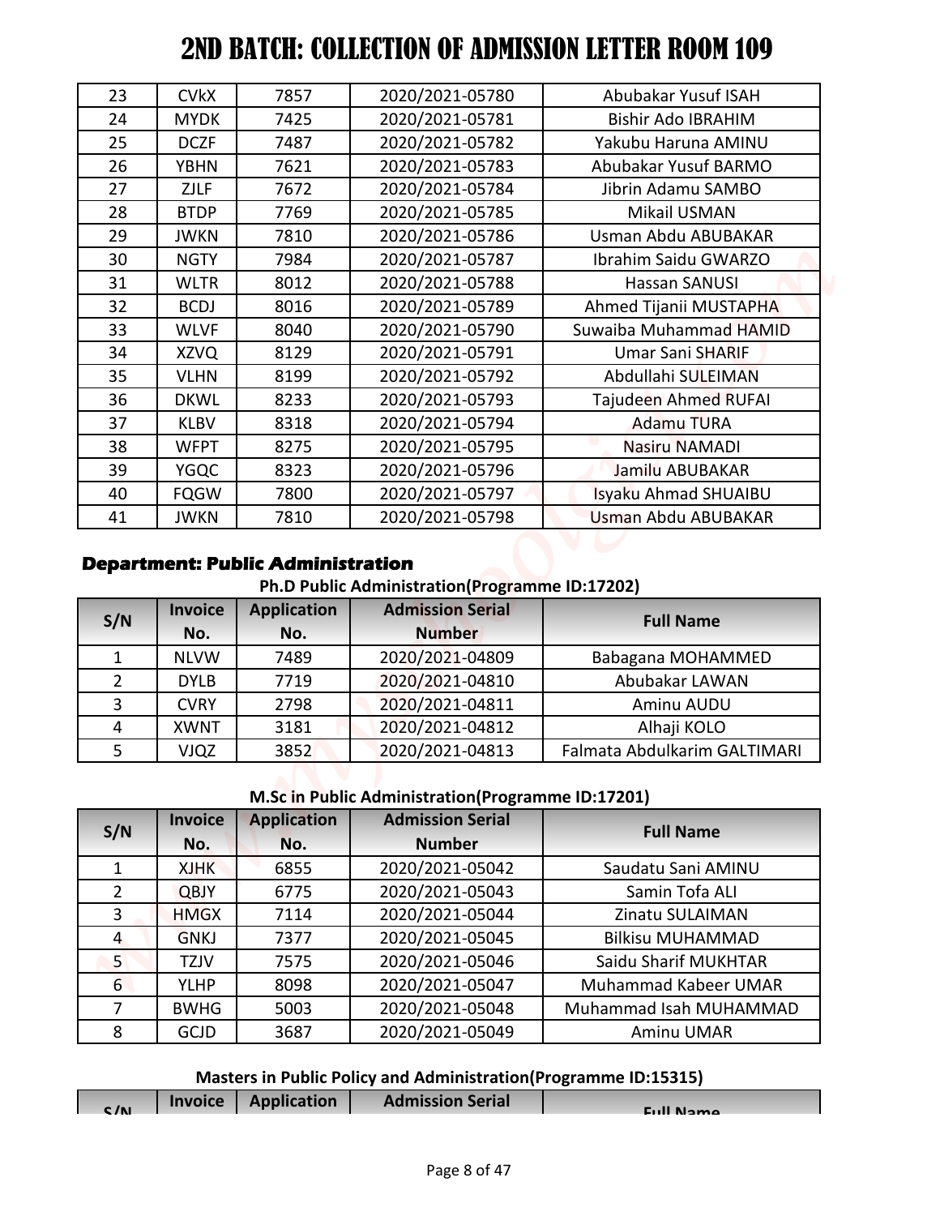# 2ND BATCH: COLLECTION OF ADMISSION LETTER ROOM 109

| | | | | |
|---|---|---|---|---|
| 23 | CVkX | 7857 | 2020/2021-05780 | Abubakar Yusuf ISAH |
| 24 | MYDK | 7425 | 2020/2021-05781 | Bishir Ado IBRAHIM |
| 25 | DCZF | 7487 | 2020/2021-05782 | Yakubu Haruna AMINU |
| 26 | YBHN | 7621 | 2020/2021-05783 | Abubakar Yusuf BARMO |
| 27 | ZJLF | 7672 | 2020/2021-05784 | Jibrin Adamu SAMBO |
| 28 | BTDP | 7769 | 2020/2021-05785 | Mikail USMAN |
| 29 | JWKN | 7810 | 2020/2021-05786 | Usman Abdu ABUBAKAR |
| 30 | NGTY | 7984 | 2020/2021-05787 | Ibrahim Saidu GWARZO |
| 31 | WLTR | 8012 | 2020/2021-05788 | Hassan SANUSI |
| 32 | BCDJ | 8016 | 2020/2021-05789 | Ahmed Tijanii MUSTAPHA |
| 33 | WLVF | 8040 | 2020/2021-05790 | Suwaiba Muhammad HAMID |
| 34 | XZVQ | 8129 | 2020/2021-05791 | Umar Sani SHARIF |
| 35 | VLHN | 8199 | 2020/2021-05792 | Abdullahi SULEIMAN |
| 36 | DKWL | 8233 | 2020/2021-05793 | Tajudeen Ahmed RUFAI |
| 37 | KLBV | 8318 | 2020/2021-05794 | Adamu TURA |
| 38 | WFPT | 8275 | 2020/2021-05795 | Nasiru NAMADI |
| 39 | YGQC | 8323 | 2020/2021-05796 | Jamilu ABUBAKAR |
| 40 | FQGW | 7800 | 2020/2021-05797 | Isyaku Ahmad SHUAIBU |
| 41 | JWKN | 7810 | 2020/2021-05798 | Usman Abdu ABUBAKAR |

**Department: Public Administration**

**Ph.D Public Administration(Programme ID:17202)**

| S/N | Invoice No. | Application No. | Admission Serial Number | Full Name |
|---|---|---|---|---|
| 1 | NLVW | 7489 | 2020/2021-04809 | Babagana MOHAMMED |
| 2 | DYLB | 7719 | 2020/2021-04810 | Abubakar LAWAN |
| 3 | CVRY | 2798 | 2020/2021-04811 | Aminu AUDU |
| 4 | XWNT | 3181 | 2020/2021-04812 | Alhaji KOLO |
| 5 | VJQZ | 3852 | 2020/2021-04813 | Falmata Abdulkarim GALTIMARI |

**M.Sc in Public Administration(Programme ID:17201)**

| S/N | Invoice No. | Application No. | Admission Serial Number | Full Name |
|---|---|---|---|---|
| 1 | XJHK | 6855 | 2020/2021-05042 | Saudatu Sani AMINU |
| 2 | QBJY | 6775 | 2020/2021-05043 | Samin Tofa ALI |
| 3 | HMGX | 7114 | 2020/2021-05044 | Zinatu SULAIMAN |
| 4 | GNKJ | 7377 | 2020/2021-05045 | Bilkisu MUHAMMAD |
| 5 | TZJV | 7575 | 2020/2021-05046 | Saidu Sharif MUKHTAR |
| 6 | YLHP | 8098 | 2020/2021-05047 | Muhammad Kabeer UMAR |
| 7 | BWHG | 5003 | 2020/2021-05048 | Muhammad Isah MUHAMMAD |
| 8 | GCJD | 3687 | 2020/2021-05049 | Aminu UMAR |

**Masters in Public Policy and Administration(Programme ID:15315)**

| S/N | Invoice No. | Application No. | Admission Serial Number | Full Name |
|---|---|---|---|---|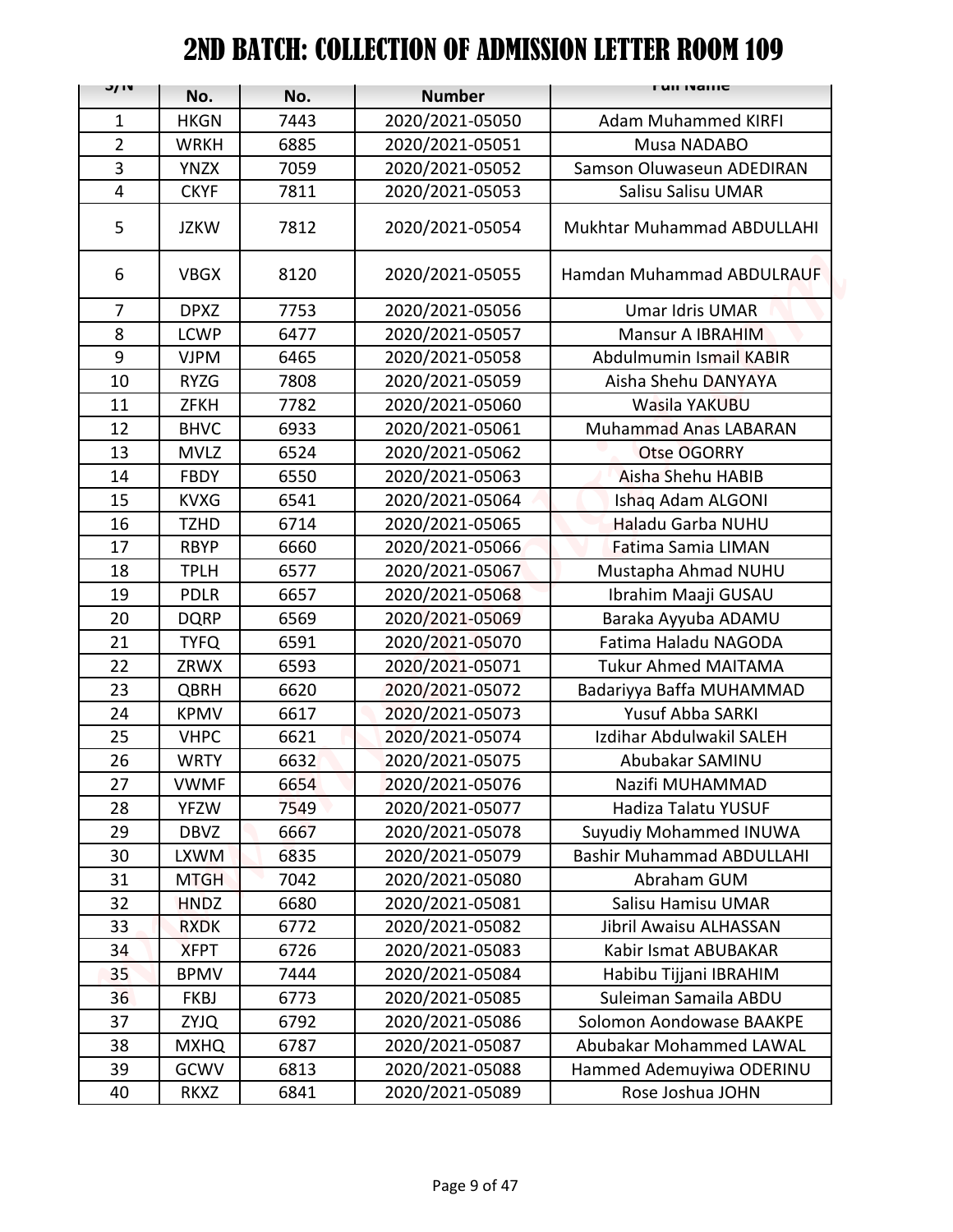# 2ND BATCH: COLLECTION OF ADMISSION LETTER ROOM 109

| S/N | No. | No. | Number | Full Name |
|---|---|---|---|---|
| 1 | HKGN | 7443 | 2020/2021-05050 | Adam Muhammed KIRFI |
| 2 | WRKH | 6885 | 2020/2021-05051 | Musa NADABO |
| 3 | YNZX | 7059 | 2020/2021-05052 | Samson Oluwaseun ADEDIRAN |
| 4 | CKYF | 7811 | 2020/2021-05053 | Salisu Salisu UMAR |
| 5 | JZKW | 7812 | 2020/2021-05054 | Mukhtar Muhammad ABDULLAHI |
| 6 | VBGX | 8120 | 2020/2021-05055 | Hamdan Muhammad ABDULRAUF |
| 7 | DPXZ | 7753 | 2020/2021-05056 | Umar Idris UMAR |
| 8 | LCWP | 6477 | 2020/2021-05057 | Mansur A IBRAHIM |
| 9 | VJPM | 6465 | 2020/2021-05058 | Abdulmumin Ismail KABIR |
| 10 | RYZG | 7808 | 2020/2021-05059 | Aisha Shehu DANYAYA |
| 11 | ZFKH | 7782 | 2020/2021-05060 | Wasila YAKUBU |
| 12 | BHVC | 6933 | 2020/2021-05061 | Muhammad Anas LABARAN |
| 13 | MVLZ | 6524 | 2020/2021-05062 | Otse OGORRY |
| 14 | FBDY | 6550 | 2020/2021-05063 | Aisha Shehu HABIB |
| 15 | KVXG | 6541 | 2020/2021-05064 | Ishaq Adam ALGONI |
| 16 | TZHD | 6714 | 2020/2021-05065 | Haladu Garba NUHU |
| 17 | RBYP | 6660 | 2020/2021-05066 | Fatima Samia LIMAN |
| 18 | TPLH | 6577 | 2020/2021-05067 | Mustapha Ahmad NUHU |
| 19 | PDLR | 6657 | 2020/2021-05068 | Ibrahim Maaji GUSAU |
| 20 | DQRP | 6569 | 2020/2021-05069 | Baraka Ayyuba ADAMU |
| 21 | TYFQ | 6591 | 2020/2021-05070 | Fatima Haladu NAGODA |
| 22 | ZRWX | 6593 | 2020/2021-05071 | Tukur Ahmed MAITAMA |
| 23 | QBRH | 6620 | 2020/2021-05072 | Badariyya Baffa MUHAMMAD |
| 24 | KPMV | 6617 | 2020/2021-05073 | Yusuf Abba SARKI |
| 25 | VHPC | 6621 | 2020/2021-05074 | Izdihar Abdulwakil SALEH |
| 26 | WRTY | 6632 | 2020/2021-05075 | Abubakar SAMINU |
| 27 | VWMF | 6654 | 2020/2021-05076 | Nazifi MUHAMMAD |
| 28 | YFZW | 7549 | 2020/2021-05077 | Hadiza Talatu YUSUF |
| 29 | DBVZ | 6667 | 2020/2021-05078 | Suyudiy Mohammed INUWA |
| 30 | LXWM | 6835 | 2020/2021-05079 | Bashir Muhammad ABDULLAHI |
| 31 | MTGH | 7042 | 2020/2021-05080 | Abraham GUM |
| 32 | HNDZ | 6680 | 2020/2021-05081 | Salisu Hamisu UMAR |
| 33 | RXDK | 6772 | 2020/2021-05082 | Jibril Awaisu ALHASSAN |
| 34 | XFPT | 6726 | 2020/2021-05083 | Kabir Ismat ABUBAKAR |
| 35 | BPMV | 7444 | 2020/2021-05084 | Habibu Tijjani IBRAHIM |
| 36 | FKBJ | 6773 | 2020/2021-05085 | Suleiman Samaila ABDU |
| 37 | ZYJQ | 6792 | 2020/2021-05086 | Solomon Aondowase BAAKPE |
| 38 | MXHQ | 6787 | 2020/2021-05087 | Abubakar Mohammed LAWAL |
| 39 | GCWV | 6813 | 2020/2021-05088 | Hammed Ademuyiwa ODERINU |
| 40 | RKXZ | 6841 | 2020/2021-05089 | Rose Joshua JOHN |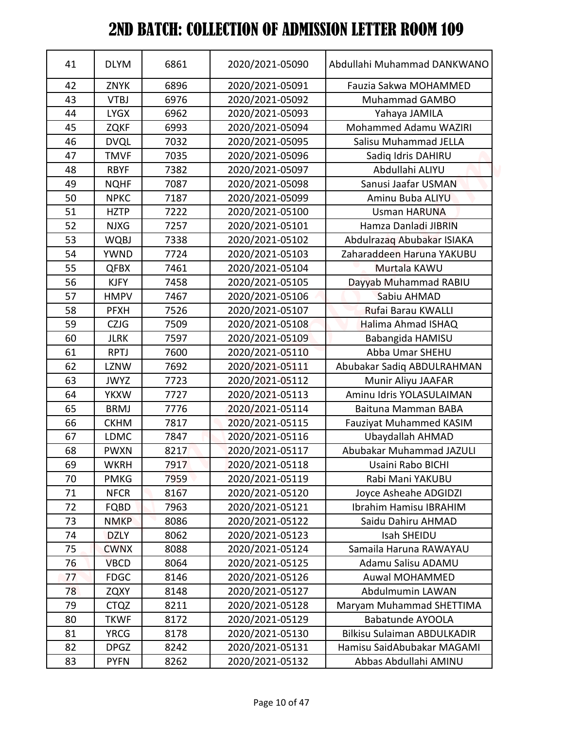# 2ND BATCH: COLLECTION OF ADMISSION LETTER ROOM 109

| | | | | |
|---|---|---|---|---|
| 41 | DLYM | 6861 | 2020/2021-05090 | Abdullahi Muhammad DANKWANO |
| 42 | ZNYK | 6896 | 2020/2021-05091 | Fauzia Sakwa MOHAMMED |
| 43 | VTBJ | 6976 | 2020/2021-05092 | Muhammad GAMBO |
| 44 | LYGX | 6962 | 2020/2021-05093 | Yahaya JAMILA |
| 45 | ZQKF | 6993 | 2020/2021-05094 | Mohammed Adamu WAZIRI |
| 46 | DVQL | 7032 | 2020/2021-05095 | Salisu Muhammad JELLA |
| 47 | TMVF | 7035 | 2020/2021-05096 | Sadiq Idris DAHIRU |
| 48 | RBYF | 7382 | 2020/2021-05097 | Abdullahi ALIYU |
| 49 | NQHF | 7087 | 2020/2021-05098 | Sanusi Jaafar USMAN |
| 50 | NPKC | 7187 | 2020/2021-05099 | Aminu Buba ALIYU |
| 51 | HZTP | 7222 | 2020/2021-05100 | Usman HARUNA |
| 52 | NJXG | 7257 | 2020/2021-05101 | Hamza Danladi JIBRIN |
| 53 | WQBJ | 7338 | 2020/2021-05102 | Abdulrazaq Abubakar ISIAKA |
| 54 | YWND | 7724 | 2020/2021-05103 | Zaharaddeen Haruna YAKUBU |
| 55 | QFBX | 7461 | 2020/2021-05104 | Murtala KAWU |
| 56 | KJFY | 7458 | 2020/2021-05105 | Dayyab Muhammad RABIU |
| 57 | HMPV | 7467 | 2020/2021-05106 | Sabiu AHMAD |
| 58 | PFXH | 7526 | 2020/2021-05107 | Rufai Barau KWALLI |
| 59 | CZJG | 7509 | 2020/2021-05108 | Halima Ahmad ISHAQ |
| 60 | JLRK | 7597 | 2020/2021-05109 | Babangida HAMISU |
| 61 | RPTJ | 7600 | 2020/2021-05110 | Abba Umar SHEHU |
| 62 | LZNW | 7692 | 2020/2021-05111 | Abubakar Sadiq ABDULRAHMAN |
| 63 | JWYZ | 7723 | 2020/2021-05112 | Munir Aliyu JAAFAR |
| 64 | YKXW | 7727 | 2020/2021-05113 | Aminu Idris YOLASULAIMAN |
| 65 | BRMJ | 7776 | 2020/2021-05114 | Baituna Mamman BABA |
| 66 | CKHM | 7817 | 2020/2021-05115 | Fauziyat Muhammed KASIM |
| 67 | LDMC | 7847 | 2020/2021-05116 | Ubaydallah AHMAD |
| 68 | PWXN | 8217 | 2020/2021-05117 | Abubakar Muhammad JAZULI |
| 69 | WKRH | 7917 | 2020/2021-05118 | Usaini Rabo BICHI |
| 70 | PMKG | 7959 | 2020/2021-05119 | Rabi Mani YAKUBU |
| 71 | NFCR | 8167 | 2020/2021-05120 | Joyce Asheahe ADGIDZI |
| 72 | FQBD | 7963 | 2020/2021-05121 | Ibrahim Hamisu IBRAHIM |
| 73 | NMKP | 8086 | 2020/2021-05122 | Saidu Dahiru AHMAD |
| 74 | DZLY | 8062 | 2020/2021-05123 | Isah SHEIDU |
| 75 | CWNX | 8088 | 2020/2021-05124 | Samaila Haruna RAWAYAU |
| 76 | VBCD | 8064 | 2020/2021-05125 | Adamu Salisu ADAMU |
| 77 | FDGC | 8146 | 2020/2021-05126 | Auwal MOHAMMED |
| 78 | ZQXY | 8148 | 2020/2021-05127 | Abdulmumin LAWAN |
| 79 | CTQZ | 8211 | 2020/2021-05128 | Maryam Muhammad SHETTIMA |
| 80 | TKWF | 8172 | 2020/2021-05129 | Babatunde AYOOLA |
| 81 | YRCG | 8178 | 2020/2021-05130 | Bilkisu Sulaiman ABDULKADIR |
| 82 | DPGZ | 8242 | 2020/2021-05131 | Hamisu SaidAbubakar MAGAMI |
| 83 | PYFN | 8262 | 2020/2021-05132 | Abbas Abdullahi AMINU |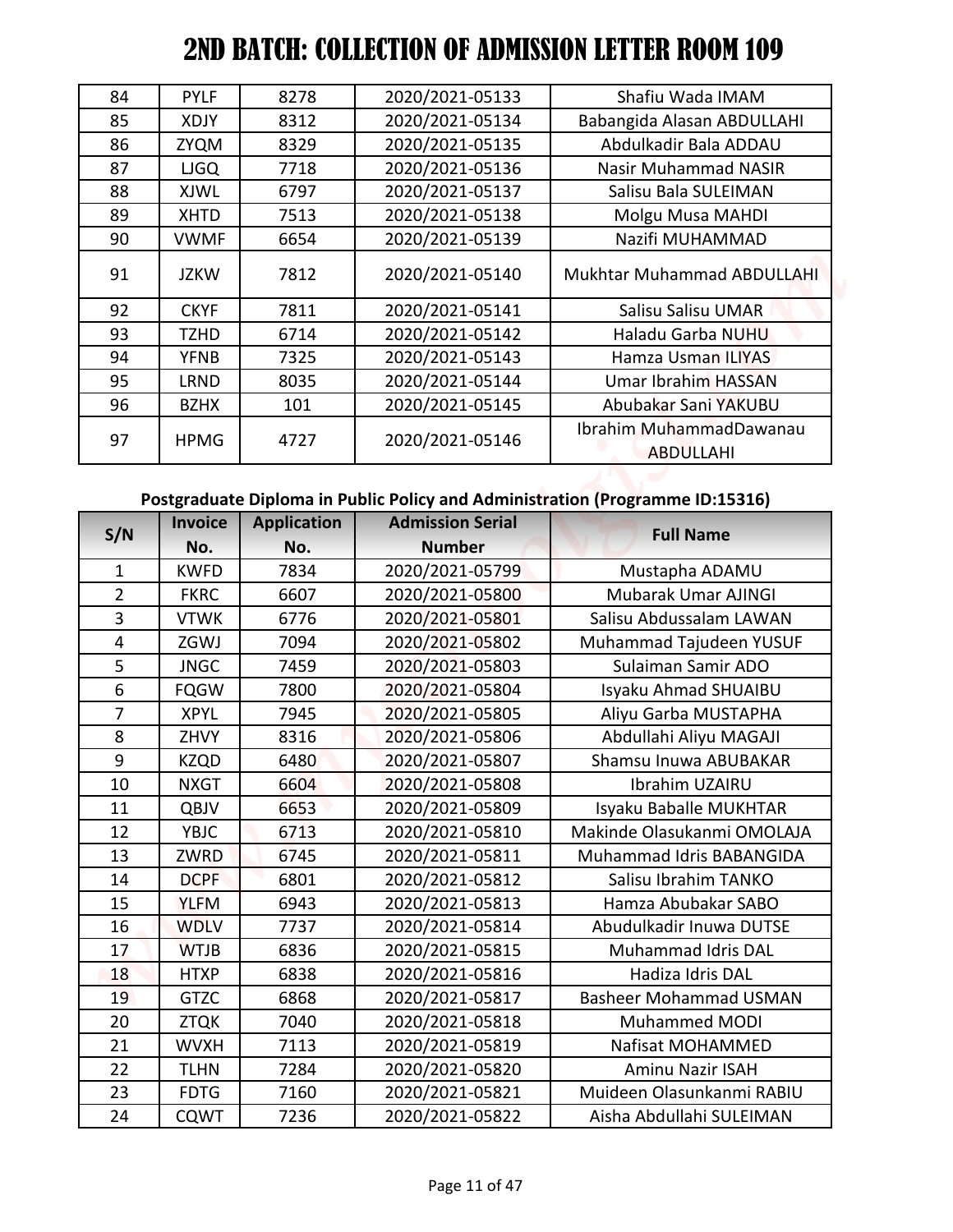# 2ND BATCH: COLLECTION OF ADMISSION LETTER ROOM 109

| | | | | |
|---|---|---|---|---|
| 84 | PYLF | 8278 | 2020/2021-05133 | Shafiu Wada IMAM |
| 85 | XDJY | 8312 | 2020/2021-05134 | Babangida Alasan ABDULLAHI |
| 86 | ZYQM | 8329 | 2020/2021-05135 | Abdulkadir Bala ADDAU |
| 87 | LJGQ | 7718 | 2020/2021-05136 | Nasir Muhammad NASIR |
| 88 | XJWL | 6797 | 2020/2021-05137 | Salisu Bala SULEIMAN |
| 89 | XHTD | 7513 | 2020/2021-05138 | Molgu Musa MAHDI |
| 90 | VWMF | 6654 | 2020/2021-05139 | Nazifi MUHAMMAD |
| 91 | JZKW | 7812 | 2020/2021-05140 | Mukhtar Muhammad ABDULLAHI |
| 92 | CKYF | 7811 | 2020/2021-05141 | Salisu Salisu UMAR |
| 93 | TZHD | 6714 | 2020/2021-05142 | Haladu Garba NUHU |
| 94 | YFNB | 7325 | 2020/2021-05143 | Hamza Usman ILIYAS |
| 95 | LRND | 8035 | 2020/2021-05144 | Umar Ibrahim HASSAN |
| 96 | BZHX | 101 | 2020/2021-05145 | Abubakar Sani YAKUBU |
| 97 | HPMG | 4727 | 2020/2021-05146 | Ibrahim MuhammadDawanau ABDULLAHI |

**Postgraduate Diploma in Public Policy and Administration (Programme ID:15316)**

| S/N | Invoice No. | Application No. | Admission Serial Number | Full Name |
|---|---|---|---|---|
| 1 | KWFD | 7834 | 2020/2021-05799 | Mustapha ADAMU |
| 2 | FKRC | 6607 | 2020/2021-05800 | Mubarak Umar AJINGI |
| 3 | VTWK | 6776 | 2020/2021-05801 | Salisu Abdussalam LAWAN |
| 4 | ZGWJ | 7094 | 2020/2021-05802 | Muhammad Tajudeen YUSUF |
| 5 | JNGC | 7459 | 2020/2021-05803 | Sulaiman Samir ADO |
| 6 | FQGW | 7800 | 2020/2021-05804 | Isyaku Ahmad SHUAIBU |
| 7 | XPYL | 7945 | 2020/2021-05805 | Aliyu Garba MUSTAPHA |
| 8 | ZHVY | 8316 | 2020/2021-05806 | Abdullahi Aliyu MAGAJI |
| 9 | KZQD | 6480 | 2020/2021-05807 | Shamsu Inuwa ABUBAKAR |
| 10 | NXGT | 6604 | 2020/2021-05808 | Ibrahim UZAIRU |
| 11 | QBJV | 6653 | 2020/2021-05809 | Isyaku Baballe MUKHTAR |
| 12 | YBJC | 6713 | 2020/2021-05810 | Makinde Olasukanmi OMOLAJA |
| 13 | ZWRD | 6745 | 2020/2021-05811 | Muhammad Idris BABANGIDA |
| 14 | DCPF | 6801 | 2020/2021-05812 | Salisu Ibrahim TANKO |
| 15 | YLFM | 6943 | 2020/2021-05813 | Hamza Abubakar SABO |
| 16 | WDLV | 7737 | 2020/2021-05814 | Abudulkadir Inuwa DUTSE |
| 17 | WTJB | 6836 | 2020/2021-05815 | Muhammad Idris DAL |
| 18 | HTXP | 6838 | 2020/2021-05816 | Hadiza Idris DAL |
| 19 | GTZC | 6868 | 2020/2021-05817 | Basheer Mohammad USMAN |
| 20 | ZTQK | 7040 | 2020/2021-05818 | Muhammed MODI |
| 21 | WVXH | 7113 | 2020/2021-05819 | Nafisat MOHAMMED |
| 22 | TLHN | 7284 | 2020/2021-05820 | Aminu Nazir ISAH |
| 23 | FDTG | 7160 | 2020/2021-05821 | Muideen Olasunkanmi RABIU |
| 24 | CQWT | 7236 | 2020/2021-05822 | Aisha Abdullahi SULEIMAN |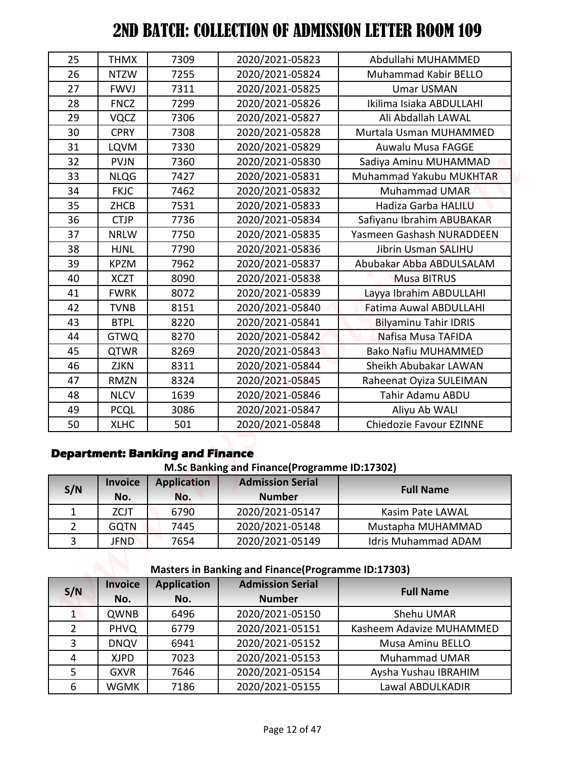# 2ND BATCH: COLLECTION OF ADMISSION LETTER ROOM 109

| | | | | |
|---|---|---|---|---|
| 25 | THMX | 7309 | 2020/2021-05823 | Abdullahi MUHAMMED |
| 26 | NTZW | 7255 | 2020/2021-05824 | Muhammad Kabir BELLO |
| 27 | FWVJ | 7311 | 2020/2021-05825 | Umar USMAN |
| 28 | FNCZ | 7299 | 2020/2021-05826 | Ikilima Isiaka ABDULLAHI |
| 29 | VQCZ | 7306 | 2020/2021-05827 | Ali Abdallah LAWAL |
| 30 | CPRY | 7308 | 2020/2021-05828 | Murtala Usman MUHAMMED |
| 31 | LQVM | 7330 | 2020/2021-05829 | Auwalu Musa FAGGE |
| 32 | PVJN | 7360 | 2020/2021-05830 | Sadiya Aminu MUHAMMAD |
| 33 | NLQG | 7427 | 2020/2021-05831 | Muhammad Yakubu MUKHTAR |
| 34 | FKJC | 7462 | 2020/2021-05832 | Muhammad UMAR |
| 35 | ZHCB | 7531 | 2020/2021-05833 | Hadiza Garba HALILU |
| 36 | CTJP | 7736 | 2020/2021-05834 | Safiyanu Ibrahim ABUBAKAR |
| 37 | NRLW | 7750 | 2020/2021-05835 | Yasmeen Gashash NURADDEEN |
| 38 | HJNL | 7790 | 2020/2021-05836 | Jibrin Usman SALIHU |
| 39 | KPZM | 7962 | 2020/2021-05837 | Abubakar Abba ABDULSALAM |
| 40 | XCZT | 8090 | 2020/2021-05838 | Musa BITRUS |
| 41 | FWRK | 8072 | 2020/2021-05839 | Layya Ibrahim ABDULLAHI |
| 42 | TVNB | 8151 | 2020/2021-05840 | Fatima Auwal ABDULLAHI |
| 43 | BTPL | 8220 | 2020/2021-05841 | Bilyaminu Tahir IDRIS |
| 44 | GTWQ | 8270 | 2020/2021-05842 | Nafisa Musa TAFIDA |
| 45 | QTWR | 8269 | 2020/2021-05843 | Bako Nafiu MUHAMMED |
| 46 | ZJKN | 8311 | 2020/2021-05844 | Sheikh Abubakar LAWAN |
| 47 | RMZN | 8324 | 2020/2021-05845 | Raheenat Oyiza SULEIMAN |
| 48 | NLCV | 1639 | 2020/2021-05846 | Tahir Adamu ABDU |
| 49 | PCQL | 3086 | 2020/2021-05847 | Aliyu Ab WALI |
| 50 | XLHC | 501 | 2020/2021-05848 | Chiedozie Favour EZINNE |

**Department: Banking and Finance**

**M.Sc Banking and Finance(Programme ID:17302)**

| S/N | Invoice No. | Application No. | Admission Serial Number | Full Name |
|---|---|---|---|---|
| 1 | ZCJT | 6790 | 2020/2021-05147 | Kasim Pate LAWAL |
| 2 | GQTN | 7445 | 2020/2021-05148 | Mustapha MUHAMMAD |
| 3 | JFND | 7654 | 2020/2021-05149 | Idris Muhammad ADAM |

**Masters in Banking and Finance(Programme ID:17303)**

| S/N | Invoice No. | Application No. | Admission Serial Number | Full Name |
|---|---|---|---|---|
| 1 | QWNB | 6496 | 2020/2021-05150 | Shehu UMAR |
| 2 | PHVQ | 6779 | 2020/2021-05151 | Kasheem Adavize MUHAMMED |
| 3 | DNQV | 6941 | 2020/2021-05152 | Musa Aminu BELLO |
| 4 | XJPD | 7023 | 2020/2021-05153 | Muhammad UMAR |
| 5 | GXVR | 7646 | 2020/2021-05154 | Aysha Yushau IBRAHIM |
| 6 | WGMK | 7186 | 2020/2021-05155 | Lawal ABDULKADIR |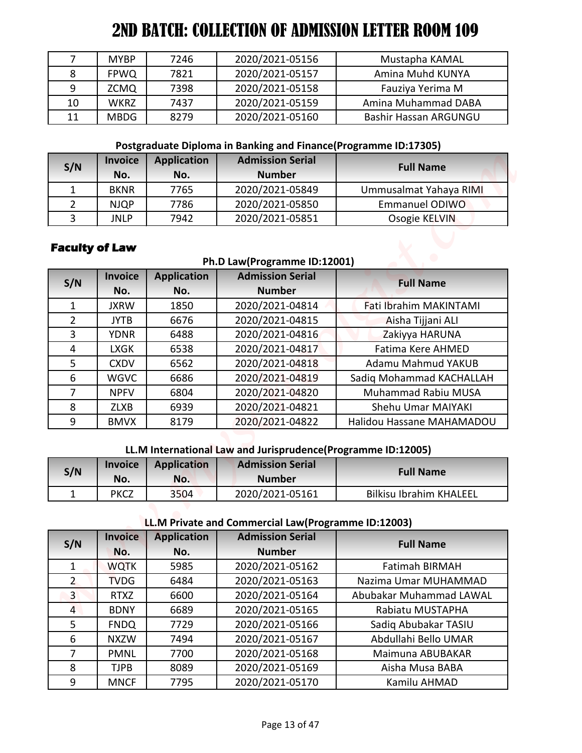# 2ND BATCH: COLLECTION OF ADMISSION LETTER ROOM 109

| S/N | Invoice No. | Application No. | Admission Serial Number | Full Name |
|---|---|---|---|---|
| 7 | MYBP | 7246 | 2020/2021-05156 | Mustapha KAMAL |
| 8 | FPWQ | 7821 | 2020/2021-05157 | Amina Muhd KUNYA |
| 9 | ZCMQ | 7398 | 2020/2021-05158 | Fauziya Yerima M |
| 10 | WKRZ | 7437 | 2020/2021-05159 | Amina Muhammad DABA |
| 11 | MBDG | 8279 | 2020/2021-05160 | Bashir Hassan ARGUNGU |

**Postgraduate Diploma in Banking and Finance(Programme ID:17305)**

| S/N | Invoice No. | Application No. | Admission Serial Number | Full Name |
|---|---|---|---|---|
| 1 | BKNR | 7765 | 2020/2021-05849 | Ummusalmat Yahaya RIMI |
| 2 | NJQP | 7786 | 2020/2021-05850 | Emmanuel ODIWO |
| 3 | JNLP | 7942 | 2020/2021-05851 | Osogie KELVIN |

## Faculty of Law

**Ph.D Law(Programme ID:12001)**

| S/N | Invoice No. | Application No. | Admission Serial Number | Full Name |
|---|---|---|---|---|
| 1 | JXRW | 1850 | 2020/2021-04814 | Fati Ibrahim MAKINTAMI |
| 2 | JYTB | 6676 | 2020/2021-04815 | Aisha Tijjani ALI |
| 3 | YDNR | 6488 | 2020/2021-04816 | Zakiyya HARUNA |
| 4 | LXGK | 6538 | 2020/2021-04817 | Fatima Kere AHMED |
| 5 | CXDV | 6562 | 2020/2021-04818 | Adamu Mahmud YAKUB |
| 6 | WGVC | 6686 | 2020/2021-04819 | Sadiq Mohammad KACHALLAH |
| 7 | NPFV | 6804 | 2020/2021-04820 | Muhammad Rabiu MUSA |
| 8 | ZLXB | 6939 | 2020/2021-04821 | Shehu Umar MAIYAKI |
| 9 | BMVX | 8179 | 2020/2021-04822 | Halidou Hassane MAHAMADOU |

**LL.M International Law and Jurisprudence(Programme ID:12005)**

| S/N | Invoice No. | Application No. | Admission Serial Number | Full Name |
|---|---|---|---|---|
| 1 | PKCZ | 3504 | 2020/2021-05161 | Bilkisu Ibrahim KHALEEL |

**LL.M Private and Commercial Law(Programme ID:12003)**

| S/N | Invoice No. | Application No. | Admission Serial Number | Full Name |
|---|---|---|---|---|
| 1 | WQTK | 5985 | 2020/2021-05162 | Fatimah BIRMAH |
| 2 | TVDG | 6484 | 2020/2021-05163 | Nazima Umar MUHAMMAD |
| 3 | RTXZ | 6600 | 2020/2021-05164 | Abubakar Muhammad LAWAL |
| 4 | BDNY | 6689 | 2020/2021-05165 | Rabiatu MUSTAPHA |
| 5 | FNDQ | 7729 | 2020/2021-05166 | Sadiq Abubakar TASIU |
| 6 | NXZW | 7494 | 2020/2021-05167 | Abdullahi Bello UMAR |
| 7 | PMNL | 7700 | 2020/2021-05168 | Maimuna ABUBAKAR |
| 8 | TJPB | 8089 | 2020/2021-05169 | Aisha Musa BABA |
| 9 | MNCF | 7795 | 2020/2021-05170 | Kamilu AHMAD |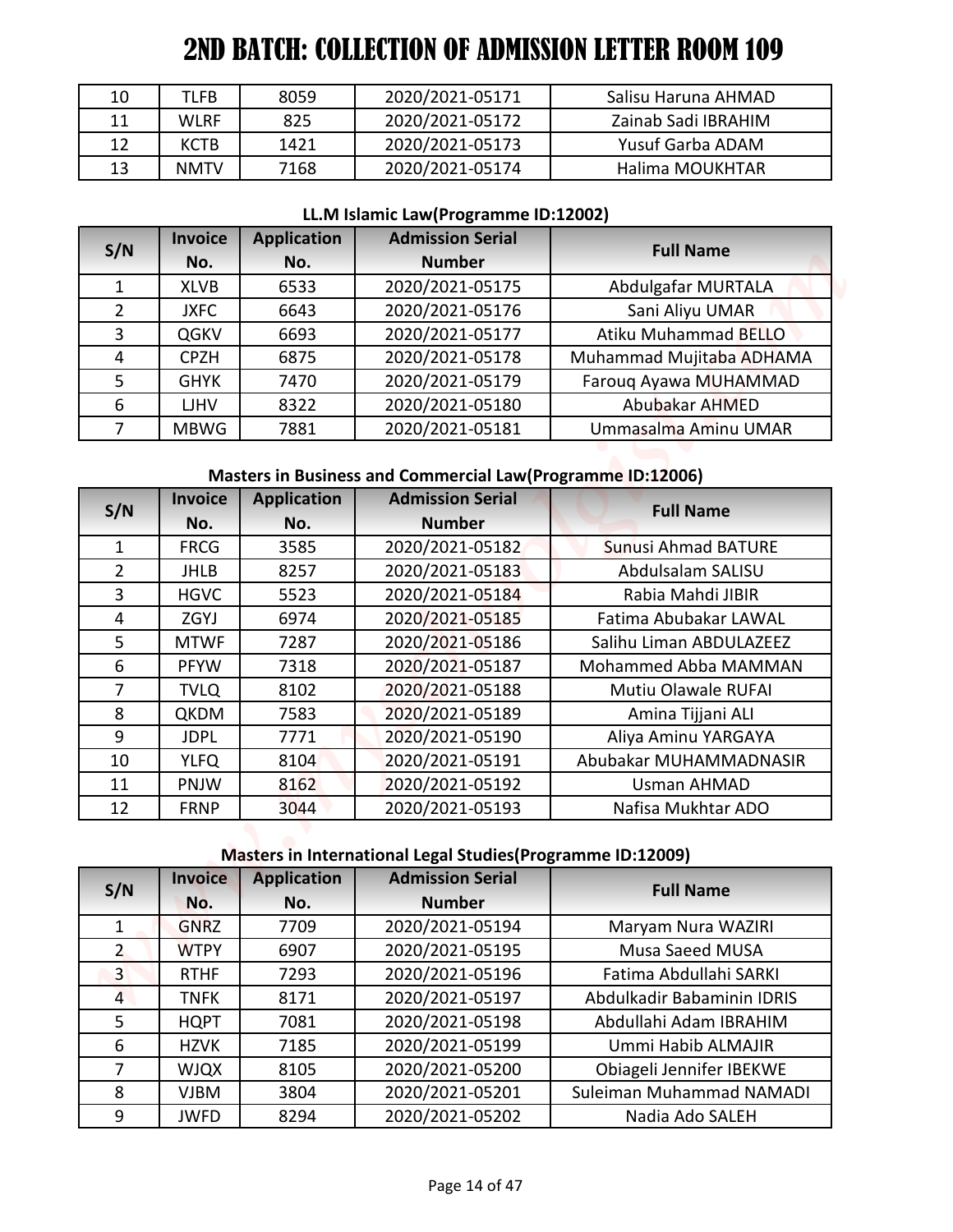# 2ND BATCH: COLLECTION OF ADMISSION LETTER ROOM 109

| S/N | Invoice No. | Application No. | Admission Serial Number | Full Name |
|---|---|---|---|---|
| 10 | TLFB | 8059 | 2020/2021-05171 | Salisu Haruna AHMAD |
| 11 | WLRF | 825 | 2020/2021-05172 | Zainab Sadi IBRAHIM |
| 12 | KCTB | 1421 | 2020/2021-05173 | Yusuf Garba ADAM |
| 13 | NMTV | 7168 | 2020/2021-05174 | Halima MOUKHTAR |

**LL.M Islamic Law(Programme ID:12002)**

| S/N | Invoice No. | Application No. | Admission Serial Number | Full Name |
|---|---|---|---|---|
| 1 | XLVB | 6533 | 2020/2021-05175 | Abdulgafar MURTALA |
| 2 | JXFC | 6643 | 2020/2021-05176 | Sani Aliyu UMAR |
| 3 | QGKV | 6693 | 2020/2021-05177 | Atiku Muhammad BELLO |
| 4 | CPZH | 6875 | 2020/2021-05178 | Muhammad Mujitaba ADHAMA |
| 5 | GHYK | 7470 | 2020/2021-05179 | Farouq Ayawa MUHAMMAD |
| 6 | LJHV | 8322 | 2020/2021-05180 | Abubakar AHMED |
| 7 | MBWG | 7881 | 2020/2021-05181 | Ummasalma Aminu UMAR |

**Masters in Business and Commercial Law(Programme ID:12006)**

| S/N | Invoice No. | Application No. | Admission Serial Number | Full Name |
|---|---|---|---|---|
| 1 | FRCG | 3585 | 2020/2021-05182 | Sunusi Ahmad BATURE |
| 2 | JHLB | 8257 | 2020/2021-05183 | Abdulsalam SALISU |
| 3 | HGVC | 5523 | 2020/2021-05184 | Rabia Mahdi JIBIR |
| 4 | ZGYJ | 6974 | 2020/2021-05185 | Fatima Abubakar LAWAL |
| 5 | MTWF | 7287 | 2020/2021-05186 | Salihu Liman ABDULAZEEZ |
| 6 | PFYW | 7318 | 2020/2021-05187 | Mohammed Abba MAMMAN |
| 7 | TVLQ | 8102 | 2020/2021-05188 | Mutiu Olawale RUFAI |
| 8 | QKDM | 7583 | 2020/2021-05189 | Amina Tijjani ALI |
| 9 | JDPL | 7771 | 2020/2021-05190 | Aliya Aminu YARGAYA |
| 10 | YLFQ | 8104 | 2020/2021-05191 | Abubakar MUHAMMADNASIR |
| 11 | PNJW | 8162 | 2020/2021-05192 | Usman AHMAD |
| 12 | FRNP | 3044 | 2020/2021-05193 | Nafisa Mukhtar ADO |

**Masters in International Legal Studies(Programme ID:12009)**

| S/N | Invoice No. | Application No. | Admission Serial Number | Full Name |
|---|---|---|---|---|
| 1 | GNRZ | 7709 | 2020/2021-05194 | Maryam Nura WAZIRI |
| 2 | WTPY | 6907 | 2020/2021-05195 | Musa Saeed MUSA |
| 3 | RTHF | 7293 | 2020/2021-05196 | Fatima Abdullahi SARKI |
| 4 | TNFK | 8171 | 2020/2021-05197 | Abdulkadir Babaminin IDRIS |
| 5 | HQPT | 7081 | 2020/2021-05198 | Abdullahi Adam IBRAHIM |
| 6 | HZVK | 7185 | 2020/2021-05199 | Ummi Habib ALMAJIR |
| 7 | WJQX | 8105 | 2020/2021-05200 | Obiageli Jennifer IBEKWE |
| 8 | VJBM | 3804 | 2020/2021-05201 | Suleiman Muhammad NAMADI |
| 9 | JWFD | 8294 | 2020/2021-05202 | Nadia Ado SALEH |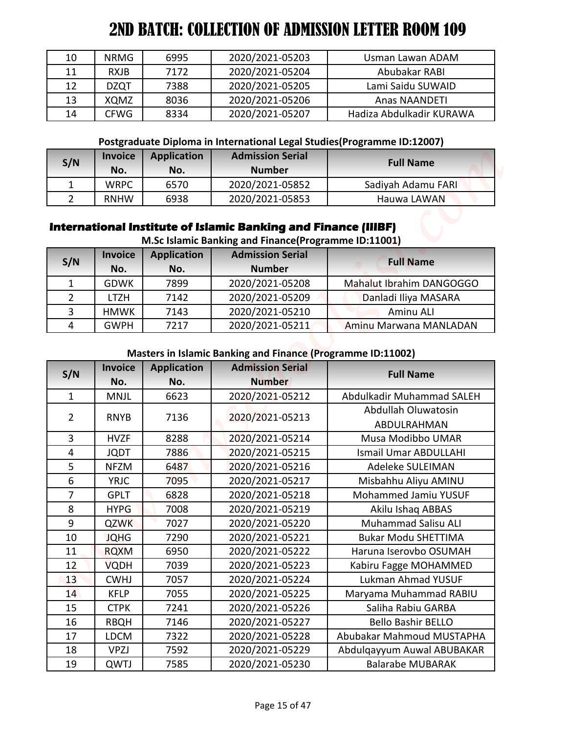# 2ND BATCH: COLLECTION OF ADMISSION LETTER ROOM 109

| S/N | Invoice No. | Application No. | Admission Serial Number | Full Name |
|---|---|---|---|---|
| 10 | NRMG | 6995 | 2020/2021-05203 | Usman Lawan ADAM |
| 11 | RXJB | 7172 | 2020/2021-05204 | Abubakar RABI |
| 12 | DZQT | 7388 | 2020/2021-05205 | Lami Saidu SUWAID |
| 13 | XQMZ | 8036 | 2020/2021-05206 | Anas NAANDETI |
| 14 | CFWG | 8334 | 2020/2021-05207 | Hadiza Abdulkadir KURAWA |

**Postgraduate Diploma in International Legal Studies(Programme ID:12007)**

| S/N | Invoice No. | Application No. | Admission Serial Number | Full Name |
|---|---|---|---|---|
| 1 | WRPC | 6570 | 2020/2021-05852 | Sadiyah Adamu FARI |
| 2 | RNHW | 6938 | 2020/2021-05853 | Hauwa LAWAN |

## International Institute of Islamic Banking and Finance (IIIBF)

**M.Sc Islamic Banking and Finance(Programme ID:11001)**

| S/N | Invoice No. | Application No. | Admission Serial Number | Full Name |
|---|---|---|---|---|
| 1 | GDWK | 7899 | 2020/2021-05208 | Mahalut Ibrahim DANGOGGO |
| 2 | LTZH | 7142 | 2020/2021-05209 | Danladi Iliya MASARA |
| 3 | HMWK | 7143 | 2020/2021-05210 | Aminu ALI |
| 4 | GWPH | 7217 | 2020/2021-05211 | Aminu Marwana MANLADAN |

**Masters in Islamic Banking and Finance (Programme ID:11002)**

| S/N | Invoice No. | Application No. | Admission Serial Number | Full Name |
|---|---|---|---|---|
| 1 | MNJL | 6623 | 2020/2021-05212 | Abdulkadir Muhammad SALEH |
| 2 | RNYB | 7136 | 2020/2021-05213 | Abdullah Oluwatosin ABDULRAHMAN |
| 3 | HVZF | 8288 | 2020/2021-05214 | Musa Modibbo UMAR |
| 4 | JQDT | 7886 | 2020/2021-05215 | Ismail Umar ABDULLAHI |
| 5 | NFZM | 6487 | 2020/2021-05216 | Adeleke SULEIMAN |
| 6 | YRJC | 7095 | 2020/2021-05217 | Misbahhu Aliyu AMINU |
| 7 | GPLT | 6828 | 2020/2021-05218 | Mohammed Jamiu YUSUF |
| 8 | HYPG | 7008 | 2020/2021-05219 | Akilu Ishaq ABBAS |
| 9 | QZWK | 7027 | 2020/2021-05220 | Muhammad Salisu ALI |
| 10 | JQHG | 7290 | 2020/2021-05221 | Bukar Modu SHETTIMA |
| 11 | RQXM | 6950 | 2020/2021-05222 | Haruna Iserovbo OSUMAH |
| 12 | VQDH | 7039 | 2020/2021-05223 | Kabiru Fagge MOHAMMED |
| 13 | CWHJ | 7057 | 2020/2021-05224 | Lukman Ahmad YUSUF |
| 14 | KFLP | 7055 | 2020/2021-05225 | Maryama Muhammad RABIU |
| 15 | CTPK | 7241 | 2020/2021-05226 | Saliha Rabiu GARBA |
| 16 | RBQH | 7146 | 2020/2021-05227 | Bello Bashir BELLO |
| 17 | LDCM | 7322 | 2020/2021-05228 | Abubakar Mahmoud MUSTAPHA |
| 18 | VPZJ | 7592 | 2020/2021-05229 | Abdulqayyum Auwal ABUBAKAR |
| 19 | QWTJ | 7585 | 2020/2021-05230 | Balarabe MUBARAK |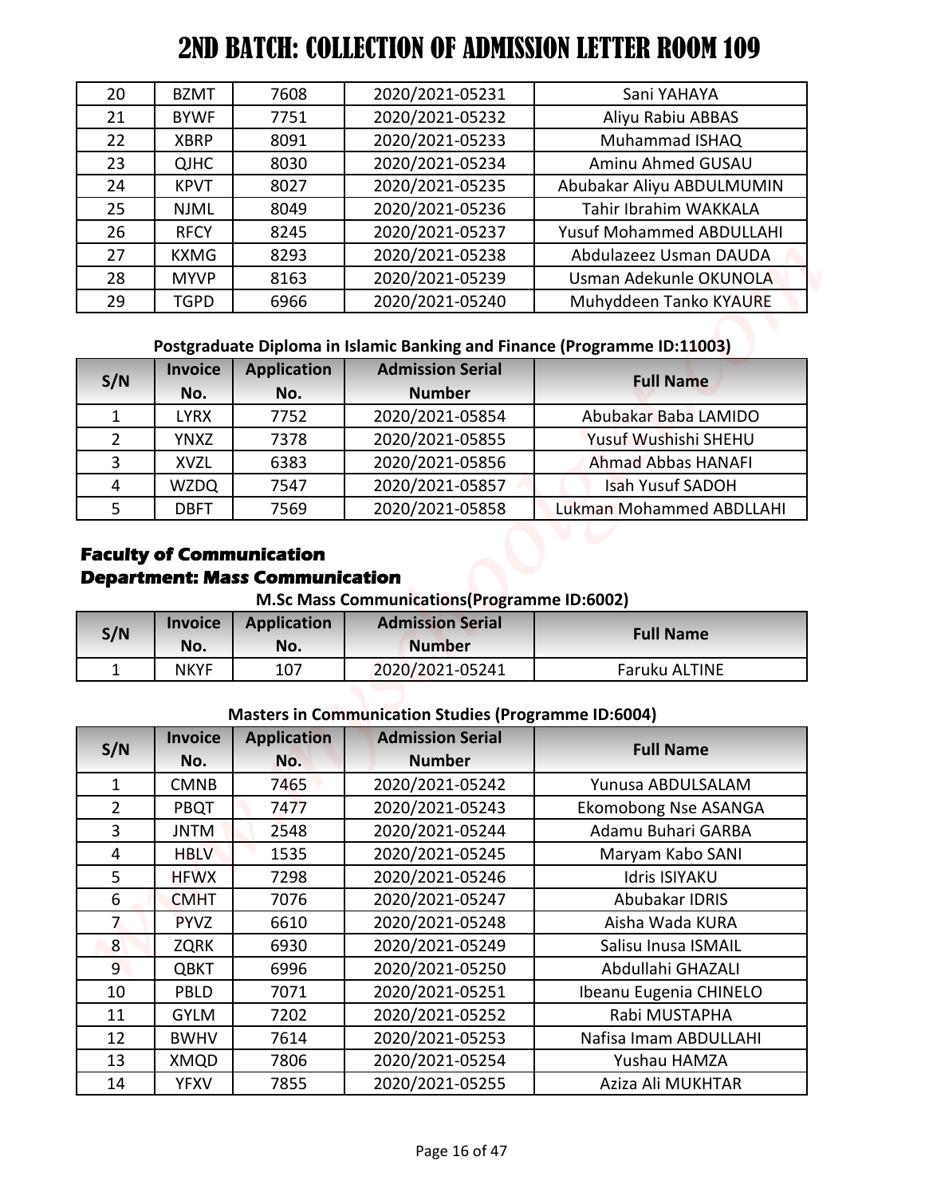# 2ND BATCH: COLLECTION OF ADMISSION LETTER ROOM 109

| | | | | |
|---|---|---|---|---|
| 20 | BZMT | 7608 | 2020/2021-05231 | Sani YAHAYA |
| 21 | BYWF | 7751 | 2020/2021-05232 | Aliyu Rabiu ABBAS |
| 22 | XBRP | 8091 | 2020/2021-05233 | Muhammad ISHAQ |
| 23 | QJHC | 8030 | 2020/2021-05234 | Aminu Ahmed GUSAU |
| 24 | KPVT | 8027 | 2020/2021-05235 | Abubakar Aliyu ABDULMUMIN |
| 25 | NJML | 8049 | 2020/2021-05236 | Tahir Ibrahim WAKKALA |
| 26 | RFCY | 8245 | 2020/2021-05237 | Yusuf Mohammed ABDULLAHI |
| 27 | KXMG | 8293 | 2020/2021-05238 | Abdulazeez Usman DAUDA |
| 28 | MYVP | 8163 | 2020/2021-05239 | Usman Adekunle OKUNOLA |
| 29 | TGPD | 6966 | 2020/2021-05240 | Muhyddeen Tanko KYAURE |

**Postgraduate Diploma in Islamic Banking and Finance (Programme ID:11003)**

| S/N | Invoice No. | Application No. | Admission Serial Number | Full Name |
|---|---|---|---|---|
| 1 | LYRX | 7752 | 2020/2021-05854 | Abubakar Baba LAMIDO |
| 2 | YNXZ | 7378 | 2020/2021-05855 | Yusuf Wushishi SHEHU |
| 3 | XVZL | 6383 | 2020/2021-05856 | Ahmad Abbas HANAFI |
| 4 | WZDQ | 7547 | 2020/2021-05857 | Isah Yusuf SADOH |
| 5 | DBFT | 7569 | 2020/2021-05858 | Lukman Mohammed ABDLLAHI |

**Faculty of Communication**
**Department: Mass Communication**

**M.Sc Mass Communications(Programme ID:6002)**

| S/N | Invoice No. | Application No. | Admission Serial Number | Full Name |
|---|---|---|---|---|
| 1 | NKYF | 107 | 2020/2021-05241 | Faruku ALTINE |

**Masters in Communication Studies (Programme ID:6004)**

| S/N | Invoice No. | Application No. | Admission Serial Number | Full Name |
|---|---|---|---|---|
| 1 | CMNB | 7465 | 2020/2021-05242 | Yunusa ABDULSALAM |
| 2 | PBQT | 7477 | 2020/2021-05243 | Ekomobong Nse ASANGA |
| 3 | JNTM | 2548 | 2020/2021-05244 | Adamu Buhari GARBA |
| 4 | HBLV | 1535 | 2020/2021-05245 | Maryam Kabo SANI |
| 5 | HFWX | 7298 | 2020/2021-05246 | Idris ISIYAKU |
| 6 | CMHT | 7076 | 2020/2021-05247 | Abubakar IDRIS |
| 7 | PYVZ | 6610 | 2020/2021-05248 | Aisha Wada KURA |
| 8 | ZQRK | 6930 | 2020/2021-05249 | Salisu Inusa ISMAIL |
| 9 | QBKT | 6996 | 2020/2021-05250 | Abdullahi GHAZALI |
| 10 | PBLD | 7071 | 2020/2021-05251 | Ibeanu Eugenia CHINELO |
| 11 | GYLM | 7202 | 2020/2021-05252 | Rabi MUSTAPHA |
| 12 | BWHV | 7614 | 2020/2021-05253 | Nafisa Imam ABDULLAHI |
| 13 | XMQD | 7806 | 2020/2021-05254 | Yushau HAMZA |
| 14 | YFXV | 7855 | 2020/2021-05255 | Aziza Ali MUKHTAR |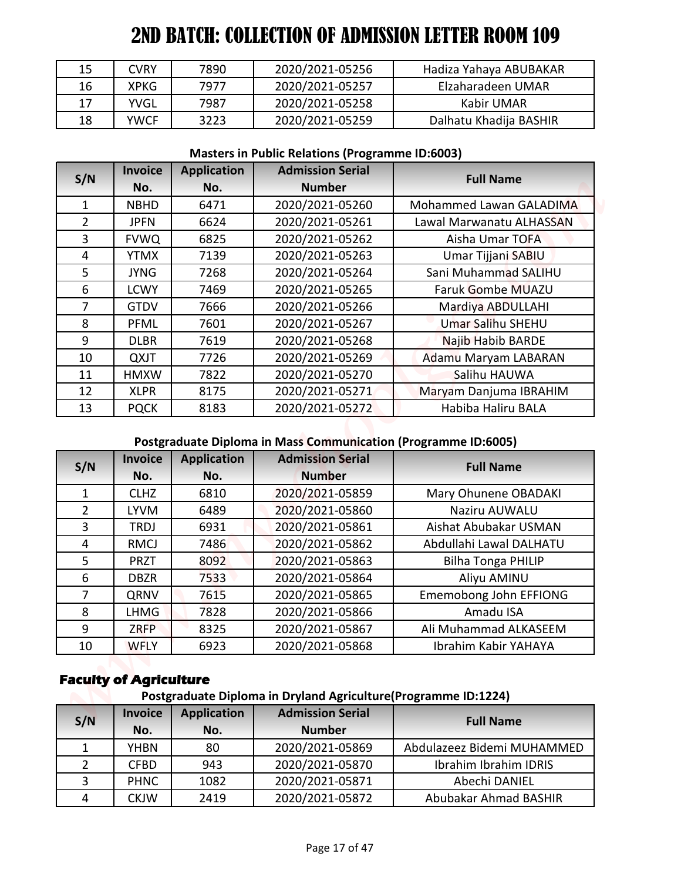# 2ND BATCH: COLLECTION OF ADMISSION LETTER ROOM 109

| 15 | CVRY | 7890 | 2020/2021-05256 | Hadiza Yahaya ABUBAKAR |
|---|---|---|---|---|
| 16 | XPKG | 7977 | 2020/2021-05257 | Elzaharadeen UMAR |
| 17 | YVGL | 7987 | 2020/2021-05258 | Kabir UMAR |
| 18 | YWCF | 3223 | 2020/2021-05259 | Dalhatu Khadija BASHIR |

**Masters in Public Relations (Programme ID:6003)**

| S/N | Invoice No. | Application No. | Admission Serial Number | Full Name |
|---|---|---|---|---|
| 1 | NBHD | 6471 | 2020/2021-05260 | Mohammed Lawan GALADIMA |
| 2 | JPFN | 6624 | 2020/2021-05261 | Lawal Marwanatu ALHASSAN |
| 3 | FVWQ | 6825 | 2020/2021-05262 | Aisha Umar TOFA |
| 4 | YTMX | 7139 | 2020/2021-05263 | Umar Tijjani SABIU |
| 5 | JYNG | 7268 | 2020/2021-05264 | Sani Muhammad SALIHU |
| 6 | LCWY | 7469 | 2020/2021-05265 | Faruk Gombe MUAZU |
| 7 | GTDV | 7666 | 2020/2021-05266 | Mardiya ABDULLAHI |
| 8 | PFML | 7601 | 2020/2021-05267 | Umar Salihu SHEHU |
| 9 | DLBR | 7619 | 2020/2021-05268 | Najib Habib BARDE |
| 10 | QXJT | 7726 | 2020/2021-05269 | Adamu Maryam LABARAN |
| 11 | HMXW | 7822 | 2020/2021-05270 | Salihu HAUWA |
| 12 | XLPR | 8175 | 2020/2021-05271 | Maryam Danjuma IBRAHIM |
| 13 | PQCK | 8183 | 2020/2021-05272 | Habiba Haliru BALA |

**Postgraduate Diploma in Mass Communication (Programme ID:6005)**

| S/N | Invoice No. | Application No. | Admission Serial Number | Full Name |
|---|---|---|---|---|
| 1 | CLHZ | 6810 | 2020/2021-05859 | Mary Ohunene OBADAKI |
| 2 | LYVM | 6489 | 2020/2021-05860 | Naziru AUWALU |
| 3 | TRDJ | 6931 | 2020/2021-05861 | Aishat Abubakar USMAN |
| 4 | RMCJ | 7486 | 2020/2021-05862 | Abdullahi Lawal DALHATU |
| 5 | PRZT | 8092 | 2020/2021-05863 | Bilha Tonga PHILIP |
| 6 | DBZR | 7533 | 2020/2021-05864 | Aliyu AMINU |
| 7 | QRNV | 7615 | 2020/2021-05865 | Ememobong John EFFIONG |
| 8 | LHMG | 7828 | 2020/2021-05866 | Amadu ISA |
| 9 | ZRFP | 8325 | 2020/2021-05867 | Ali Muhammad ALKASEEM |
| 10 | WFLY | 6923 | 2020/2021-05868 | Ibrahim Kabir YAHAYA |

## Faculty of Agriculture

**Postgraduate Diploma in Dryland Agriculture(Programme ID:1224)**

| S/N | Invoice No. | Application No. | Admission Serial Number | Full Name |
|---|---|---|---|---|
| 1 | YHBN | 80 | 2020/2021-05869 | Abdulazeez Bidemi MUHAMMED |
| 2 | CFBD | 943 | 2020/2021-05870 | Ibrahim Ibrahim IDRIS |
| 3 | PHNC | 1082 | 2020/2021-05871 | Abechi DANIEL |
| 4 | CKJW | 2419 | 2020/2021-05872 | Abubakar Ahmad BASHIR |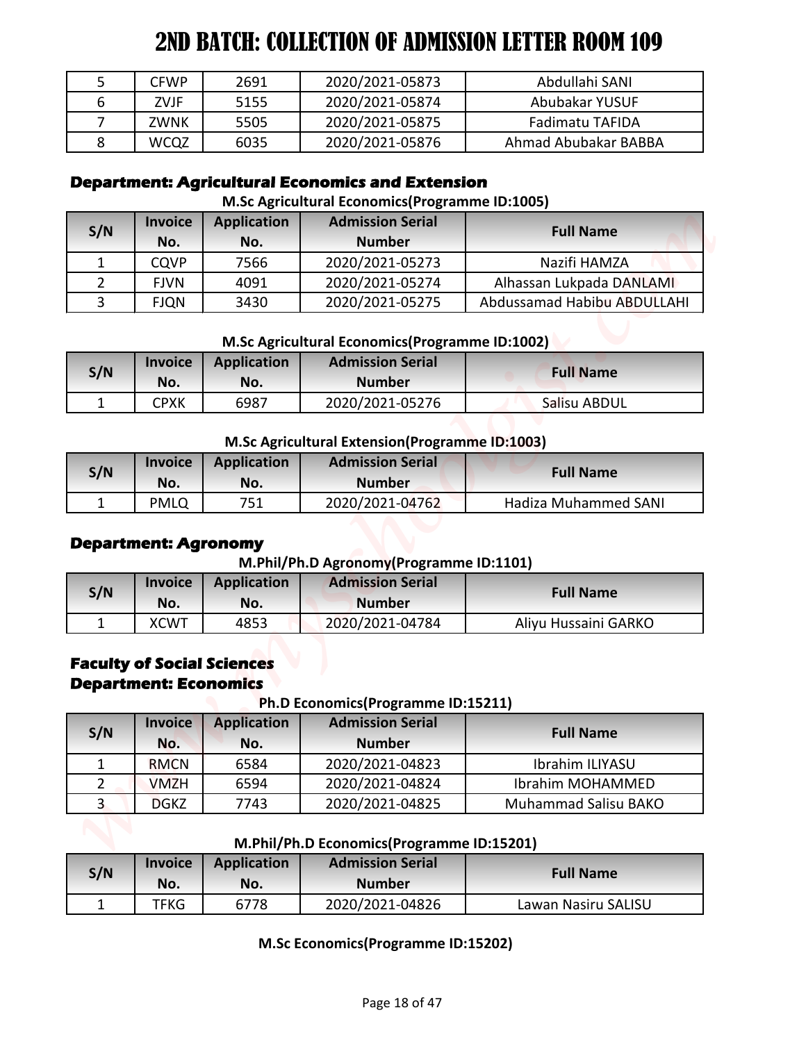# 2ND BATCH: COLLECTION OF ADMISSION LETTER ROOM 109

| 5 | CFWP | 2691 | 2020/2021-05873 | Abdullahi SANI |
|---|---|---|---|---|
| 6 | ZVJF | 5155 | 2020/2021-05874 | Abubakar YUSUF |
| 7 | ZWNK | 5505 | 2020/2021-05875 | Fadimatu TAFIDA |
| 8 | WCQZ | 6035 | 2020/2021-05876 | Ahmad Abubakar BABBA |

**Department: Agricultural Economics and Extension**

**M.Sc Agricultural Economics(Programme ID:1005)**

| S/N | Invoice No. | Application No. | Admission Serial Number | Full Name |
|---|---|---|---|---|
| 1 | CQVP | 7566 | 2020/2021-05273 | Nazifi HAMZA |
| 2 | FJVN | 4091 | 2020/2021-05274 | Alhassan Lukpada DANLAMI |
| 3 | FJQN | 3430 | 2020/2021-05275 | Abdussamad Habibu ABDULLAHI |

**M.Sc Agricultural Economics(Programme ID:1002)**

| S/N | Invoice No. | Application No. | Admission Serial Number | Full Name |
|---|---|---|---|---|
| 1 | CPXK | 6987 | 2020/2021-05276 | Salisu ABDUL |

**M.Sc Agricultural Extension(Programme ID:1003)**

| S/N | Invoice No. | Application No. | Admission Serial Number | Full Name |
|---|---|---|---|---|
| 1 | PMLQ | 751 | 2020/2021-04762 | Hadiza Muhammed SANI |

**Department: Agronomy**

**M.Phil/Ph.D Agronomy(Programme ID:1101)**

| S/N | Invoice No. | Application No. | Admission Serial Number | Full Name |
|---|---|---|---|---|
| 1 | XCWT | 4853 | 2020/2021-04784 | Aliyu Hussaini GARKO |

**Faculty of Social Sciences**

**Department: Economics**

**Ph.D Economics(Programme ID:15211)**

| S/N | Invoice No. | Application No. | Admission Serial Number | Full Name |
|---|---|---|---|---|
| 1 | RMCN | 6584 | 2020/2021-04823 | Ibrahim ILIYASU |
| 2 | VMZH | 6594 | 2020/2021-04824 | Ibrahim MOHAMMED |
| 3 | DGKZ | 7743 | 2020/2021-04825 | Muhammad Salisu BAKO |

**M.Phil/Ph.D Economics(Programme ID:15201)**

| S/N | Invoice No. | Application No. | Admission Serial Number | Full Name |
|---|---|---|---|---|
| 1 | TFKG | 6778 | 2020/2021-04826 | Lawan Nasiru SALISU |

**M.Sc Economics(Programme ID:15202)**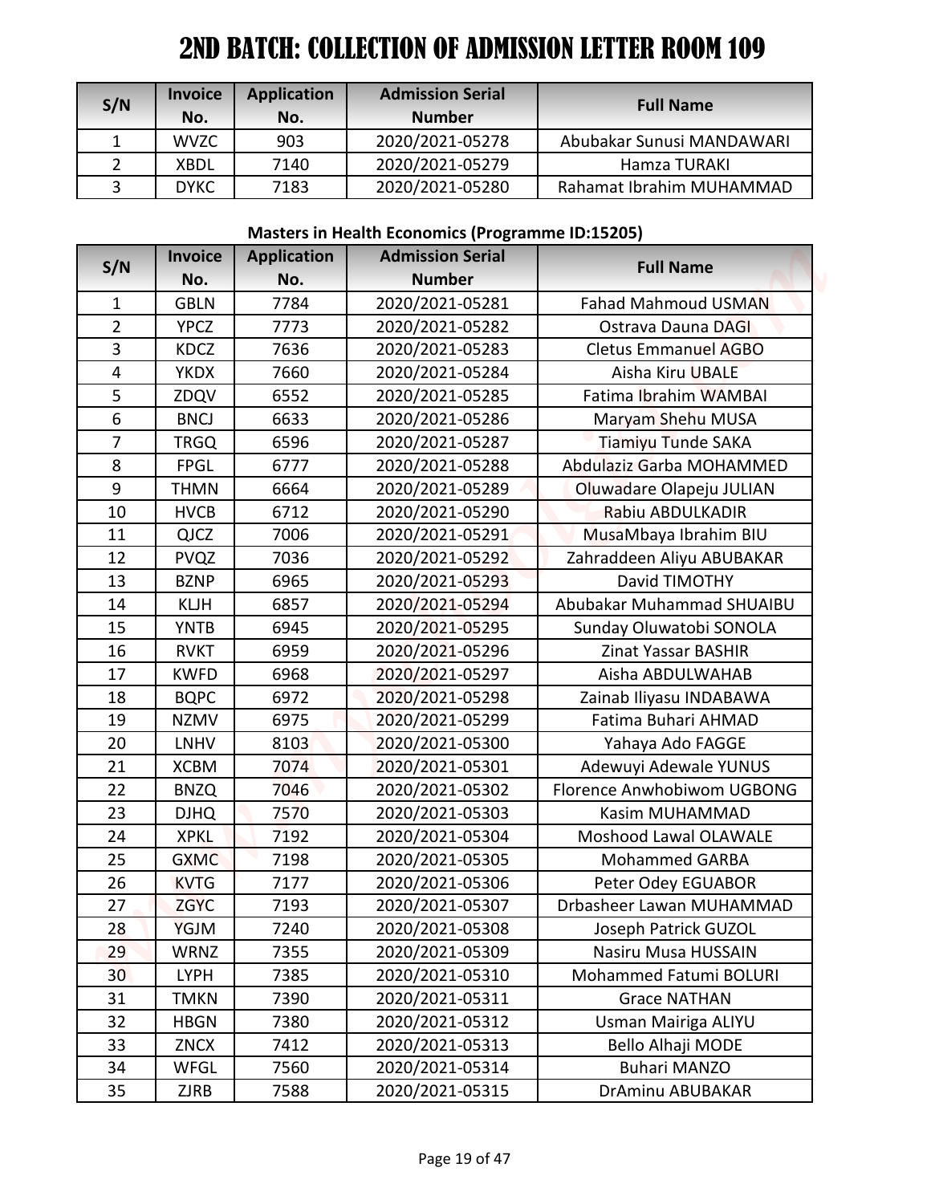# 2ND BATCH: COLLECTION OF ADMISSION LETTER ROOM 109

| S/N | Invoice No. | Application No. | Admission Serial Number | Full Name |
|---|---|---|---|---|
| 1 | WVZC | 903 | 2020/2021-05278 | Abubakar Sunusi MANDAWARI |
| 2 | XBDL | 7140 | 2020/2021-05279 | Hamza TURAKI |
| 3 | DYKC | 7183 | 2020/2021-05280 | Rahamat Ibrahim MUHAMMAD |

**Masters in Health Economics (Programme ID:15205)**

| S/N | Invoice No. | Application No. | Admission Serial Number | Full Name |
|---|---|---|---|---|
| 1 | GBLN | 7784 | 2020/2021-05281 | Fahad Mahmoud USMAN |
| 2 | YPCZ | 7773 | 2020/2021-05282 | Ostrava Dauna DAGI |
| 3 | KDCZ | 7636 | 2020/2021-05283 | Cletus Emmanuel AGBO |
| 4 | YKDX | 7660 | 2020/2021-05284 | Aisha Kiru UBALE |
| 5 | ZDQV | 6552 | 2020/2021-05285 | Fatima Ibrahim WAMBAI |
| 6 | BNCJ | 6633 | 2020/2021-05286 | Maryam Shehu MUSA |
| 7 | TRGQ | 6596 | 2020/2021-05287 | Tiamiyu Tunde SAKA |
| 8 | FPGL | 6777 | 2020/2021-05288 | Abdulaziz Garba MOHAMMED |
| 9 | THMN | 6664 | 2020/2021-05289 | Oluwadare Olapeju JULIAN |
| 10 | HVCB | 6712 | 2020/2021-05290 | Rabiu ABDULKADIR |
| 11 | QJCZ | 7006 | 2020/2021-05291 | MusaMbaya Ibrahim BIU |
| 12 | PVQZ | 7036 | 2020/2021-05292 | Zahraddeen Aliyu ABUBAKAR |
| 13 | BZNP | 6965 | 2020/2021-05293 | David TIMOTHY |
| 14 | KLJH | 6857 | 2020/2021-05294 | Abubakar Muhammad SHUAIBU |
| 15 | YNTB | 6945 | 2020/2021-05295 | Sunday Oluwatobi SONOLA |
| 16 | RVKT | 6959 | 2020/2021-05296 | Zinat Yassar BASHIR |
| 17 | KWFD | 6968 | 2020/2021-05297 | Aisha ABDULWAHAB |
| 18 | BQPC | 6972 | 2020/2021-05298 | Zainab Iliyasu INDABAWA |
| 19 | NZMV | 6975 | 2020/2021-05299 | Fatima Buhari AHMAD |
| 20 | LNHV | 8103 | 2020/2021-05300 | Yahaya Ado FAGGE |
| 21 | XCBM | 7074 | 2020/2021-05301 | Adewuyi Adewale YUNUS |
| 22 | BNZQ | 7046 | 2020/2021-05302 | Florence Anwhobiwom UGBONG |
| 23 | DJHQ | 7570 | 2020/2021-05303 | Kasim MUHAMMAD |
| 24 | XPKL | 7192 | 2020/2021-05304 | Moshood Lawal OLAWALE |
| 25 | GXMC | 7198 | 2020/2021-05305 | Mohammed GARBA |
| 26 | KVTG | 7177 | 2020/2021-05306 | Peter Odey EGUABOR |
| 27 | ZGYC | 7193 | 2020/2021-05307 | Drbasheer Lawan MUHAMMAD |
| 28 | YGJM | 7240 | 2020/2021-05308 | Joseph Patrick GUZOL |
| 29 | WRNZ | 7355 | 2020/2021-05309 | Nasiru Musa HUSSAIN |
| 30 | LYPH | 7385 | 2020/2021-05310 | Mohammed Fatumi BOLURI |
| 31 | TMKN | 7390 | 2020/2021-05311 | Grace NATHAN |
| 32 | HBGN | 7380 | 2020/2021-05312 | Usman Mairiga ALIYU |
| 33 | ZNCX | 7412 | 2020/2021-05313 | Bello Alhaji MODE |
| 34 | WFGL | 7560 | 2020/2021-05314 | Buhari MANZO |
| 35 | ZJRB | 7588 | 2020/2021-05315 | DrAminu ABUBAKAR |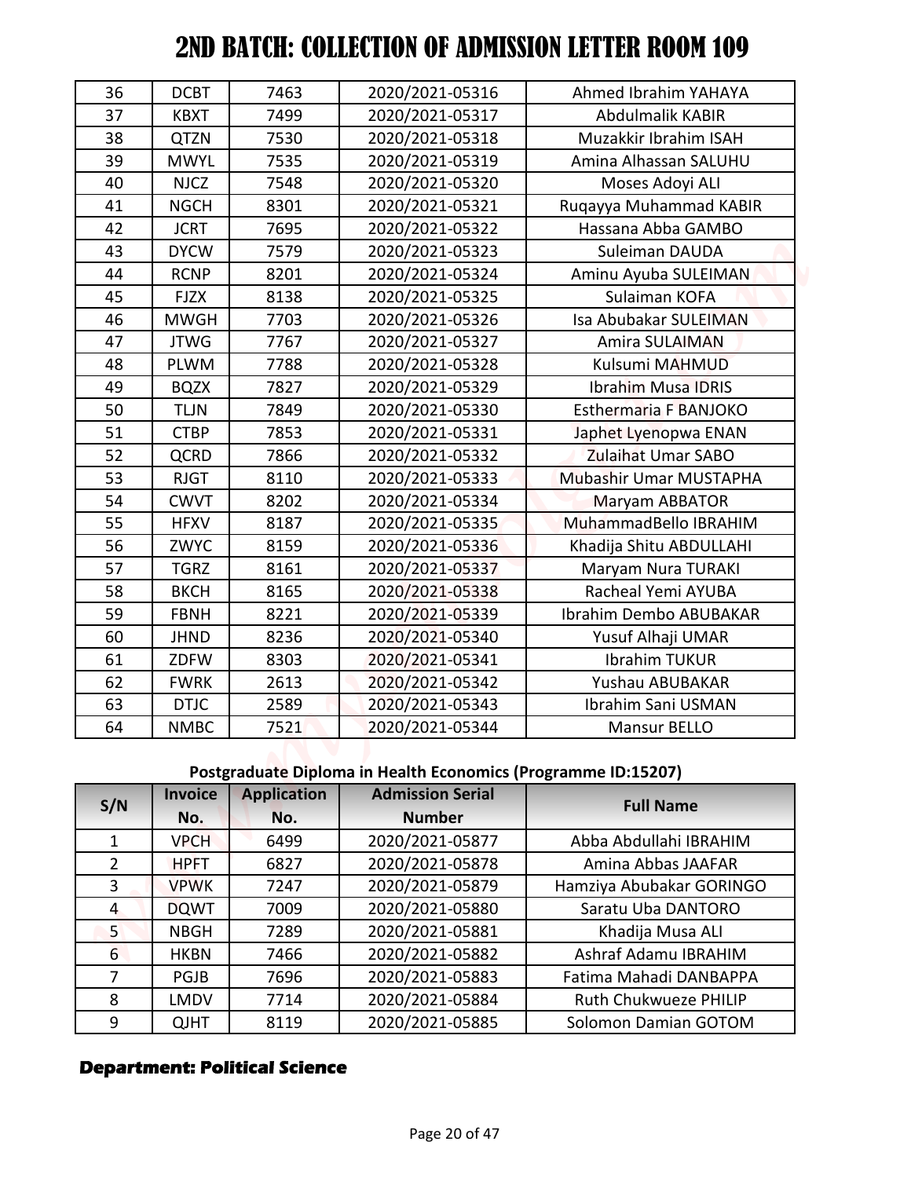# 2ND BATCH: COLLECTION OF ADMISSION LETTER ROOM 109

| | | | | |
|---|---|---|---|---|
| 36 | DCBT | 7463 | 2020/2021-05316 | Ahmed Ibrahim YAHAYA |
| 37 | KBXT | 7499 | 2020/2021-05317 | Abdulmalik KABIR |
| 38 | QTZN | 7530 | 2020/2021-05318 | Muzakkir Ibrahim ISAH |
| 39 | MWYL | 7535 | 2020/2021-05319 | Amina Alhassan SALUHU |
| 40 | NJCZ | 7548 | 2020/2021-05320 | Moses Adoyi ALI |
| 41 | NGCH | 8301 | 2020/2021-05321 | Ruqayya Muhammad KABIR |
| 42 | JCRT | 7695 | 2020/2021-05322 | Hassana Abba GAMBO |
| 43 | DYCW | 7579 | 2020/2021-05323 | Suleiman DAUDA |
| 44 | RCNP | 8201 | 2020/2021-05324 | Aminu Ayuba SULEIMAN |
| 45 | FJZX | 8138 | 2020/2021-05325 | Sulaiman KOFA |
| 46 | MWGH | 7703 | 2020/2021-05326 | Isa Abubakar SULEIMAN |
| 47 | JTWG | 7767 | 2020/2021-05327 | Amira SULAIMAN |
| 48 | PLWM | 7788 | 2020/2021-05328 | Kulsumi MAHMUD |
| 49 | BQZX | 7827 | 2020/2021-05329 | Ibrahim Musa IDRIS |
| 50 | TLJN | 7849 | 2020/2021-05330 | Esthermaria F BANJOKO |
| 51 | CTBP | 7853 | 2020/2021-05331 | Japhet Lyenopwa ENAN |
| 52 | QCRD | 7866 | 2020/2021-05332 | Zulaihat Umar SABO |
| 53 | RJGT | 8110 | 2020/2021-05333 | Mubashir Umar MUSTAPHA |
| 54 | CWVT | 8202 | 2020/2021-05334 | Maryam ABBATOR |
| 55 | HFXV | 8187 | 2020/2021-05335 | MuhammadBello IBRAHIM |
| 56 | ZWYC | 8159 | 2020/2021-05336 | Khadija Shitu ABDULLAHI |
| 57 | TGRZ | 8161 | 2020/2021-05337 | Maryam Nura TURAKI |
| 58 | BKCH | 8165 | 2020/2021-05338 | Racheal Yemi AYUBA |
| 59 | FBNH | 8221 | 2020/2021-05339 | Ibrahim Dembo ABUBAKAR |
| 60 | JHND | 8236 | 2020/2021-05340 | Yusuf Alhaji UMAR |
| 61 | ZDFW | 8303 | 2020/2021-05341 | Ibrahim TUKUR |
| 62 | FWRK | 2613 | 2020/2021-05342 | Yushau ABUBAKAR |
| 63 | DTJC | 2589 | 2020/2021-05343 | Ibrahim Sani USMAN |
| 64 | NMBC | 7521 | 2020/2021-05344 | Mansur BELLO |

**Postgraduate Diploma in Health Economics (Programme ID:15207)**

| S/N | Invoice No. | Application No. | Admission Serial Number | Full Name |
|---|---|---|---|---|
| 1 | VPCH | 6499 | 2020/2021-05877 | Abba Abdullahi IBRAHIM |
| 2 | HPFT | 6827 | 2020/2021-05878 | Amina Abbas JAAFAR |
| 3 | VPWK | 7247 | 2020/2021-05879 | Hamziya Abubakar GORINGO |
| 4 | DQWT | 7009 | 2020/2021-05880 | Saratu Uba DANTORO |
| 5 | NBGH | 7289 | 2020/2021-05881 | Khadija Musa ALI |
| 6 | HKBN | 7466 | 2020/2021-05882 | Ashraf Adamu IBRAHIM |
| 7 | PGJB | 7696 | 2020/2021-05883 | Fatima Mahadi DANBAPPA |
| 8 | LMDV | 7714 | 2020/2021-05884 | Ruth Chukwueze PHILIP |
| 9 | QJHT | 8119 | 2020/2021-05885 | Solomon Damian GOTOM |

**Department: Political Science**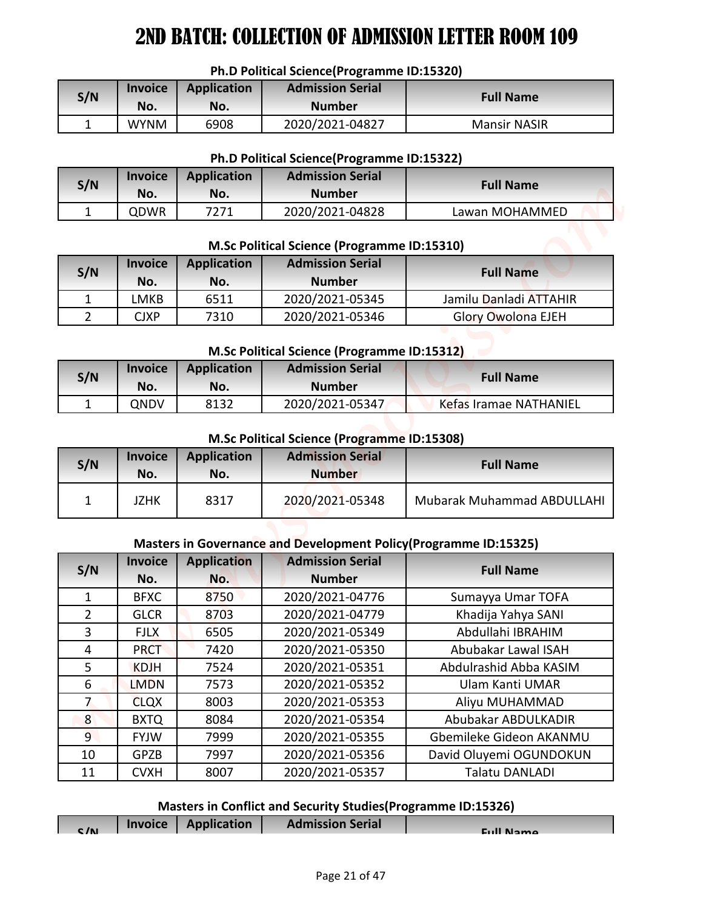# 2ND BATCH: COLLECTION OF ADMISSION LETTER ROOM 109

**Ph.D Political Science(Programme ID:15320)**

| S/N | Invoice No. | Application No. | Admission Serial Number | Full Name |
|---|---|---|---|---|
| 1 | WYNM | 6908 | 2020/2021-04827 | Mansir NASIR |

**Ph.D Political Science(Programme ID:15322)**

| S/N | Invoice No. | Application No. | Admission Serial Number | Full Name |
|---|---|---|---|---|
| 1 | QDWR | 7271 | 2020/2021-04828 | Lawan MOHAMMED |

**M.Sc Political Science (Programme ID:15310)**

| S/N | Invoice No. | Application No. | Admission Serial Number | Full Name |
|---|---|---|---|---|
| 1 | LMKB | 6511 | 2020/2021-05345 | Jamilu Danladi ATTAHIR |
| 2 | CJXP | 7310 | 2020/2021-05346 | Glory Owolona EJEH |

**M.Sc Political Science (Programme ID:15312)**

| S/N | Invoice No. | Application No. | Admission Serial Number | Full Name |
|---|---|---|---|---|
| 1 | QNDV | 8132 | 2020/2021-05347 | Kefas Iramae NATHANIEL |

**M.Sc Political Science (Programme ID:15308)**

| S/N | Invoice No. | Application No. | Admission Serial Number | Full Name |
|---|---|---|---|---|
| 1 | JZHK | 8317 | 2020/2021-05348 | Mubarak Muhammad ABDULLAHI |

**Masters in Governance and Development Policy(Programme ID:15325)**

| S/N | Invoice No. | Application No. | Admission Serial Number | Full Name |
|---|---|---|---|---|
| 1 | BFXC | 8750 | 2020/2021-04776 | Sumayya Umar TOFA |
| 2 | GLCR | 8703 | 2020/2021-04779 | Khadija Yahya SANI |
| 3 | FJLX | 6505 | 2020/2021-05349 | Abdullahi IBRAHIM |
| 4 | PRCT | 7420 | 2020/2021-05350 | Abubakar Lawal ISAH |
| 5 | KDJH | 7524 | 2020/2021-05351 | Abdulrashid Abba KASIM |
| 6 | LMDN | 7573 | 2020/2021-05352 | Ulam Kanti UMAR |
| 7 | CLQX | 8003 | 2020/2021-05353 | Aliyu MUHAMMAD |
| 8 | BXTQ | 8084 | 2020/2021-05354 | Abubakar ABDULKADIR |
| 9 | FYJW | 7999 | 2020/2021-05355 | Gbemileke Gideon AKANMU |
| 10 | GPZB | 7997 | 2020/2021-05356 | David Oluyemi OGUNDOKUN |
| 11 | CVXH | 8007 | 2020/2021-05357 | Talatu DANLADI |

**Masters in Conflict and Security Studies(Programme ID:15326)**

| S/N | Invoice No. | Application No. | Admission Serial Number | Full Name |
|---|---|---|---|---|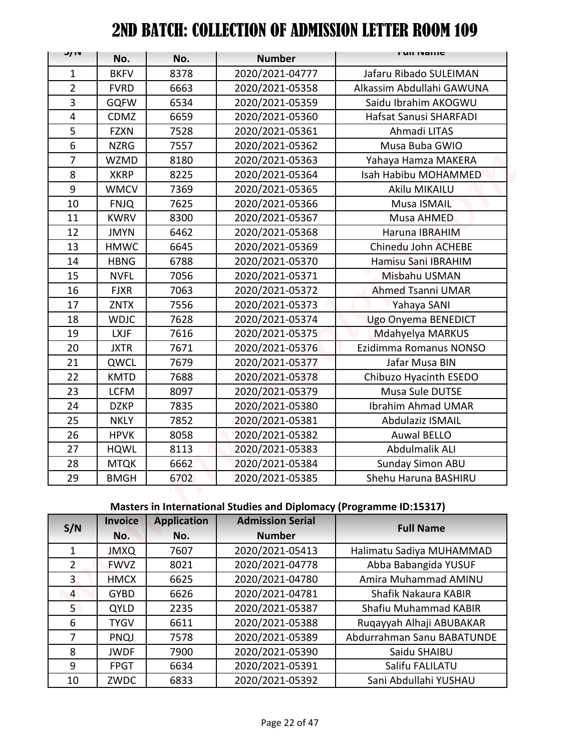# 2ND BATCH: COLLECTION OF ADMISSION LETTER ROOM 109

| S/N | Invoice No. | Application No. | Admission Serial Number | Full Name |
|---|---|---|---|---|
| 1 | BKFV | 8378 | 2020/2021-04777 | Jafaru Ribado SULEIMAN |
| 2 | FVRD | 6663 | 2020/2021-05358 | Alkassim Abdullahi GAWUNA |
| 3 | GQFW | 6534 | 2020/2021-05359 | Saidu Ibrahim AKOGWU |
| 4 | CDMZ | 6659 | 2020/2021-05360 | Hafsat Sanusi SHARFADI |
| 5 | FZXN | 7528 | 2020/2021-05361 | Ahmadi LITAS |
| 6 | NZRG | 7557 | 2020/2021-05362 | Musa Buba GWIO |
| 7 | WZMD | 8180 | 2020/2021-05363 | Yahaya Hamza MAKERA |
| 8 | XKRP | 8225 | 2020/2021-05364 | Isah Habibu MOHAMMED |
| 9 | WMCV | 7369 | 2020/2021-05365 | Akilu MIKAILU |
| 10 | FNJQ | 7625 | 2020/2021-05366 | Musa ISMAIL |
| 11 | KWRV | 8300 | 2020/2021-05367 | Musa AHMED |
| 12 | JMYN | 6462 | 2020/2021-05368 | Haruna IBRAHIM |
| 13 | HMWC | 6645 | 2020/2021-05369 | Chinedu John ACHEBE |
| 14 | HBNG | 6788 | 2020/2021-05370 | Hamisu Sani IBRAHIM |
| 15 | NVFL | 7056 | 2020/2021-05371 | Misbahu USMAN |
| 16 | FJXR | 7063 | 2020/2021-05372 | Ahmed Tsanni UMAR |
| 17 | ZNTX | 7556 | 2020/2021-05373 | Yahaya SANI |
| 18 | WDJC | 7628 | 2020/2021-05374 | Ugo Onyema BENEDICT |
| 19 | LXJF | 7616 | 2020/2021-05375 | Mdahyelya MARKUS |
| 20 | JXTR | 7671 | 2020/2021-05376 | Ezidimma Romanus NONSO |
| 21 | QWCL | 7679 | 2020/2021-05377 | Jafar Musa BIN |
| 22 | KMTD | 7688 | 2020/2021-05378 | Chibuzo Hyacinth ESEDO |
| 23 | LCFM | 8097 | 2020/2021-05379 | Musa Sule DUTSE |
| 24 | DZKP | 7835 | 2020/2021-05380 | Ibrahim Ahmad UMAR |
| 25 | NKLY | 7852 | 2020/2021-05381 | Abdulaziz ISMAIL |
| 26 | HPVK | 8058 | 2020/2021-05382 | Auwal BELLO |
| 27 | HQWL | 8113 | 2020/2021-05383 | Abdulmalik ALI |
| 28 | MTQK | 6662 | 2020/2021-05384 | Sunday Simon ABU |
| 29 | BMGH | 6702 | 2020/2021-05385 | Shehu Haruna BASHIRU |

**Masters in International Studies and Diplomacy (Programme ID:15317)**

| S/N | Invoice No. | Application No. | Admission Serial Number | Full Name |
|---|---|---|---|---|
| 1 | JMXQ | 7607 | 2020/2021-05413 | Halimatu Sadiya MUHAMMAD |
| 2 | FWVZ | 8021 | 2020/2021-04778 | Abba Babangida YUSUF |
| 3 | HMCX | 6625 | 2020/2021-04780 | Amira Muhammad AMINU |
| 4 | GYBD | 6626 | 2020/2021-04781 | Shafik Nakaura KABIR |
| 5 | QYLD | 2235 | 2020/2021-05387 | Shafiu Muhammad KABIR |
| 6 | TYGV | 6611 | 2020/2021-05388 | Ruqayyah Alhaji ABUBAKAR |
| 7 | PNQJ | 7578 | 2020/2021-05389 | Abdurrahman Sanu BABATUNDE |
| 8 | JWDF | 7900 | 2020/2021-05390 | Saidu SHAIBU |
| 9 | FPGT | 6634 | 2020/2021-05391 | Salifu FALILATU |
| 10 | ZWDC | 6833 | 2020/2021-05392 | Sani Abdullahi YUSHAU |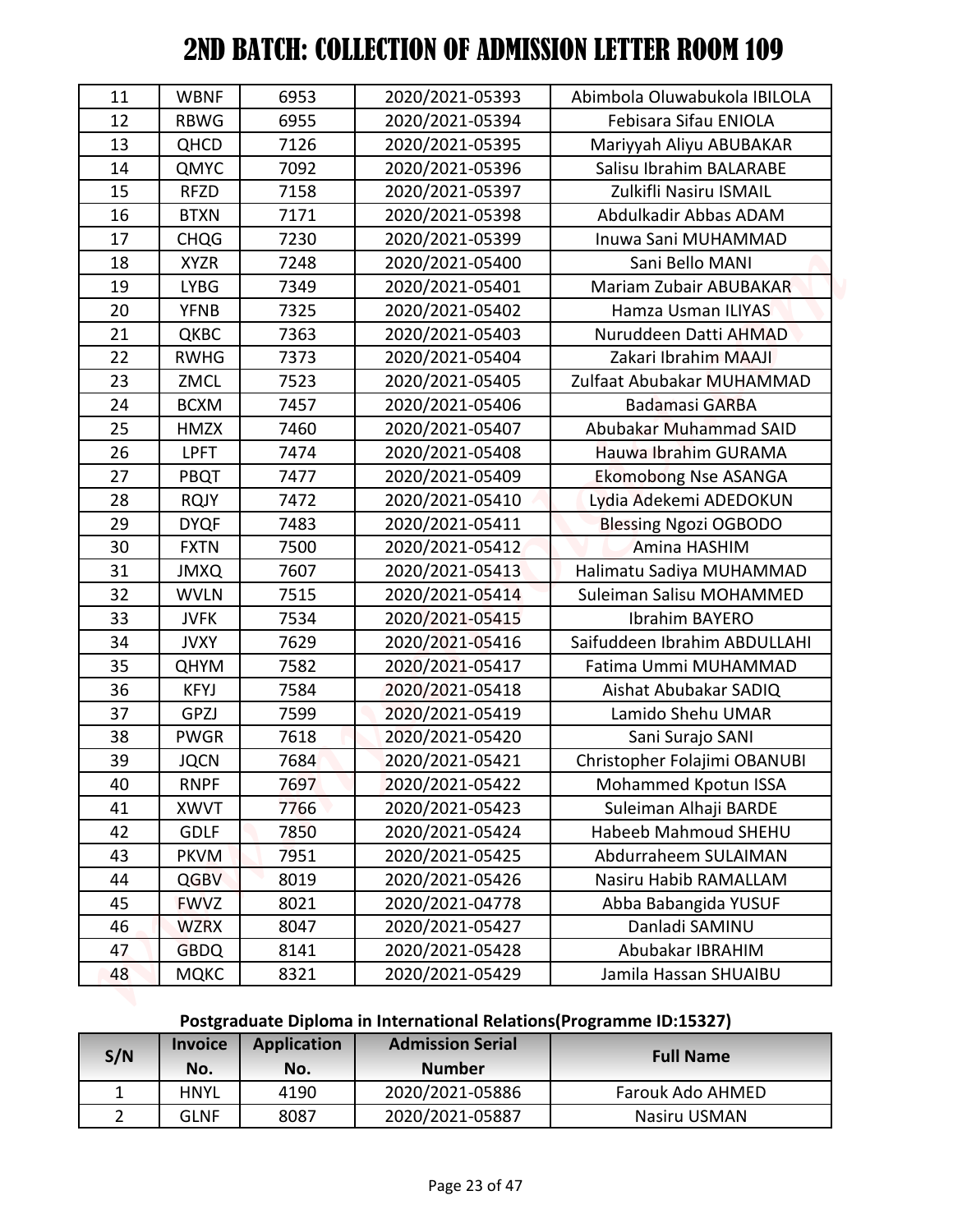# 2ND BATCH: COLLECTION OF ADMISSION LETTER ROOM 109

| | | | | |
|---|---|---|---|---|
| 11 | WBNF | 6953 | 2020/2021-05393 | Abimbola Oluwabukola IBILOLA |
| 12 | RBWG | 6955 | 2020/2021-05394 | Febisara Sifau ENIOLA |
| 13 | QHCD | 7126 | 2020/2021-05395 | Mariyyah Aliyu ABUBAKAR |
| 14 | QMYC | 7092 | 2020/2021-05396 | Salisu Ibrahim BALARABE |
| 15 | RFZD | 7158 | 2020/2021-05397 | Zulkifli Nasiru ISMAIL |
| 16 | BTXN | 7171 | 2020/2021-05398 | Abdulkadir Abbas ADAM |
| 17 | CHQG | 7230 | 2020/2021-05399 | Inuwa Sani MUHAMMAD |
| 18 | XYZR | 7248 | 2020/2021-05400 | Sani Bello MANI |
| 19 | LYBG | 7349 | 2020/2021-05401 | Mariam Zubair ABUBAKAR |
| 20 | YFNB | 7325 | 2020/2021-05402 | Hamza Usman ILIYAS |
| 21 | QKBC | 7363 | 2020/2021-05403 | Nuruddeen Datti AHMAD |
| 22 | RWHG | 7373 | 2020/2021-05404 | Zakari Ibrahim MAAJI |
| 23 | ZMCL | 7523 | 2020/2021-05405 | Zulfaat Abubakar MUHAMMAD |
| 24 | BCXM | 7457 | 2020/2021-05406 | Badamasi GARBA |
| 25 | HMZX | 7460 | 2020/2021-05407 | Abubakar Muhammad SAID |
| 26 | LPFT | 7474 | 2020/2021-05408 | Hauwa Ibrahim GURAMA |
| 27 | PBQT | 7477 | 2020/2021-05409 | Ekomobong Nse ASANGA |
| 28 | RQJY | 7472 | 2020/2021-05410 | Lydia Adekemi ADEDOKUN |
| 29 | DYQF | 7483 | 2020/2021-05411 | Blessing Ngozi OGBODO |
| 30 | FXTN | 7500 | 2020/2021-05412 | Amina HASHIM |
| 31 | JMXQ | 7607 | 2020/2021-05413 | Halimatu Sadiya MUHAMMAD |
| 32 | WVLN | 7515 | 2020/2021-05414 | Suleiman Salisu MOHAMMED |
| 33 | JVFK | 7534 | 2020/2021-05415 | Ibrahim BAYERO |
| 34 | JVXY | 7629 | 2020/2021-05416 | Saifuddeen Ibrahim ABDULLAHI |
| 35 | QHYM | 7582 | 2020/2021-05417 | Fatima Ummi MUHAMMAD |
| 36 | KFYJ | 7584 | 2020/2021-05418 | Aishat Abubakar SADIQ |
| 37 | GPZJ | 7599 | 2020/2021-05419 | Lamido Shehu UMAR |
| 38 | PWGR | 7618 | 2020/2021-05420 | Sani Surajo SANI |
| 39 | JQCN | 7684 | 2020/2021-05421 | Christopher Folajimi OBANUBI |
| 40 | RNPF | 7697 | 2020/2021-05422 | Mohammed Kpotun ISSA |
| 41 | XWVT | 7766 | 2020/2021-05423 | Suleiman Alhaji BARDE |
| 42 | GDLF | 7850 | 2020/2021-05424 | Habeeb Mahmoud SHEHU |
| 43 | PKVM | 7951 | 2020/2021-05425 | Abdurraheem SULAIMAN |
| 44 | QGBV | 8019 | 2020/2021-05426 | Nasiru Habib RAMALLAM |
| 45 | FWVZ | 8021 | 2020/2021-04778 | Abba Babangida YUSUF |
| 46 | WZRX | 8047 | 2020/2021-05427 | Danladi SAMINU |
| 47 | GBDQ | 8141 | 2020/2021-05428 | Abubakar IBRAHIM |
| 48 | MQKC | 8321 | 2020/2021-05429 | Jamila Hassan SHUAIBU |

**Postgraduate Diploma in International Relations(Programme ID:15327)**

| S/N | Invoice No. | Application No. | Admission Serial Number | Full Name |
|---|---|---|---|---|
| 1 | HNYL | 4190 | 2020/2021-05886 | Farouk Ado AHMED |
| 2 | GLNF | 8087 | 2020/2021-05887 | Nasiru USMAN |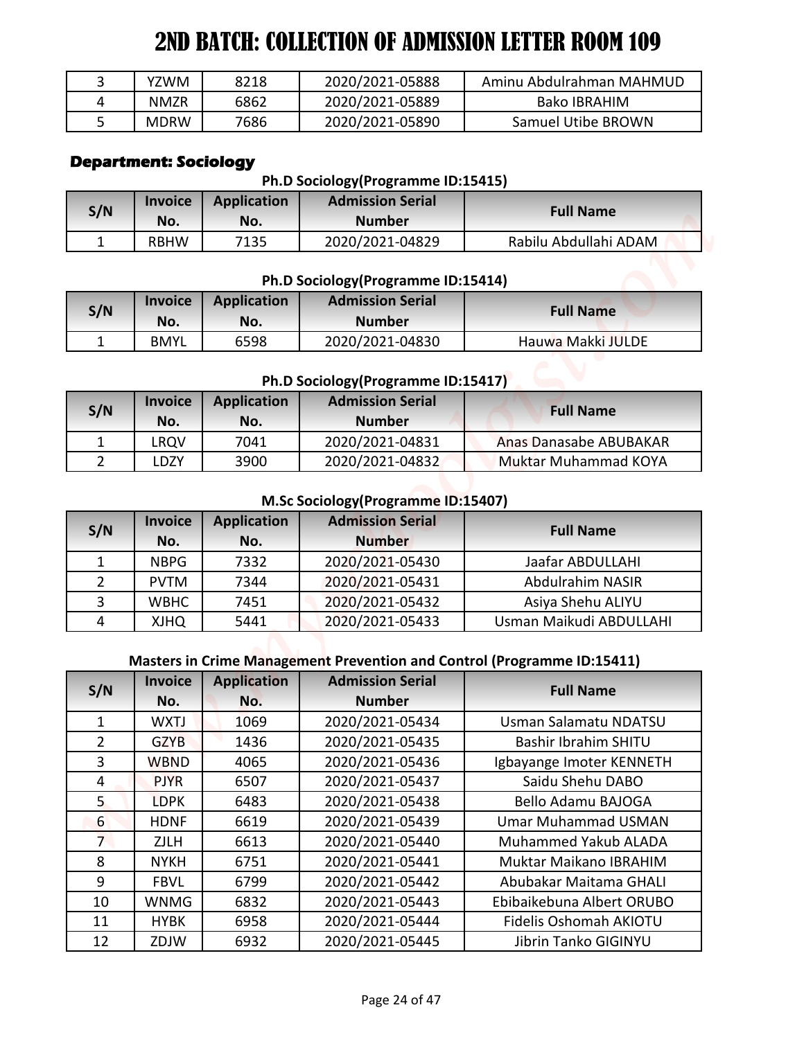# 2ND BATCH: COLLECTION OF ADMISSION LETTER ROOM 109

| | | | | |
|---|---|---|---|---|
| 3 | YZWM | 8218 | 2020/2021-05888 | Aminu Abdulrahman MAHMUD |
| 4 | NMZR | 6862 | 2020/2021-05889 | Bako IBRAHIM |
| 5 | MDRW | 7686 | 2020/2021-05890 | Samuel Utibe BROWN |

## Department: Sociology

### Ph.D Sociology(Programme ID:15415)

| S/N | Invoice No. | Application No. | Admission Serial Number | Full Name |
|---|---|---|---|---|
| 1 | RBHW | 7135 | 2020/2021-04829 | Rabilu Abdullahi ADAM |

### Ph.D Sociology(Programme ID:15414)

| S/N | Invoice No. | Application No. | Admission Serial Number | Full Name |
|---|---|---|---|---|
| 1 | BMYL | 6598 | 2020/2021-04830 | Hauwa Makki JULDE |

### Ph.D Sociology(Programme ID:15417)

| S/N | Invoice No. | Application No. | Admission Serial Number | Full Name |
|---|---|---|---|---|
| 1 | LRQV | 7041 | 2020/2021-04831 | Anas Danasabe ABUBAKAR |
| 2 | LDZY | 3900 | 2020/2021-04832 | Muktar Muhammad KOYA |

### M.Sc Sociology(Programme ID:15407)

| S/N | Invoice No. | Application No. | Admission Serial Number | Full Name |
|---|---|---|---|---|
| 1 | NBPG | 7332 | 2020/2021-05430 | Jaafar ABDULLAHI |
| 2 | PVTM | 7344 | 2020/2021-05431 | Abdulrahim NASIR |
| 3 | WBHC | 7451 | 2020/2021-05432 | Asiya Shehu ALIYU |
| 4 | XJHQ | 5441 | 2020/2021-05433 | Usman Maikudi ABDULLAHI |

### Masters in Crime Management Prevention and Control (Programme ID:15411)

| S/N | Invoice No. | Application No. | Admission Serial Number | Full Name |
|---|---|---|---|---|
| 1 | WXTJ | 1069 | 2020/2021-05434 | Usman Salamatu NDATSU |
| 2 | GZYB | 1436 | 2020/2021-05435 | Bashir Ibrahim SHITU |
| 3 | WBND | 4065 | 2020/2021-05436 | Igbayange Imoter KENNETH |
| 4 | PJYR | 6507 | 2020/2021-05437 | Saidu Shehu DABO |
| 5 | LDPK | 6483 | 2020/2021-05438 | Bello Adamu BAJOGA |
| 6 | HDNF | 6619 | 2020/2021-05439 | Umar Muhammad USMAN |
| 7 | ZJLH | 6613 | 2020/2021-05440 | Muhammed Yakub ALADA |
| 8 | NYKH | 6751 | 2020/2021-05441 | Muktar Maikano IBRAHIM |
| 9 | FBVL | 6799 | 2020/2021-05442 | Abubakar Maitama GHALI |
| 10 | WNMG | 6832 | 2020/2021-05443 | Ebibaikebuna Albert ORUBO |
| 11 | HYBK | 6958 | 2020/2021-05444 | Fidelis Oshomah AKIOTU |
| 12 | ZDJW | 6932 | 2020/2021-05445 | Jibrin Tanko GIGINYU |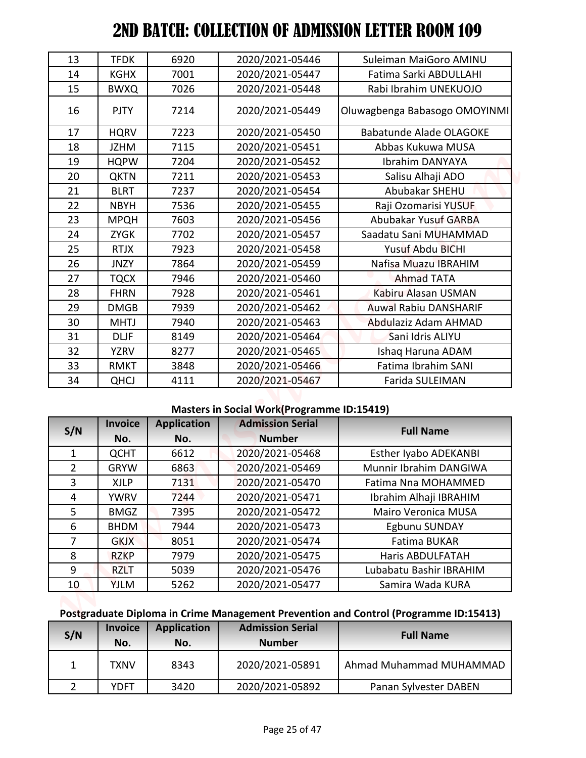# 2ND BATCH: COLLECTION OF ADMISSION LETTER ROOM 109

| | | | | |
|---|---|---|---|---|
| 13 | TFDK | 6920 | 2020/2021-05446 | Suleiman MaiGoro AMINU |
| 14 | KGHX | 7001 | 2020/2021-05447 | Fatima Sarki ABDULLAHI |
| 15 | BWXQ | 7026 | 2020/2021-05448 | Rabi Ibrahim UNEKUOJO |
| 16 | PJTY | 7214 | 2020/2021-05449 | Oluwagbenga Babasogo OMOYINMI |
| 17 | HQRV | 7223 | 2020/2021-05450 | Babatunde Alade OLAGOKE |
| 18 | JZHM | 7115 | 2020/2021-05451 | Abbas Kukuwa MUSA |
| 19 | HQPW | 7204 | 2020/2021-05452 | Ibrahim DANYAYA |
| 20 | QKTN | 7211 | 2020/2021-05453 | Salisu Alhaji ADO |
| 21 | BLRT | 7237 | 2020/2021-05454 | Abubakar SHEHU |
| 22 | NBYH | 7536 | 2020/2021-05455 | Raji Ozomarisi YUSUF |
| 23 | MPQH | 7603 | 2020/2021-05456 | Abubakar Yusuf GARBA |
| 24 | ZYGK | 7702 | 2020/2021-05457 | Saadatu Sani MUHAMMAD |
| 25 | RTJX | 7923 | 2020/2021-05458 | Yusuf Abdu BICHI |
| 26 | JNZY | 7864 | 2020/2021-05459 | Nafisa Muazu IBRAHIM |
| 27 | TQCX | 7946 | 2020/2021-05460 | Ahmad TATA |
| 28 | FHRN | 7928 | 2020/2021-05461 | Kabiru Alasan USMAN |
| 29 | DMGB | 7939 | 2020/2021-05462 | Auwal Rabiu DANSHARIF |
| 30 | MHTJ | 7940 | 2020/2021-05463 | Abdulaziz Adam AHMAD |
| 31 | DLJF | 8149 | 2020/2021-05464 | Sani Idris ALIYU |
| 32 | YZRV | 8277 | 2020/2021-05465 | Ishaq Haruna ADAM |
| 33 | RMKT | 3848 | 2020/2021-05466 | Fatima Ibrahim SANI |
| 34 | QHCJ | 4111 | 2020/2021-05467 | Farida SULEIMAN |

**Masters in Social Work(Programme ID:15419)**

| S/N | Invoice No. | Application No. | Admission Serial Number | Full Name |
|---|---|---|---|---|
| 1 | QCHT | 6612 | 2020/2021-05468 | Esther Iyabo ADEKANBI |
| 2 | GRYW | 6863 | 2020/2021-05469 | Munnir Ibrahim DANGIWA |
| 3 | XJLP | 7131 | 2020/2021-05470 | Fatima Nna MOHAMMED |
| 4 | YWRV | 7244 | 2020/2021-05471 | Ibrahim Alhaji IBRAHIM |
| 5 | BMGZ | 7395 | 2020/2021-05472 | Mairo Veronica MUSA |
| 6 | BHDM | 7944 | 2020/2021-05473 | Egbunu SUNDAY |
| 7 | GKJX | 8051 | 2020/2021-05474 | Fatima BUKAR |
| 8 | RZKP | 7979 | 2020/2021-05475 | Haris ABDULFATAH |
| 9 | RZLT | 5039 | 2020/2021-05476 | Lubabatu Bashir IBRAHIM |
| 10 | YJLM | 5262 | 2020/2021-05477 | Samira Wada KURA |

**Postgraduate Diploma in Crime Management Prevention and Control (Programme ID:15413)**

| S/N | Invoice No. | Application No. | Admission Serial Number | Full Name |
|---|---|---|---|---|
| 1 | TXNV | 8343 | 2020/2021-05891 | Ahmad Muhammad MUHAMMAD |
| 2 | YDFT | 3420 | 2020/2021-05892 | Panan Sylvester DABEN |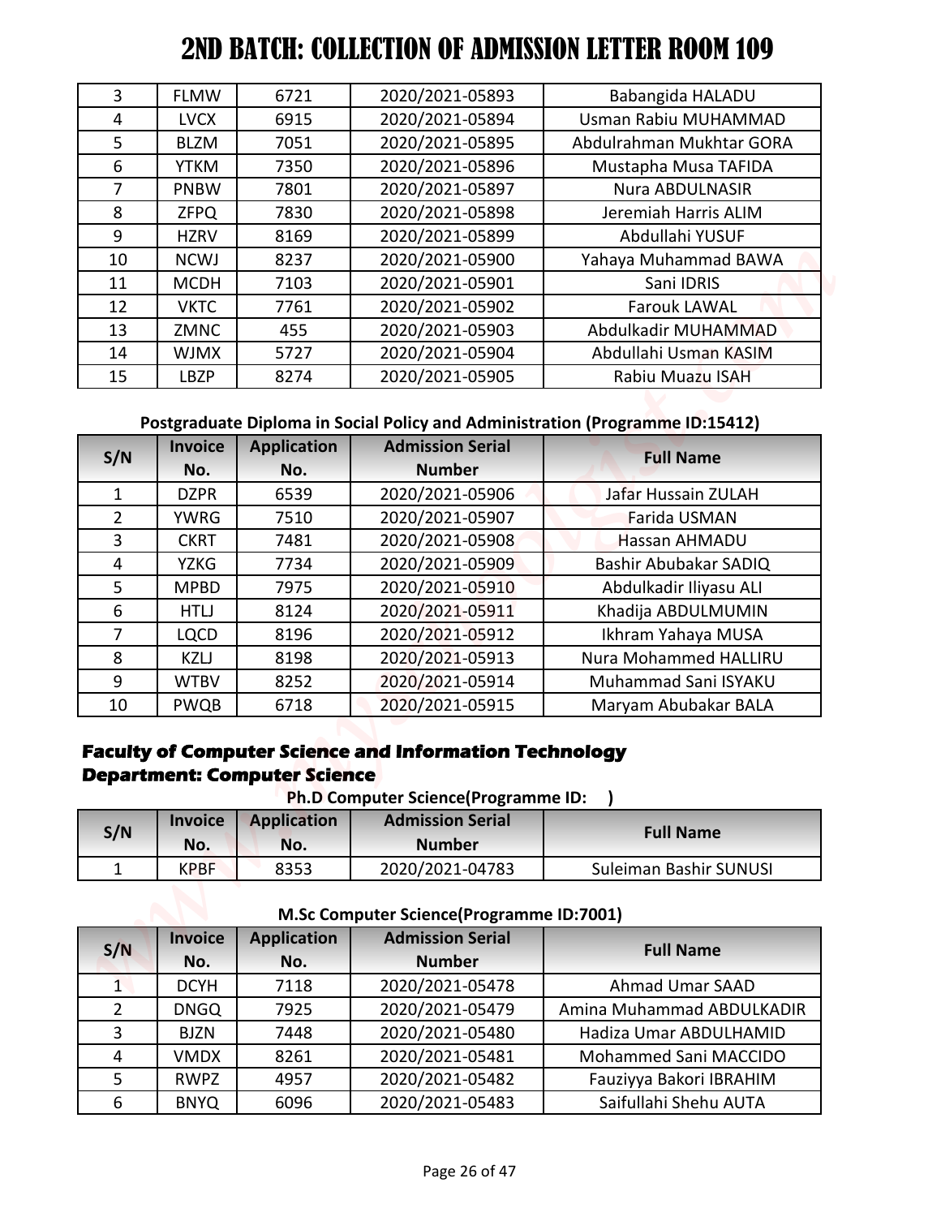# 2ND BATCH: COLLECTION OF ADMISSION LETTER ROOM 109

| S/N | Invoice No. | Application No. | Admission Serial Number | Full Name |
|---|---|---|---|---|
| 3 | FLMW | 6721 | 2020/2021-05893 | Babangida HALADU |
| 4 | LVCX | 6915 | 2020/2021-05894 | Usman Rabiu MUHAMMAD |
| 5 | BLZM | 7051 | 2020/2021-05895 | Abdulrahman Mukhtar GORA |
| 6 | YTKM | 7350 | 2020/2021-05896 | Mustapha Musa TAFIDA |
| 7 | PNBW | 7801 | 2020/2021-05897 | Nura ABDULNASIR |
| 8 | ZFPQ | 7830 | 2020/2021-05898 | Jeremiah Harris ALIM |
| 9 | HZRV | 8169 | 2020/2021-05899 | Abdullahi YUSUF |
| 10 | NCWJ | 8237 | 2020/2021-05900 | Yahaya Muhammad BAWA |
| 11 | MCDH | 7103 | 2020/2021-05901 | Sani IDRIS |
| 12 | VKTC | 7761 | 2020/2021-05902 | Farouk LAWAL |
| 13 | ZMNC | 455 | 2020/2021-05903 | Abdulkadir MUHAMMAD |
| 14 | WJMX | 5727 | 2020/2021-05904 | Abdullahi Usman KASIM |
| 15 | LBZP | 8274 | 2020/2021-05905 | Rabiu Muazu ISAH |

**Postgraduate Diploma in Social Policy and Administration (Programme ID:15412)**

| S/N | Invoice No. | Application No. | Admission Serial Number | Full Name |
|---|---|---|---|---|
| 1 | DZPR | 6539 | 2020/2021-05906 | Jafar Hussain ZULAH |
| 2 | YWRG | 7510 | 2020/2021-05907 | Farida USMAN |
| 3 | CKRT | 7481 | 2020/2021-05908 | Hassan AHMADU |
| 4 | YZKG | 7734 | 2020/2021-05909 | Bashir Abubakar SADIQ |
| 5 | MPBD | 7975 | 2020/2021-05910 | Abdulkadir Iliyasu ALI |
| 6 | HTLJ | 8124 | 2020/2021-05911 | Khadija ABDULMUMIN |
| 7 | LQCD | 8196 | 2020/2021-05912 | Ikhram Yahaya MUSA |
| 8 | KZLJ | 8198 | 2020/2021-05913 | Nura Mohammed HALLIRU |
| 9 | WTBV | 8252 | 2020/2021-05914 | Muhammad Sani ISYAKU |
| 10 | PWQB | 6718 | 2020/2021-05915 | Maryam Abubakar BALA |

## Faculty of Computer Science and Information Technology
## Department: Computer Science

**Ph.D Computer Science(Programme ID: )**

| S/N | Invoice No. | Application No. | Admission Serial Number | Full Name |
|---|---|---|---|---|
| 1 | KPBF | 8353 | 2020/2021-04783 | Suleiman Bashir SUNUSI |

**M.Sc Computer Science(Programme ID:7001)**

| S/N | Invoice No. | Application No. | Admission Serial Number | Full Name |
|---|---|---|---|---|
| 1 | DCYH | 7118 | 2020/2021-05478 | Ahmad Umar SAAD |
| 2 | DNGQ | 7925 | 2020/2021-05479 | Amina Muhammad ABDULKADIR |
| 3 | BJZN | 7448 | 2020/2021-05480 | Hadiza Umar ABDULHAMID |
| 4 | VMDX | 8261 | 2020/2021-05481 | Mohammed Sani MACCIDO |
| 5 | RWPZ | 4957 | 2020/2021-05482 | Fauziyya Bakori IBRAHIM |
| 6 | BNYQ | 6096 | 2020/2021-05483 | Saifullahi Shehu AUTA |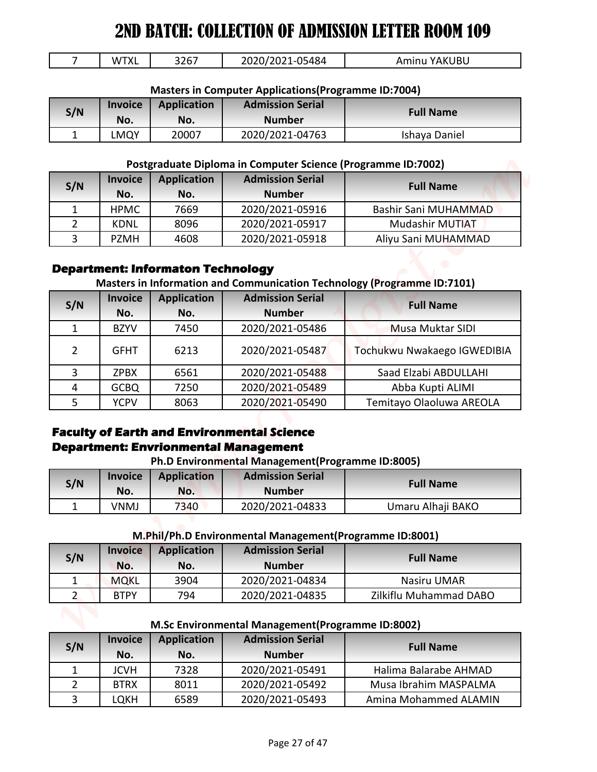# 2ND BATCH: COLLECTION OF ADMISSION LETTER ROOM 109

| S/N | Invoice No. | Application No. | Admission Serial Number | Full Name |
|---|---|---|---|---|
| 7 | WTXL | 3267 | 2020/2021-05484 | Aminu YAKUBU |

**Masters in Computer Applications(Programme ID:7004)**

| S/N | Invoice No. | Application No. | Admission Serial Number | Full Name |
|---|---|---|---|---|
| 1 | LMQY | 20007 | 2020/2021-04763 | Ishaya Daniel |

**Postgraduate Diploma in Computer Science (Programme ID:7002)**

| S/N | Invoice No. | Application No. | Admission Serial Number | Full Name |
|---|---|---|---|---|
| 1 | HPMC | 7669 | 2020/2021-05916 | Bashir Sani MUHAMMAD |
| 2 | KDNL | 8096 | 2020/2021-05917 | Mudashir MUTIAT |
| 3 | PZMH | 4608 | 2020/2021-05918 | Aliyu Sani MUHAMMAD |

### Department: Informaton Technology

**Masters in Information and Communication Technology (Programme ID:7101)**

| S/N | Invoice No. | Application No. | Admission Serial Number | Full Name |
|---|---|---|---|---|
| 1 | BZYV | 7450 | 2020/2021-05486 | Musa Muktar SIDI |
| 2 | GFHT | 6213 | 2020/2021-05487 | Tochukwu Nwakaego IGWEDIBIA |
| 3 | ZPBX | 6561 | 2020/2021-05488 | Saad Elzabi ABDULLAHI |
| 4 | GCBQ | 7250 | 2020/2021-05489 | Abba Kupti ALIMI |
| 5 | YCPV | 8063 | 2020/2021-05490 | Temitayo Olaoluwa AREOLA |

### Faculty of Earth and Environmental Science
### Department: Envrionmental Management

**Ph.D Environmental Management(Programme ID:8005)**

| S/N | Invoice No. | Application No. | Admission Serial Number | Full Name |
|---|---|---|---|---|
| 1 | VNMJ | 7340 | 2020/2021-04833 | Umaru Alhaji BAKO |

**M.Phil/Ph.D Environmental Management(Programme ID:8001)**

| S/N | Invoice No. | Application No. | Admission Serial Number | Full Name |
|---|---|---|---|---|
| 1 | MQKL | 3904 | 2020/2021-04834 | Nasiru UMAR |
| 2 | BTPY | 794 | 2020/2021-04835 | Zilkiflu Muhammad DABO |

**M.Sc Environmental Management(Programme ID:8002)**

| S/N | Invoice No. | Application No. | Admission Serial Number | Full Name |
|---|---|---|---|---|
| 1 | JCVH | 7328 | 2020/2021-05491 | Halima Balarabe AHMAD |
| 2 | BTRX | 8011 | 2020/2021-05492 | Musa Ibrahim MASPALMA |
| 3 | LQKH | 6589 | 2020/2021-05493 | Amina Mohammed ALAMIN |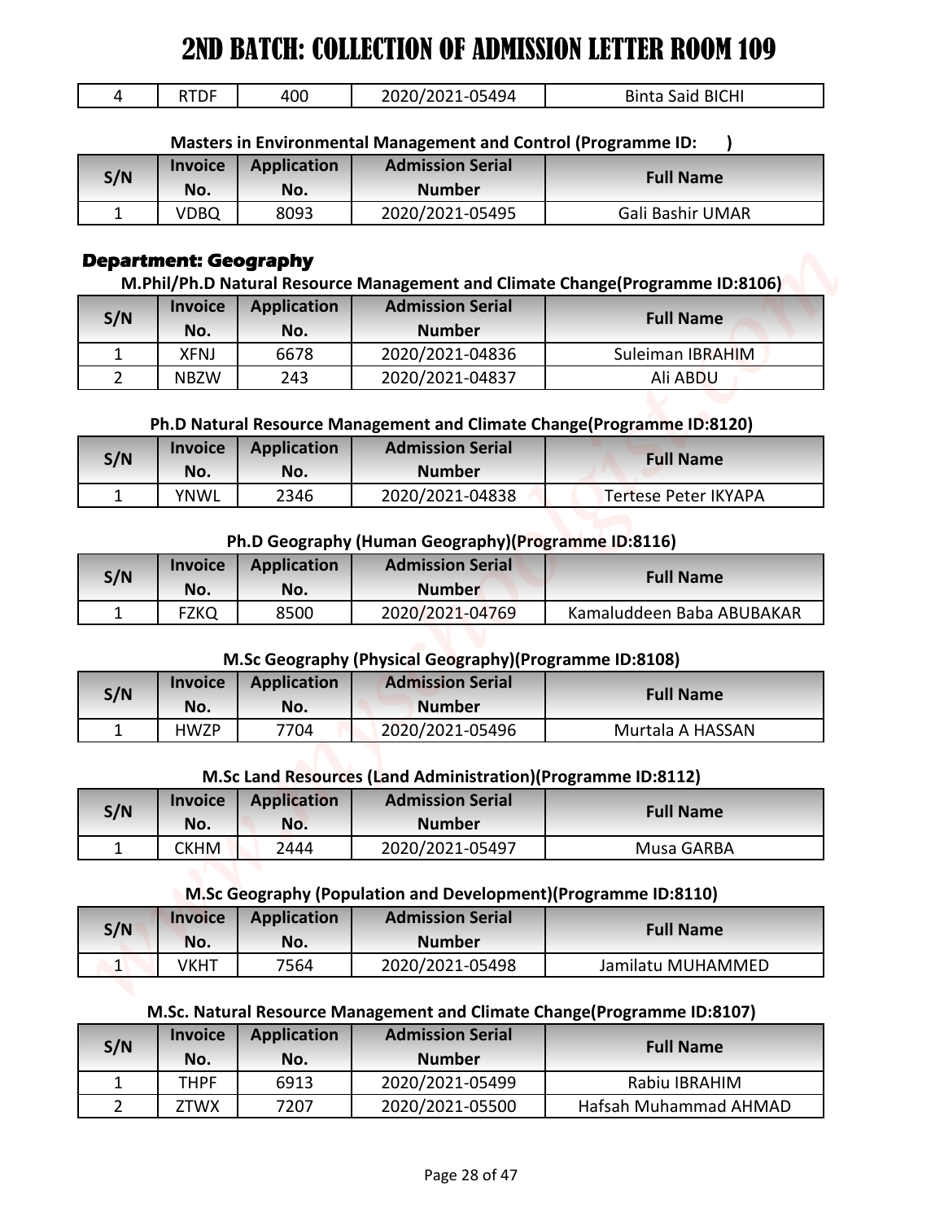# 2ND BATCH: COLLECTION OF ADMISSION LETTER ROOM 109

| 4 | RTDF | 400 | 2020/2021-05494 | Binta Said BICHI |
|---|---|---|---|---|

**Masters in Environmental Management and Control (Programme ID: )**

| S/N | Invoice No. | Application No. | Admission Serial Number | Full Name |
|---|---|---|---|---|
| 1 | VDBQ | 8093 | 2020/2021-05495 | Gali Bashir UMAR |

## Department: Geography

**M.Phil/Ph.D Natural Resource Management and Climate Change(Programme ID:8106)**

| S/N | Invoice No. | Application No. | Admission Serial Number | Full Name |
|---|---|---|---|---|
| 1 | XFNJ | 6678 | 2020/2021-04836 | Suleiman IBRAHIM |
| 2 | NBZW | 243 | 2020/2021-04837 | Ali ABDU |

**Ph.D Natural Resource Management and Climate Change(Programme ID:8120)**

| S/N | Invoice No. | Application No. | Admission Serial Number | Full Name |
|---|---|---|---|---|
| 1 | YNWL | 2346 | 2020/2021-04838 | Tertese Peter IKYAPA |

**Ph.D Geography (Human Geography)(Programme ID:8116)**

| S/N | Invoice No. | Application No. | Admission Serial Number | Full Name |
|---|---|---|---|---|
| 1 | FZKQ | 8500 | 2020/2021-04769 | Kamaluddeen Baba ABUBAKAR |

**M.Sc Geography (Physical Geography)(Programme ID:8108)**

| S/N | Invoice No. | Application No. | Admission Serial Number | Full Name |
|---|---|---|---|---|
| 1 | HWZP | 7704 | 2020/2021-05496 | Murtala A HASSAN |

**M.Sc Land Resources (Land Administration)(Programme ID:8112)**

| S/N | Invoice No. | Application No. | Admission Serial Number | Full Name |
|---|---|---|---|---|
| 1 | CKHM | 2444 | 2020/2021-05497 | Musa GARBA |

**M.Sc Geography (Population and Development)(Programme ID:8110)**

| S/N | Invoice No. | Application No. | Admission Serial Number | Full Name |
|---|---|---|---|---|
| 1 | VKHT | 7564 | 2020/2021-05498 | Jamilatu MUHAMMED |

**M.Sc. Natural Resource Management and Climate Change(Programme ID:8107)**

| S/N | Invoice No. | Application No. | Admission Serial Number | Full Name |
|---|---|---|---|---|
| 1 | THPF | 6913 | 2020/2021-05499 | Rabiu IBRAHIM |
| 2 | ZTWX | 7207 | 2020/2021-05500 | Hafsah Muhammad AHMAD |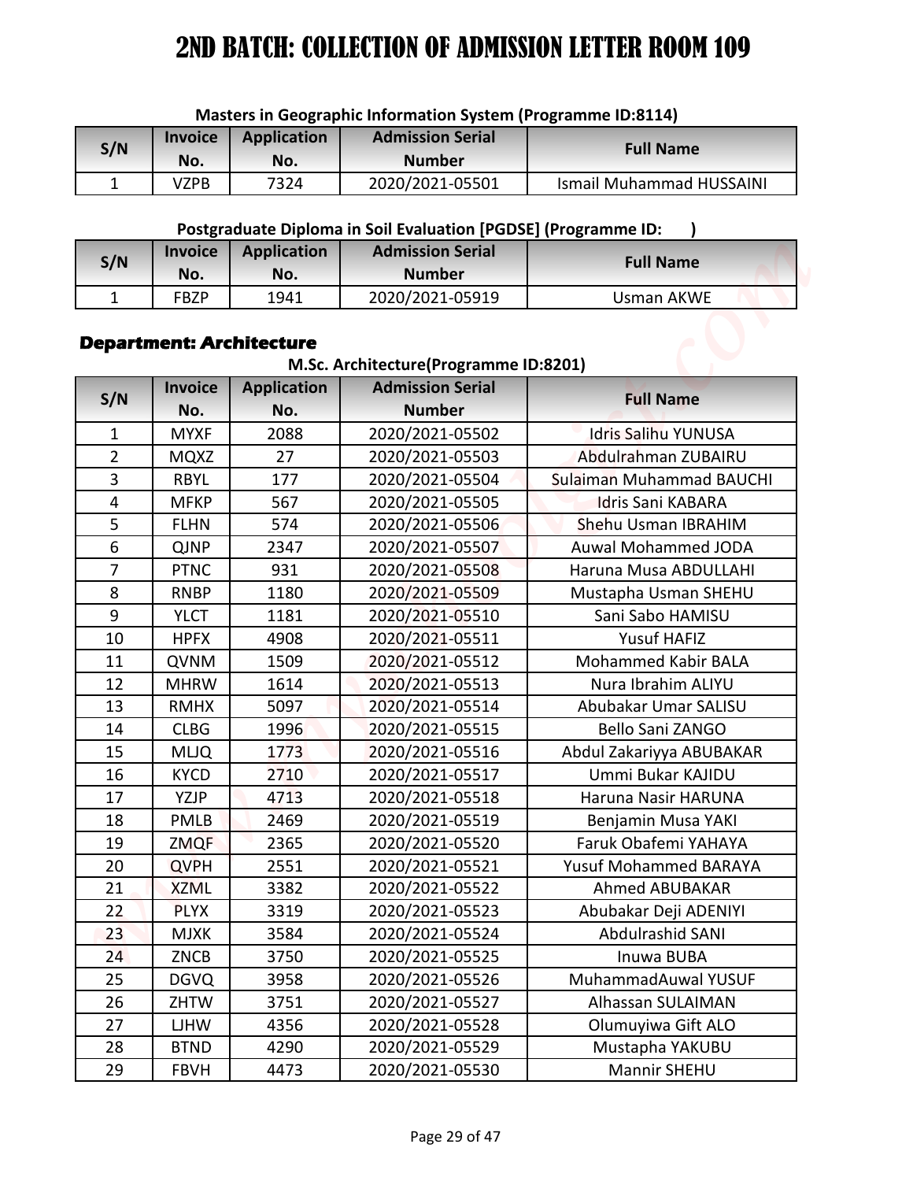# 2ND BATCH: COLLECTION OF ADMISSION LETTER ROOM 109

**Masters in Geographic Information System (Programme ID:8114)**

| S/N | Invoice No. | Application No. | Admission Serial Number | Full Name |
|---|---|---|---|---|
| 1 | VZPB | 7324 | 2020/2021-05501 | Ismail Muhammad HUSSAINI |

**Postgraduate Diploma in Soil Evaluation [PGDSE] (Programme ID: )**

| S/N | Invoice No. | Application No. | Admission Serial Number | Full Name |
|---|---|---|---|---|
| 1 | FBZP | 1941 | 2020/2021-05919 | Usman AKWE |

## Department: Architecture

**M.Sc. Architecture(Programme ID:8201)**

| S/N | Invoice No. | Application No. | Admission Serial Number | Full Name |
|---|---|---|---|---|
| 1 | MYXF | 2088 | 2020/2021-05502 | Idris Salihu YUNUSA |
| 2 | MQXZ | 27 | 2020/2021-05503 | Abdulrahman ZUBAIRU |
| 3 | RBYL | 177 | 2020/2021-05504 | Sulaiman Muhammad BAUCHI |
| 4 | MFKP | 567 | 2020/2021-05505 | Idris Sani KABARA |
| 5 | FLHN | 574 | 2020/2021-05506 | Shehu Usman IBRAHIM |
| 6 | QJNP | 2347 | 2020/2021-05507 | Auwal Mohammed JODA |
| 7 | PTNC | 931 | 2020/2021-05508 | Haruna Musa ABDULLAHI |
| 8 | RNBP | 1180 | 2020/2021-05509 | Mustapha Usman SHEHU |
| 9 | YLCT | 1181 | 2020/2021-05510 | Sani Sabo HAMISU |
| 10 | HPFX | 4908 | 2020/2021-05511 | Yusuf HAFIZ |
| 11 | QVNM | 1509 | 2020/2021-05512 | Mohammed Kabir BALA |
| 12 | MHRW | 1614 | 2020/2021-05513 | Nura Ibrahim ALIYU |
| 13 | RMHX | 5097 | 2020/2021-05514 | Abubakar Umar SALISU |
| 14 | CLBG | 1996 | 2020/2021-05515 | Bello Sani ZANGO |
| 15 | MLJQ | 1773 | 2020/2021-05516 | Abdul Zakariyya ABUBAKAR |
| 16 | KYCD | 2710 | 2020/2021-05517 | Ummi Bukar KAJIDU |
| 17 | YZJP | 4713 | 2020/2021-05518 | Haruna Nasir HARUNA |
| 18 | PMLB | 2469 | 2020/2021-05519 | Benjamin Musa YAKI |
| 19 | ZMQF | 2365 | 2020/2021-05520 | Faruk Obafemi YAHAYA |
| 20 | QVPH | 2551 | 2020/2021-05521 | Yusuf Mohammed BARAYA |
| 21 | XZML | 3382 | 2020/2021-05522 | Ahmed ABUBAKAR |
| 22 | PLYX | 3319 | 2020/2021-05523 | Abubakar Deji ADENIYI |
| 23 | MJXK | 3584 | 2020/2021-05524 | Abdulrashid SANI |
| 24 | ZNCB | 3750 | 2020/2021-05525 | Inuwa BUBA |
| 25 | DGVQ | 3958 | 2020/2021-05526 | MuhammadAuwal YUSUF |
| 26 | ZHTW | 3751 | 2020/2021-05527 | Alhassan SULAIMAN |
| 27 | LJHW | 4356 | 2020/2021-05528 | Olumuyiwa Gift ALO |
| 28 | BTND | 4290 | 2020/2021-05529 | Mustapha YAKUBU |
| 29 | FBVH | 4473 | 2020/2021-05530 | Mannir SHEHU |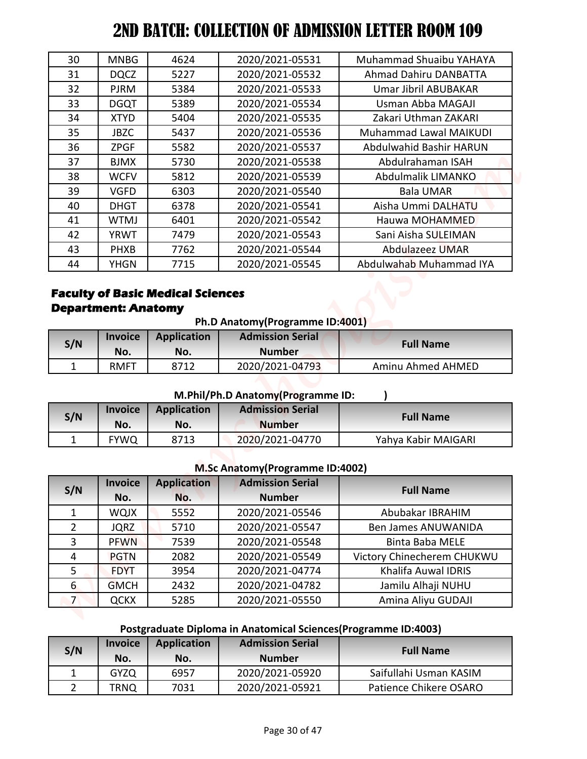# 2ND BATCH: COLLECTION OF ADMISSION LETTER ROOM 109

| | | | | |
|---|---|---|---|---|
| 30 | MNBG | 4624 | 2020/2021-05531 | Muhammad Shuaibu YAHAYA |
| 31 | DQCZ | 5227 | 2020/2021-05532 | Ahmad Dahiru DANBATTA |
| 32 | PJRM | 5384 | 2020/2021-05533 | Umar Jibril ABUBAKAR |
| 33 | DGQT | 5389 | 2020/2021-05534 | Usman Abba MAGAJI |
| 34 | XTYD | 5404 | 2020/2021-05535 | Zakari Uthman ZAKARI |
| 35 | JBZC | 5437 | 2020/2021-05536 | Muhammad Lawal MAIKUDI |
| 36 | ZPGF | 5582 | 2020/2021-05537 | Abdulwahid Bashir HARUN |
| 37 | BJMX | 5730 | 2020/2021-05538 | Abdulrahaman ISAH |
| 38 | WCFV | 5812 | 2020/2021-05539 | Abdulmalik LIMANKO |
| 39 | VGFD | 6303 | 2020/2021-05540 | Bala UMAR |
| 40 | DHGT | 6378 | 2020/2021-05541 | Aisha Ummi DALHATU |
| 41 | WTMJ | 6401 | 2020/2021-05542 | Hauwa MOHAMMED |
| 42 | YRWT | 7479 | 2020/2021-05543 | Sani Aisha SULEIMAN |
| 43 | PHXB | 7762 | 2020/2021-05544 | Abdulazeez UMAR |
| 44 | YHGN | 7715 | 2020/2021-05545 | Abdulwahab Muhammad IYA |

**Faculty of Basic Medical Sciences**
**Department: Anatomy**

**Ph.D Anatomy(Programme ID:4001)**

| S/N | Invoice No. | Application No. | Admission Serial Number | Full Name |
|---|---|---|---|---|
| 1 | RMFT | 8712 | 2020/2021-04793 | Aminu Ahmed AHMED |

**M.Phil/Ph.D Anatomy(Programme ID: )**

| S/N | Invoice No. | Application No. | Admission Serial Number | Full Name |
|---|---|---|---|---|
| 1 | FYWQ | 8713 | 2020/2021-04770 | Yahya Kabir MAIGARI |

**M.Sc Anatomy(Programme ID:4002)**

| S/N | Invoice No. | Application No. | Admission Serial Number | Full Name |
|---|---|---|---|---|
| 1 | WQJX | 5552 | 2020/2021-05546 | Abubakar IBRAHIM |
| 2 | JQRZ | 5710 | 2020/2021-05547 | Ben James ANUWANIDA |
| 3 | PFWN | 7539 | 2020/2021-05548 | Binta Baba MELE |
| 4 | PGTN | 2082 | 2020/2021-05549 | Victory Chinecherem CHUKWU |
| 5 | FDYT | 3954 | 2020/2021-04774 | Khalifa Auwal IDRIS |
| 6 | GMCH | 2432 | 2020/2021-04782 | Jamilu Alhaji NUHU |
| 7 | QCKX | 5285 | 2020/2021-05550 | Amina Aliyu GUDAJI |

**Postgraduate Diploma in Anatomical Sciences(Programme ID:4003)**

| S/N | Invoice No. | Application No. | Admission Serial Number | Full Name |
|---|---|---|---|---|
| 1 | GYZQ | 6957 | 2020/2021-05920 | Saifullahi Usman KASIM |
| 2 | TRNQ | 7031 | 2020/2021-05921 | Patience Chikere OSARO |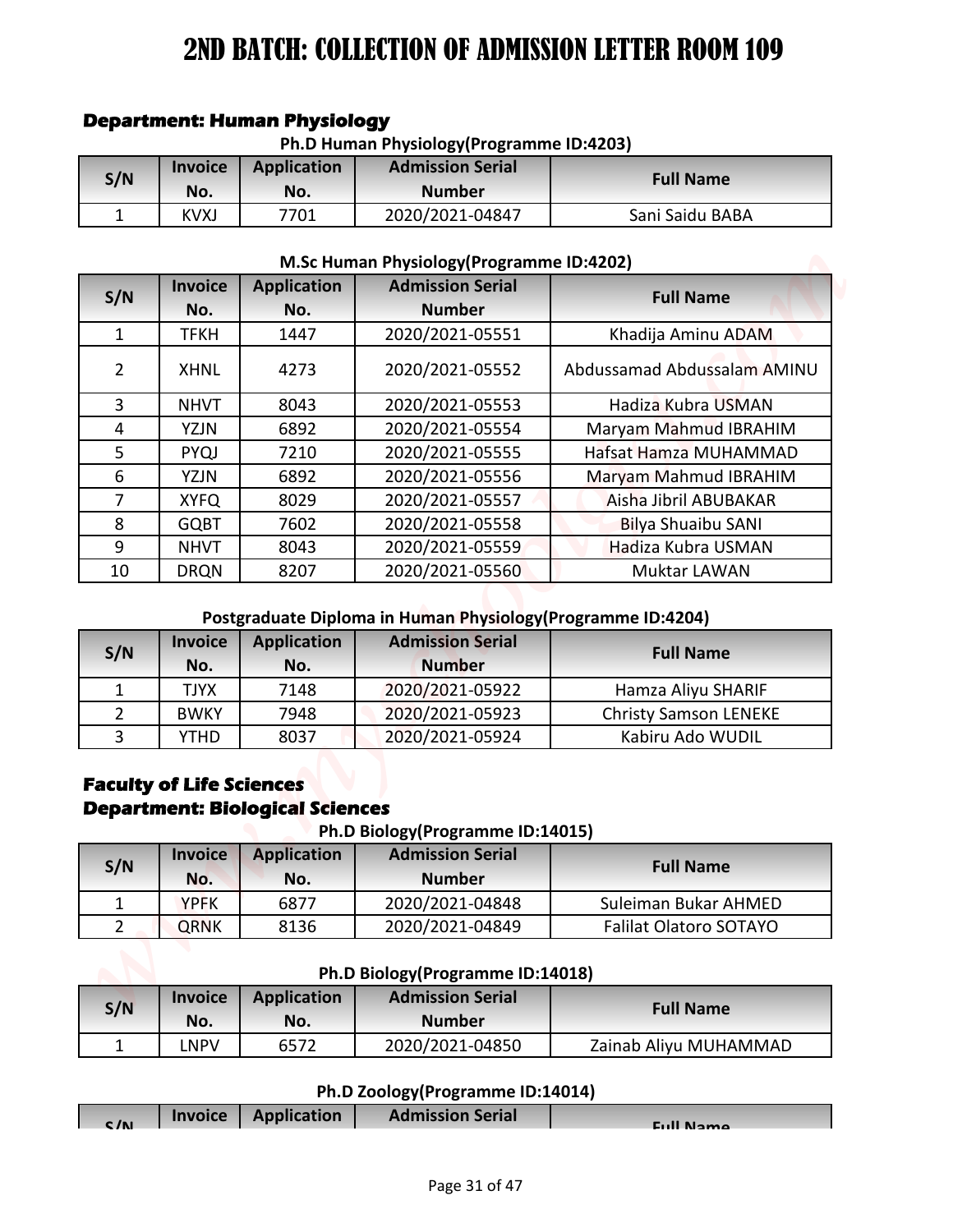# 2ND BATCH: COLLECTION OF ADMISSION LETTER ROOM 109

### Department: Human Physiology

**Ph.D Human Physiology(Programme ID:4203)**

| S/N | Invoice No. | Application No. | Admission Serial Number | Full Name |
|---|---|---|---|---|
| 1 | KVXJ | 7701 | 2020/2021-04847 | Sani Saidu BABA |

**M.Sc Human Physiology(Programme ID:4202)**

| S/N | Invoice No. | Application No. | Admission Serial Number | Full Name |
|---|---|---|---|---|
| 1 | TFKH | 1447 | 2020/2021-05551 | Khadija Aminu ADAM |
| 2 | XHNL | 4273 | 2020/2021-05552 | Abdussamad Abdussalam AMINU |
| 3 | NHVT | 8043 | 2020/2021-05553 | Hadiza Kubra USMAN |
| 4 | YZJN | 6892 | 2020/2021-05554 | Maryam Mahmud IBRAHIM |
| 5 | PYQJ | 7210 | 2020/2021-05555 | Hafsat Hamza MUHAMMAD |
| 6 | YZJN | 6892 | 2020/2021-05556 | Maryam Mahmud IBRAHIM |
| 7 | XYFQ | 8029 | 2020/2021-05557 | Aisha Jibril ABUBAKAR |
| 8 | GQBT | 7602 | 2020/2021-05558 | Bilya Shuaibu SANI |
| 9 | NHVT | 8043 | 2020/2021-05559 | Hadiza Kubra USMAN |
| 10 | DRQN | 8207 | 2020/2021-05560 | Muktar LAWAN |

**Postgraduate Diploma in Human Physiology(Programme ID:4204)**

| S/N | Invoice No. | Application No. | Admission Serial Number | Full Name |
|---|---|---|---|---|
| 1 | TJYX | 7148 | 2020/2021-05922 | Hamza Aliyu SHARIF |
| 2 | BWKY | 7948 | 2020/2021-05923 | Christy Samson LENEKE |
| 3 | YTHD | 8037 | 2020/2021-05924 | Kabiru Ado WUDIL |

### Faculty of Life Sciences
### Department: Biological Sciences

**Ph.D Biology(Programme ID:14015)**

| S/N | Invoice No. | Application No. | Admission Serial Number | Full Name |
|---|---|---|---|---|
| 1 | YPFK | 6877 | 2020/2021-04848 | Suleiman Bukar AHMED |
| 2 | QRNK | 8136 | 2020/2021-04849 | Falilat Olatoro SOTAYO |

**Ph.D Biology(Programme ID:14018)**

| S/N | Invoice No. | Application No. | Admission Serial Number | Full Name |
|---|---|---|---|---|
| 1 | LNPV | 6572 | 2020/2021-04850 | Zainab Aliyu MUHAMMAD |

**Ph.D Zoology(Programme ID:14014)**

| S/N | Invoice No. | Application No. | Admission Serial Number | Full Name |
|---|---|---|---|---|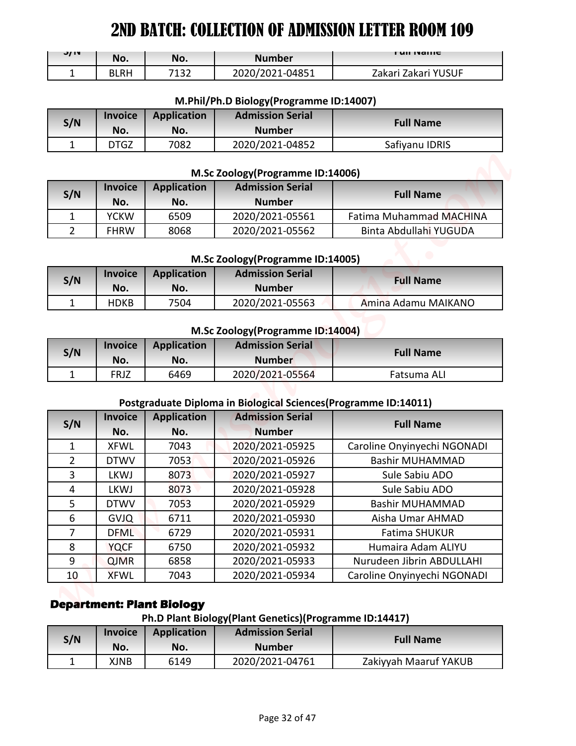# 2ND BATCH: COLLECTION OF ADMISSION LETTER ROOM 109

| S/N | Invoice No. | Application No. | Admission Serial Number | Full Name |
|---|---|---|---|---|
| 1 | BLRH | 7132 | 2020/2021-04851 | Zakari Zakari YUSUF |

**M.Phil/Ph.D Biology(Programme ID:14007)**

| S/N | Invoice No. | Application No. | Admission Serial Number | Full Name |
|---|---|---|---|---|
| 1 | DTGZ | 7082 | 2020/2021-04852 | Safiyanu IDRIS |

**M.Sc Zoology(Programme ID:14006)**

| S/N | Invoice No. | Application No. | Admission Serial Number | Full Name |
|---|---|---|---|---|
| 1 | YCKW | 6509 | 2020/2021-05561 | Fatima Muhammad MACHINA |
| 2 | FHRW | 8068 | 2020/2021-05562 | Binta Abdullahi YUGUDA |

**M.Sc Zoology(Programme ID:14005)**

| S/N | Invoice No. | Application No. | Admission Serial Number | Full Name |
|---|---|---|---|---|
| 1 | HDKB | 7504 | 2020/2021-05563 | Amina Adamu MAIKANO |

**M.Sc Zoology(Programme ID:14004)**

| S/N | Invoice No. | Application No. | Admission Serial Number | Full Name |
|---|---|---|---|---|
| 1 | FRJZ | 6469 | 2020/2021-05564 | Fatsuma ALI |

**Postgraduate Diploma in Biological Sciences(Programme ID:14011)**

| S/N | Invoice No. | Application No. | Admission Serial Number | Full Name |
|---|---|---|---|---|
| 1 | XFWL | 7043 | 2020/2021-05925 | Caroline Onyinyechi NGONADI |
| 2 | DTWV | 7053 | 2020/2021-05926 | Bashir MUHAMMAD |
| 3 | LKWJ | 8073 | 2020/2021-05927 | Sule Sabiu ADO |
| 4 | LKWJ | 8073 | 2020/2021-05928 | Sule Sabiu ADO |
| 5 | DTWV | 7053 | 2020/2021-05929 | Bashir MUHAMMAD |
| 6 | GVJQ | 6711 | 2020/2021-05930 | Aisha Umar AHMAD |
| 7 | DFML | 6729 | 2020/2021-05931 | Fatima SHUKUR |
| 8 | YQCF | 6750 | 2020/2021-05932 | Humaira Adam ALIYU |
| 9 | QJMR | 6858 | 2020/2021-05933 | Nurudeen Jibrin ABDULLAHI |
| 10 | XFWL | 7043 | 2020/2021-05934 | Caroline Onyinyechi NGONADI |

## Department: Plant Biology

**Ph.D Plant Biology(Plant Genetics)(Programme ID:14417)**

| S/N | Invoice No. | Application No. | Admission Serial Number | Full Name |
|---|---|---|---|---|
| 1 | XJNB | 6149 | 2020/2021-04761 | Zakiyyah Maaruf YAKUB |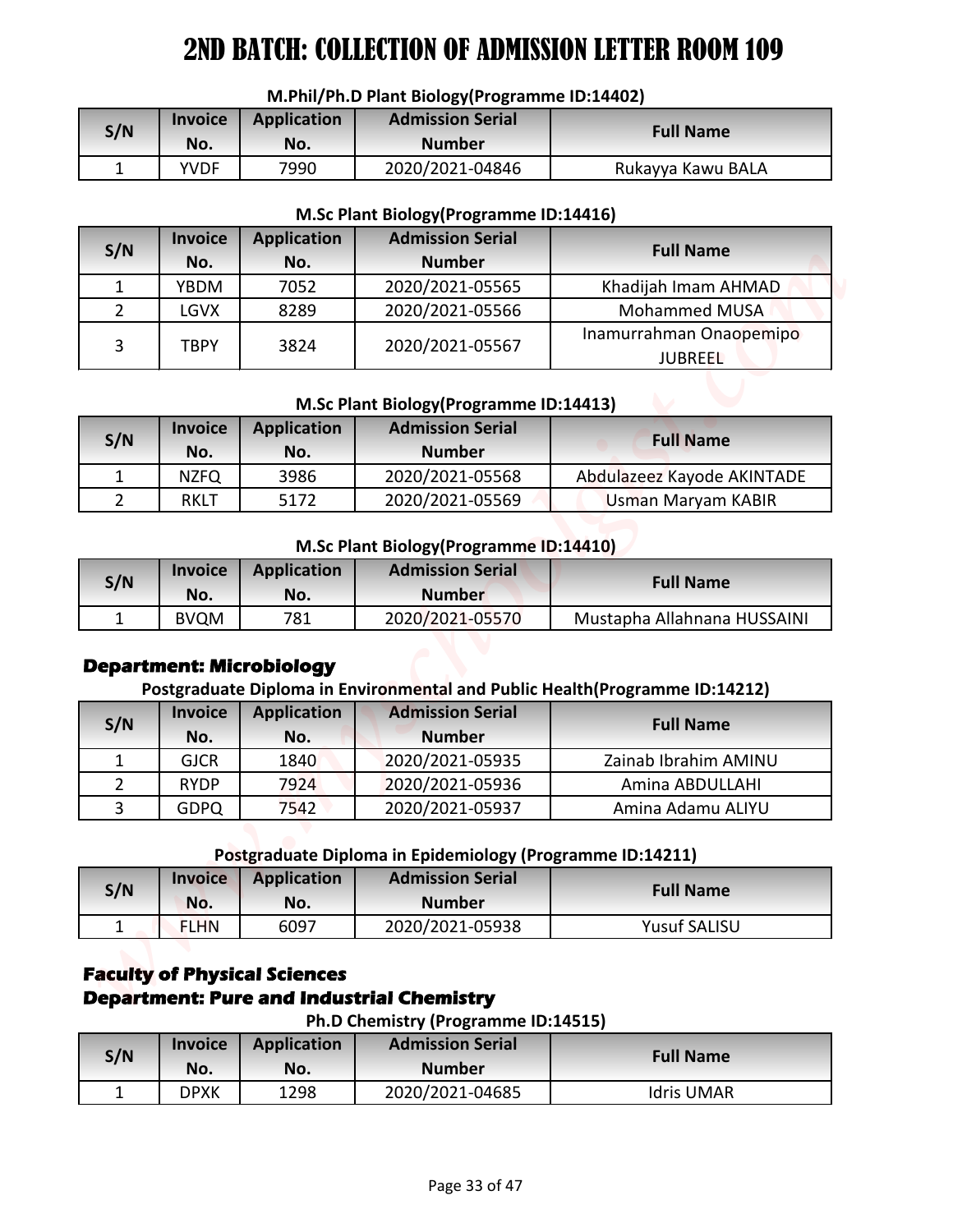# 2ND BATCH: COLLECTION OF ADMISSION LETTER ROOM 109

**M.Phil/Ph.D Plant Biology(Programme ID:14402)**

| S/N | Invoice No. | Application No. | Admission Serial Number | Full Name |
|---|---|---|---|---|
| 1 | YVDF | 7990 | 2020/2021-04846 | Rukayya Kawu BALA |

**M.Sc Plant Biology(Programme ID:14416)**

| S/N | Invoice No. | Application No. | Admission Serial Number | Full Name |
|---|---|---|---|---|
| 1 | YBDM | 7052 | 2020/2021-05565 | Khadijah Imam AHMAD |
| 2 | LGVX | 8289 | 2020/2021-05566 | Mohammed MUSA |
| 3 | TBPY | 3824 | 2020/2021-05567 | Inamurrahman Onaopemipo JUBREEL |

**M.Sc Plant Biology(Programme ID:14413)**

| S/N | Invoice No. | Application No. | Admission Serial Number | Full Name |
|---|---|---|---|---|
| 1 | NZFQ | 3986 | 2020/2021-05568 | Abdulazeez Kayode AKINTADE |
| 2 | RKLT | 5172 | 2020/2021-05569 | Usman Maryam KABIR |

**M.Sc Plant Biology(Programme ID:14410)**

| S/N | Invoice No. | Application No. | Admission Serial Number | Full Name |
|---|---|---|---|---|
| 1 | BVQM | 781 | 2020/2021-05570 | Mustapha Allahnana HUSSAINI |

### Department: Microbiology

**Postgraduate Diploma in Environmental and Public Health(Programme ID:14212)**

| S/N | Invoice No. | Application No. | Admission Serial Number | Full Name |
|---|---|---|---|---|
| 1 | GJCR | 1840 | 2020/2021-05935 | Zainab Ibrahim AMINU |
| 2 | RYDP | 7924 | 2020/2021-05936 | Amina ABDULLAHI |
| 3 | GDPQ | 7542 | 2020/2021-05937 | Amina Adamu ALIYU |

**Postgraduate Diploma in Epidemiology (Programme ID:14211)**

| S/N | Invoice No. | Application No. | Admission Serial Number | Full Name |
|---|---|---|---|---|
| 1 | FLHN | 6097 | 2020/2021-05938 | Yusuf SALISU |

### Faculty of Physical Sciences
### Department: Pure and Industrial Chemistry

**Ph.D Chemistry (Programme ID:14515)**

| S/N | Invoice No. | Application No. | Admission Serial Number | Full Name |
|---|---|---|---|---|
| 1 | DPXK | 1298 | 2020/2021-04685 | Idris UMAR |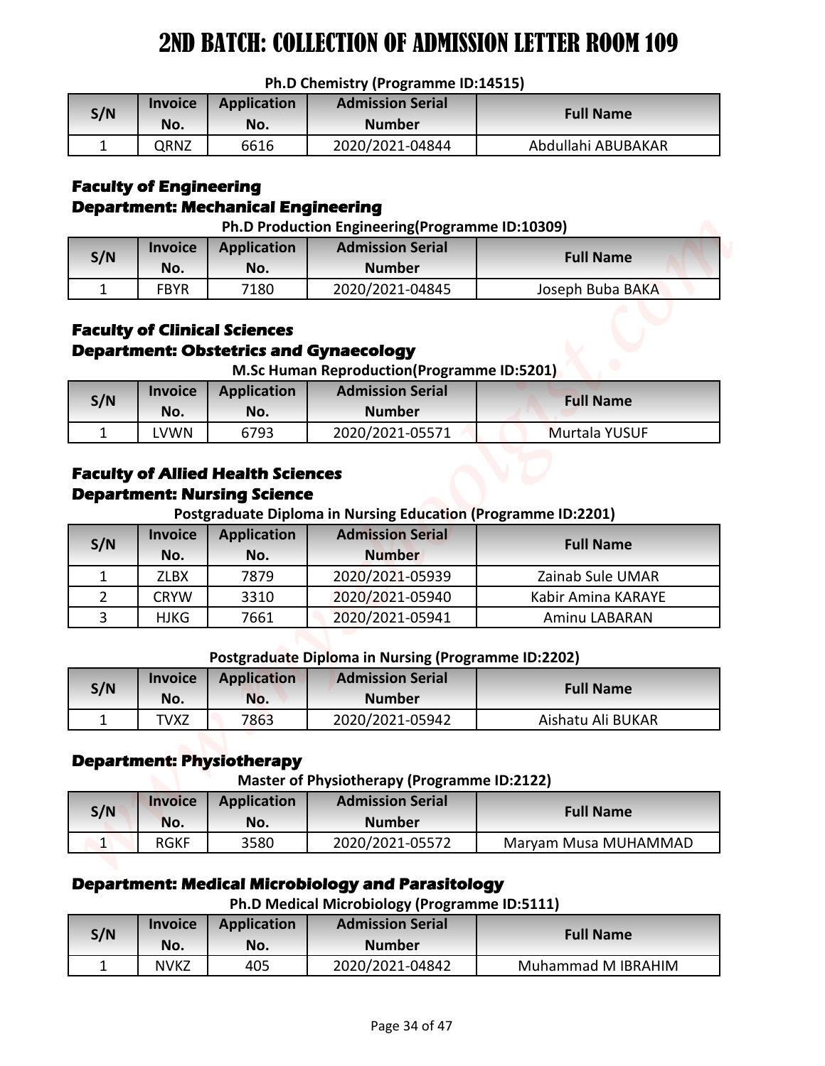# 2ND BATCH: COLLECTION OF ADMISSION LETTER ROOM 109

**Ph.D Chemistry (Programme ID:14515)**

| S/N | Invoice No. | Application No. | Admission Serial Number | Full Name |
|---|---|---|---|---|
| 1 | QRNZ | 6616 | 2020/2021-04844 | Abdullahi ABUBAKAR |

### Faculty of Engineering
### Department: Mechanical Engineering

**Ph.D Production Engineering(Programme ID:10309)**

| S/N | Invoice No. | Application No. | Admission Serial Number | Full Name |
|---|---|---|---|---|
| 1 | FBYR | 7180 | 2020/2021-04845 | Joseph Buba BAKA |

### Faculty of Clinical Sciences
### Department: Obstetrics and Gynaecology

**M.Sc Human Reproduction(Programme ID:5201)**

| S/N | Invoice No. | Application No. | Admission Serial Number | Full Name |
|---|---|---|---|---|
| 1 | LVWN | 6793 | 2020/2021-05571 | Murtala YUSUF |

### Faculty of Allied Health Sciences
### Department: Nursing Science

**Postgraduate Diploma in Nursing Education (Programme ID:2201)**

| S/N | Invoice No. | Application No. | Admission Serial Number | Full Name |
|---|---|---|---|---|
| 1 | ZLBX | 7879 | 2020/2021-05939 | Zainab Sule UMAR |
| 2 | CRYW | 3310 | 2020/2021-05940 | Kabir Amina KARAYE |
| 3 | HJKG | 7661 | 2020/2021-05941 | Aminu LABARAN |

**Postgraduate Diploma in Nursing (Programme ID:2202)**

| S/N | Invoice No. | Application No. | Admission Serial Number | Full Name |
|---|---|---|---|---|
| 1 | TVXZ | 7863 | 2020/2021-05942 | Aishatu Ali BUKAR |

### Department: Physiotherapy

**Master of Physiotherapy (Programme ID:2122)**

| S/N | Invoice No. | Application No. | Admission Serial Number | Full Name |
|---|---|---|---|---|
| 1 | RGKF | 3580 | 2020/2021-05572 | Maryam Musa MUHAMMAD |

### Department: Medical Microbiology and Parasitology

**Ph.D Medical Microbiology (Programme ID:5111)**

| S/N | Invoice No. | Application No. | Admission Serial Number | Full Name |
|---|---|---|---|---|
| 1 | NVKZ | 405 | 2020/2021-04842 | Muhammad M IBRAHIM |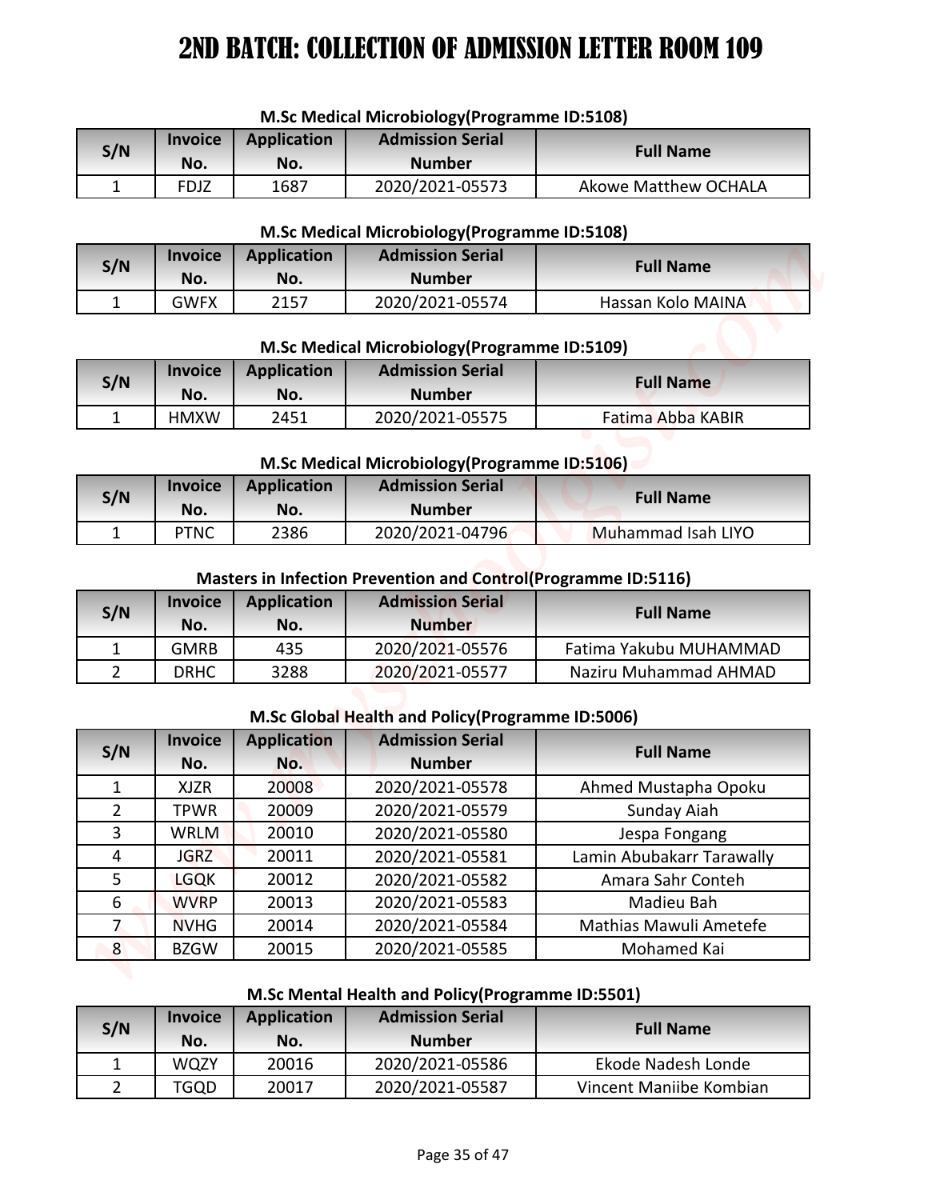# 2ND BATCH: COLLECTION OF ADMISSION LETTER ROOM 109

### M.Sc Medical Microbiology(Programme ID:5108)

| S/N | Invoice No. | Application No. | Admission Serial Number | Full Name |
|---|---|---|---|---|
| 1 | FDJZ | 1687 | 2020/2021-05573 | Akowe Matthew OCHALA |

### M.Sc Medical Microbiology(Programme ID:5108)

| S/N | Invoice No. | Application No. | Admission Serial Number | Full Name |
|---|---|---|---|---|
| 1 | GWFX | 2157 | 2020/2021-05574 | Hassan Kolo MAINA |

### M.Sc Medical Microbiology(Programme ID:5109)

| S/N | Invoice No. | Application No. | Admission Serial Number | Full Name |
|---|---|---|---|---|
| 1 | HMXW | 2451 | 2020/2021-05575 | Fatima Abba KABIR |

### M.Sc Medical Microbiology(Programme ID:5106)

| S/N | Invoice No. | Application No. | Admission Serial Number | Full Name |
|---|---|---|---|---|
| 1 | PTNC | 2386 | 2020/2021-04796 | Muhammad Isah LIYO |

### Masters in Infection Prevention and Control(Programme ID:5116)

| S/N | Invoice No. | Application No. | Admission Serial Number | Full Name |
|---|---|---|---|---|
| 1 | GMRB | 435 | 2020/2021-05576 | Fatima Yakubu MUHAMMAD |
| 2 | DRHC | 3288 | 2020/2021-05577 | Naziru Muhammad AHMAD |

### M.Sc Global Health and Policy(Programme ID:5006)

| S/N | Invoice No. | Application No. | Admission Serial Number | Full Name |
|---|---|---|---|---|
| 1 | XJZR | 20008 | 2020/2021-05578 | Ahmed Mustapha Opoku |
| 2 | TPWR | 20009 | 2020/2021-05579 | Sunday Aiah |
| 3 | WRLM | 20010 | 2020/2021-05580 | Jespa Fongang |
| 4 | JGRZ | 20011 | 2020/2021-05581 | Lamin Abubakarr Tarawally |
| 5 | LGQK | 20012 | 2020/2021-05582 | Amara Sahr Conteh |
| 6 | WVRP | 20013 | 2020/2021-05583 | Madieu Bah |
| 7 | NVHG | 20014 | 2020/2021-05584 | Mathias Mawuli Ametefe |
| 8 | BZGW | 20015 | 2020/2021-05585 | Mohamed Kai |

### M.Sc Mental Health and Policy(Programme ID:5501)

| S/N | Invoice No. | Application No. | Admission Serial Number | Full Name |
|---|---|---|---|---|
| 1 | WQZY | 20016 | 2020/2021-05586 | Ekode Nadesh Londe |
| 2 | TGQD | 20017 | 2020/2021-05587 | Vincent Maniibe Kombian |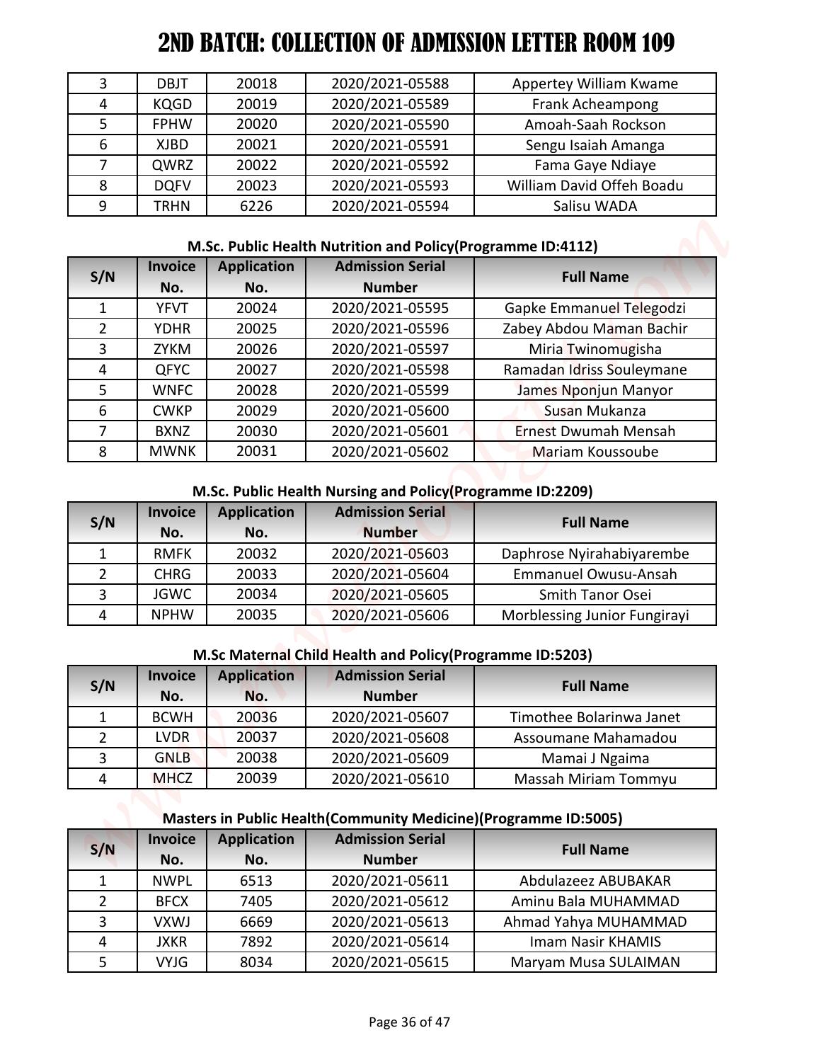# 2ND BATCH: COLLECTION OF ADMISSION LETTER ROOM 109

| S/N | Invoice No. | Application No. | Admission Serial Number | Full Name |
|---|---|---|---|---|
| 3 | DBJT | 20018 | 2020/2021-05588 | Appertey William Kwame |
| 4 | KQGD | 20019 | 2020/2021-05589 | Frank Acheampong |
| 5 | FPHW | 20020 | 2020/2021-05590 | Amoah-Saah Rockson |
| 6 | XJBD | 20021 | 2020/2021-05591 | Sengu Isaiah Amanga |
| 7 | QWRZ | 20022 | 2020/2021-05592 | Fama Gaye Ndiaye |
| 8 | DQFV | 20023 | 2020/2021-05593 | William David Offeh Boadu |
| 9 | TRHN | 6226 | 2020/2021-05594 | Salisu WADA |

### M.Sc. Public Health Nutrition and Policy(Programme ID:4112)

| S/N | Invoice No. | Application No. | Admission Serial Number | Full Name |
|---|---|---|---|---|
| 1 | YFVT | 20024 | 2020/2021-05595 | Gapke Emmanuel Telegodzi |
| 2 | YDHR | 20025 | 2020/2021-05596 | Zabey Abdou Maman Bachir |
| 3 | ZYKM | 20026 | 2020/2021-05597 | Miria Twinomugisha |
| 4 | QFYC | 20027 | 2020/2021-05598 | Ramadan Idriss Souleymane |
| 5 | WNFC | 20028 | 2020/2021-05599 | James Nponjun Manyor |
| 6 | CWKP | 20029 | 2020/2021-05600 | Susan Mukanza |
| 7 | BXNZ | 20030 | 2020/2021-05601 | Ernest Dwumah Mensah |
| 8 | MWNK | 20031 | 2020/2021-05602 | Mariam Koussoube |

### M.Sc. Public Health Nursing and Policy(Programme ID:2209)

| S/N | Invoice No. | Application No. | Admission Serial Number | Full Name |
|---|---|---|---|---|
| 1 | RMFK | 20032 | 2020/2021-05603 | Daphrose Nyirahabiyarembe |
| 2 | CHRG | 20033 | 2020/2021-05604 | Emmanuel Owusu-Ansah |
| 3 | JGWC | 20034 | 2020/2021-05605 | Smith Tanor Osei |
| 4 | NPHW | 20035 | 2020/2021-05606 | Morblessing Junior Fungirayi |

### M.Sc Maternal Child Health and Policy(Programme ID:5203)

| S/N | Invoice No. | Application No. | Admission Serial Number | Full Name |
|---|---|---|---|---|
| 1 | BCWH | 20036 | 2020/2021-05607 | Timothee Bolarinwa Janet |
| 2 | LVDR | 20037 | 2020/2021-05608 | Assoumane Mahamadou |
| 3 | GNLB | 20038 | 2020/2021-05609 | Mamai J Ngaima |
| 4 | MHCZ | 20039 | 2020/2021-05610 | Massah Miriam Tommyu |

### Masters in Public Health(Community Medicine)(Programme ID:5005)

| S/N | Invoice No. | Application No. | Admission Serial Number | Full Name |
|---|---|---|---|---|
| 1 | NWPL | 6513 | 2020/2021-05611 | Abdulazeez ABUBAKAR |
| 2 | BFCX | 7405 | 2020/2021-05612 | Aminu Bala MUHAMMAD |
| 3 | VXWJ | 6669 | 2020/2021-05613 | Ahmad Yahya MUHAMMAD |
| 4 | JXKR | 7892 | 2020/2021-05614 | Imam Nasir KHAMIS |
| 5 | VYJG | 8034 | 2020/2021-05615 | Maryam Musa SULAIMAN |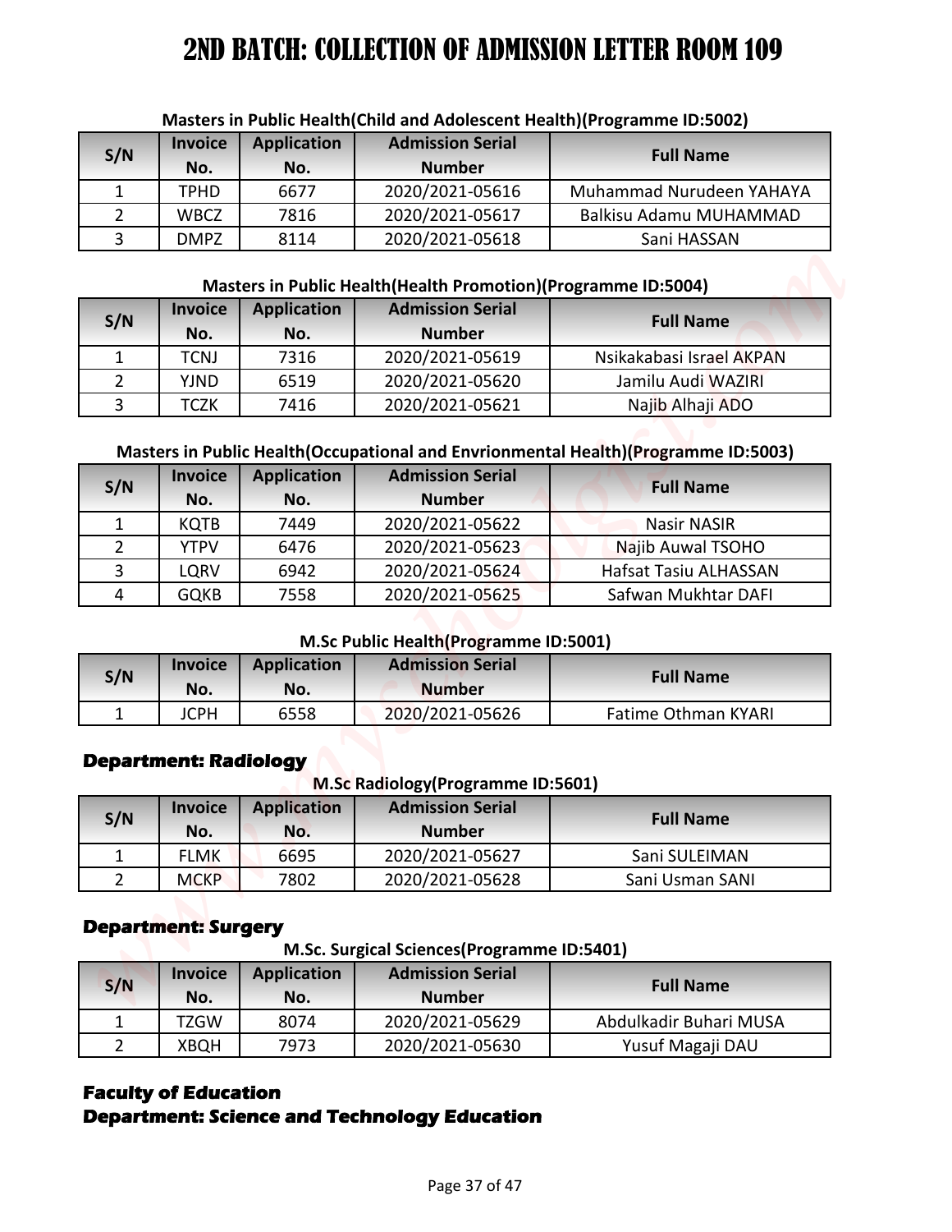# 2ND BATCH: COLLECTION OF ADMISSION LETTER ROOM 109

**Masters in Public Health(Child and Adolescent Health)(Programme ID:5002)**

| S/N | Invoice No. | Application No. | Admission Serial Number | Full Name |
|---|---|---|---|---|
| 1 | TPHD | 6677 | 2020/2021-05616 | Muhammad Nurudeen YAHAYA |
| 2 | WBCZ | 7816 | 2020/2021-05617 | Balkisu Adamu MUHAMMAD |
| 3 | DMPZ | 8114 | 2020/2021-05618 | Sani HASSAN |

**Masters in Public Health(Health Promotion)(Programme ID:5004)**

| S/N | Invoice No. | Application No. | Admission Serial Number | Full Name |
|---|---|---|---|---|
| 1 | TCNJ | 7316 | 2020/2021-05619 | Nsikakabasi Israel AKPAN |
| 2 | YJND | 6519 | 2020/2021-05620 | Jamilu Audi WAZIRI |
| 3 | TCZK | 7416 | 2020/2021-05621 | Najib Alhaji ADO |

**Masters in Public Health(Occupational and Envrionmental Health)(Programme ID:5003)**

| S/N | Invoice No. | Application No. | Admission Serial Number | Full Name |
|---|---|---|---|---|
| 1 | KQTB | 7449 | 2020/2021-05622 | Nasir NASIR |
| 2 | YTPV | 6476 | 2020/2021-05623 | Najib Auwal TSOHO |
| 3 | LQRV | 6942 | 2020/2021-05624 | Hafsat Tasiu ALHASSAN |
| 4 | GQKB | 7558 | 2020/2021-05625 | Safwan Mukhtar DAFI |

**M.Sc Public Health(Programme ID:5001)**

| S/N | Invoice No. | Application No. | Admission Serial Number | Full Name |
|---|---|---|---|---|
| 1 | JCPH | 6558 | 2020/2021-05626 | Fatime Othman KYARI |

### Department: Radiology

**M.Sc Radiology(Programme ID:5601)**

| S/N | Invoice No. | Application No. | Admission Serial Number | Full Name |
|---|---|---|---|---|
| 1 | FLMK | 6695 | 2020/2021-05627 | Sani SULEIMAN |
| 2 | MCKP | 7802 | 2020/2021-05628 | Sani Usman SANI |

### Department: Surgery

**M.Sc. Surgical Sciences(Programme ID:5401)**

| S/N | Invoice No. | Application No. | Admission Serial Number | Full Name |
|---|---|---|---|---|
| 1 | TZGW | 8074 | 2020/2021-05629 | Abdulkadir Buhari MUSA |
| 2 | XBQH | 7973 | 2020/2021-05630 | Yusuf Magaji DAU |

### Faculty of Education
### Department: Science and Technology Education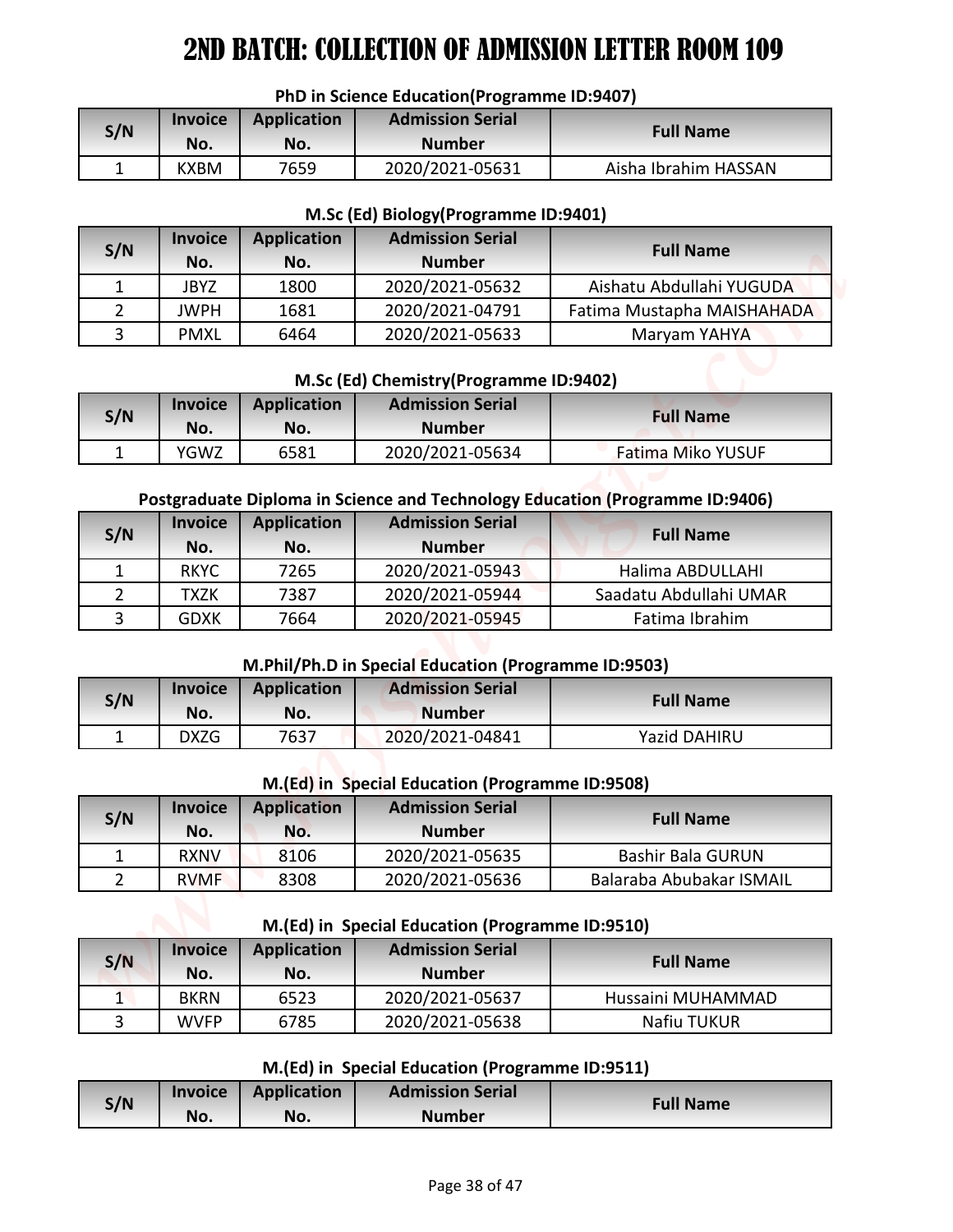# 2ND BATCH: COLLECTION OF ADMISSION LETTER ROOM 109

**PhD in Science Education(Programme ID:9407)**

| S/N | Invoice No. | Application No. | Admission Serial Number | Full Name |
|---|---|---|---|---|
| 1 | KXBM | 7659 | 2020/2021-05631 | Aisha Ibrahim HASSAN |

**M.Sc (Ed) Biology(Programme ID:9401)**

| S/N | Invoice No. | Application No. | Admission Serial Number | Full Name |
|---|---|---|---|---|
| 1 | JBYZ | 1800 | 2020/2021-05632 | Aishatu Abdullahi YUGUDA |
| 2 | JWPH | 1681 | 2020/2021-04791 | Fatima Mustapha MAISHAHADA |
| 3 | PMXL | 6464 | 2020/2021-05633 | Maryam YAHYA |

**M.Sc (Ed) Chemistry(Programme ID:9402)**

| S/N | Invoice No. | Application No. | Admission Serial Number | Full Name |
|---|---|---|---|---|
| 1 | YGWZ | 6581 | 2020/2021-05634 | Fatima Miko YUSUF |

**Postgraduate Diploma in Science and Technology Education (Programme ID:9406)**

| S/N | Invoice No. | Application No. | Admission Serial Number | Full Name |
|---|---|---|---|---|
| 1 | RKYC | 7265 | 2020/2021-05943 | Halima ABDULLAHI |
| 2 | TXZK | 7387 | 2020/2021-05944 | Saadatu Abdullahi UMAR |
| 3 | GDXK | 7664 | 2020/2021-05945 | Fatima Ibrahim |

**M.Phil/Ph.D in Special Education (Programme ID:9503)**

| S/N | Invoice No. | Application No. | Admission Serial Number | Full Name |
|---|---|---|---|---|
| 1 | DXZG | 7637 | 2020/2021-04841 | Yazid DAHIRU |

**M.(Ed) in Special Education (Programme ID:9508)**

| S/N | Invoice No. | Application No. | Admission Serial Number | Full Name |
|---|---|---|---|---|
| 1 | RXNV | 8106 | 2020/2021-05635 | Bashir Bala GURUN |
| 2 | RVMF | 8308 | 2020/2021-05636 | Balaraba Abubakar ISMAIL |

**M.(Ed) in Special Education (Programme ID:9510)**

| S/N | Invoice No. | Application No. | Admission Serial Number | Full Name |
|---|---|---|---|---|
| 1 | BKRN | 6523 | 2020/2021-05637 | Hussaini MUHAMMAD |
| 3 | WVFP | 6785 | 2020/2021-05638 | Nafiu TUKUR |

**M.(Ed) in Special Education (Programme ID:9511)**

| S/N | Invoice No. | Application No. | Admission Serial Number | Full Name |
|---|---|---|---|---|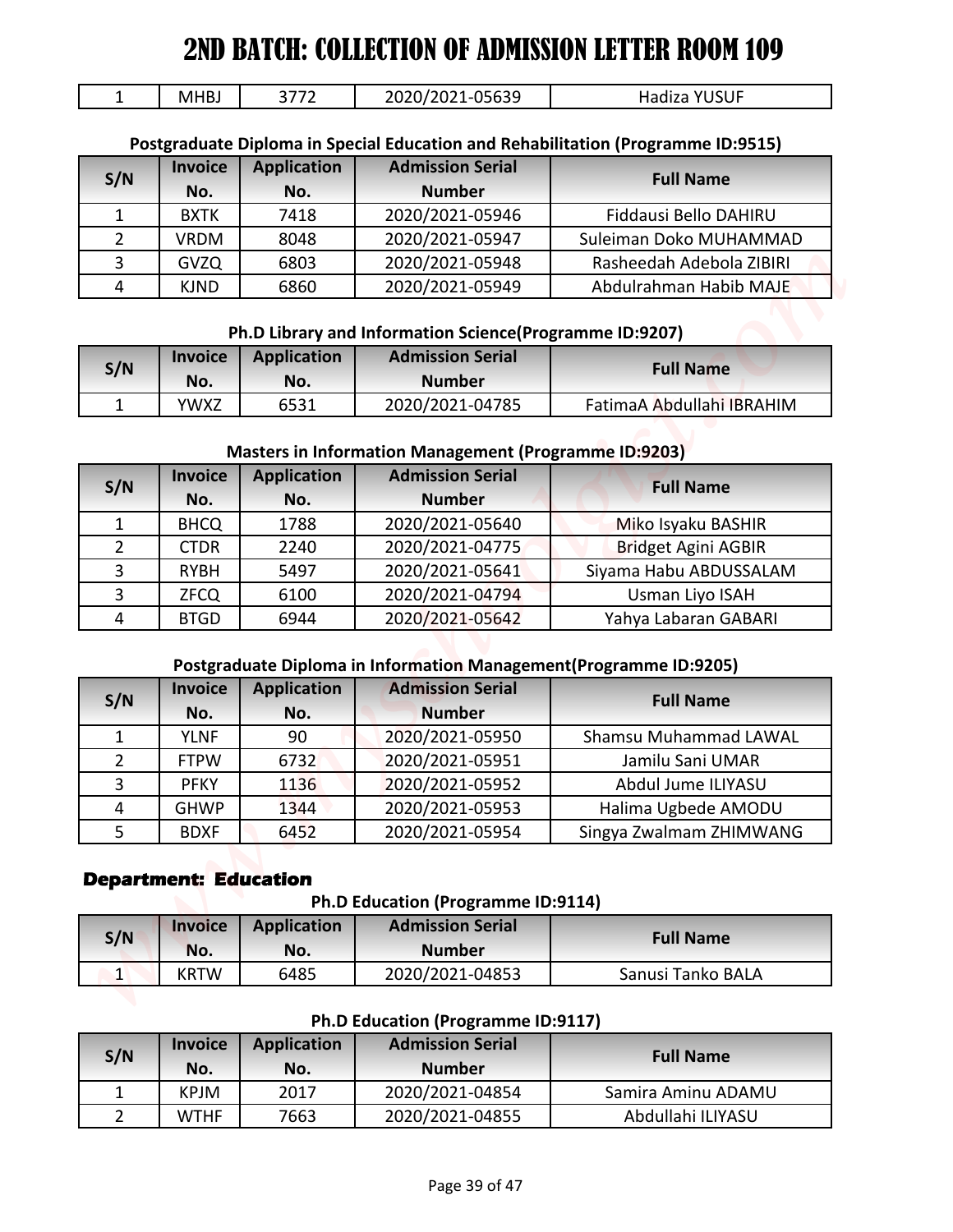# 2ND BATCH: COLLECTION OF ADMISSION LETTER ROOM 109

| 1 | MHBJ | 3772 | 2020/2021-05639 | Hadiza YUSUF |
|---|---|---|---|---|

**Postgraduate Diploma in Special Education and Rehabilitation (Programme ID:9515)**

| S/N | Invoice No. | Application No. | Admission Serial Number | Full Name |
|---|---|---|---|---|
| 1 | BXTK | 7418 | 2020/2021-05946 | Fiddausi Bello DAHIRU |
| 2 | VRDM | 8048 | 2020/2021-05947 | Suleiman Doko MUHAMMAD |
| 3 | GVZQ | 6803 | 2020/2021-05948 | Rasheedah Adebola ZIBIRI |
| 4 | KJND | 6860 | 2020/2021-05949 | Abdulrahman Habib MAJE |

**Ph.D Library and Information Science(Programme ID:9207)**

| S/N | Invoice No. | Application No. | Admission Serial Number | Full Name |
|---|---|---|---|---|
| 1 | YWXZ | 6531 | 2020/2021-04785 | FatimaA Abdullahi IBRAHIM |

**Masters in Information Management (Programme ID:9203)**

| S/N | Invoice No. | Application No. | Admission Serial Number | Full Name |
|---|---|---|---|---|
| 1 | BHCQ | 1788 | 2020/2021-05640 | Miko Isyaku BASHIR |
| 2 | CTDR | 2240 | 2020/2021-04775 | Bridget Agini AGBIR |
| 3 | RYBH | 5497 | 2020/2021-05641 | Siyama Habu ABDUSSALAM |
| 3 | ZFCQ | 6100 | 2020/2021-04794 | Usman Liyo ISAH |
| 4 | BTGD | 6944 | 2020/2021-05642 | Yahya Labaran GABARI |

**Postgraduate Diploma in Information Management(Programme ID:9205)**

| S/N | Invoice No. | Application No. | Admission Serial Number | Full Name |
|---|---|---|---|---|
| 1 | YLNF | 90 | 2020/2021-05950 | Shamsu Muhammad LAWAL |
| 2 | FTPW | 6732 | 2020/2021-05951 | Jamilu Sani UMAR |
| 3 | PFKY | 1136 | 2020/2021-05952 | Abdul Jume ILIYASU |
| 4 | GHWP | 1344 | 2020/2021-05953 | Halima Ugbede AMODU |
| 5 | BDXF | 6452 | 2020/2021-05954 | Singya Zwalmam ZHIMWANG |

## Department: Education

**Ph.D Education (Programme ID:9114)**

| S/N | Invoice No. | Application No. | Admission Serial Number | Full Name |
|---|---|---|---|---|
| 1 | KRTW | 6485 | 2020/2021-04853 | Sanusi Tanko BALA |

**Ph.D Education (Programme ID:9117)**

| S/N | Invoice No. | Application No. | Admission Serial Number | Full Name |
|---|---|---|---|---|
| 1 | KPJM | 2017 | 2020/2021-04854 | Samira Aminu ADAMU |
| 2 | WTHF | 7663 | 2020/2021-04855 | Abdullahi ILIYASU |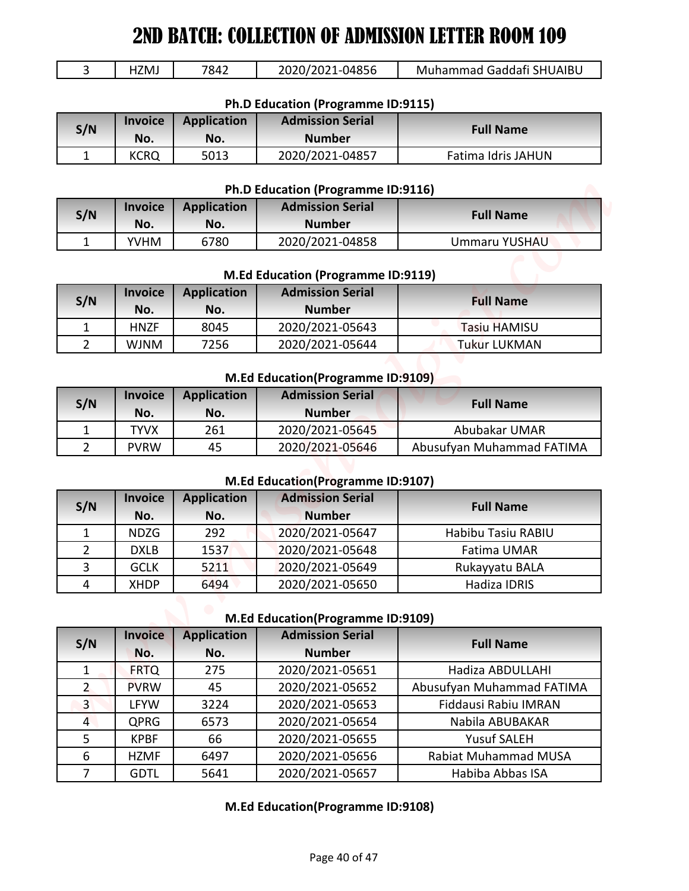# 2ND BATCH: COLLECTION OF ADMISSION LETTER ROOM 109

| 3 | HZMJ | 7842 | 2020/2021-04856 | Muhammad Gaddafi SHUAIBU |
|---|---|---|---|---|

**Ph.D Education (Programme ID:9115)**

| S/N | Invoice No. | Application No. | Admission Serial Number | Full Name |
|---|---|---|---|---|
| 1 | KCRQ | 5013 | 2020/2021-04857 | Fatima Idris JAHUN |

**Ph.D Education (Programme ID:9116)**

| S/N | Invoice No. | Application No. | Admission Serial Number | Full Name |
|---|---|---|---|---|
| 1 | YVHM | 6780 | 2020/2021-04858 | Ummaru YUSHAU |

**M.Ed Education (Programme ID:9119)**

| S/N | Invoice No. | Application No. | Admission Serial Number | Full Name |
|---|---|---|---|---|
| 1 | HNZF | 8045 | 2020/2021-05643 | Tasiu HAMISU |
| 2 | WJNM | 7256 | 2020/2021-05644 | Tukur LUKMAN |

**M.Ed Education(Programme ID:9109)**

| S/N | Invoice No. | Application No. | Admission Serial Number | Full Name |
|---|---|---|---|---|
| 1 | TYVX | 261 | 2020/2021-05645 | Abubakar UMAR |
| 2 | PVRW | 45 | 2020/2021-05646 | Abusufyan Muhammad FATIMA |

**M.Ed Education(Programme ID:9107)**

| S/N | Invoice No. | Application No. | Admission Serial Number | Full Name |
|---|---|---|---|---|
| 1 | NDZG | 292 | 2020/2021-05647 | Habibu Tasiu RABIU |
| 2 | DXLB | 1537 | 2020/2021-05648 | Fatima UMAR |
| 3 | GCLK | 5211 | 2020/2021-05649 | Rukayyatu BALA |
| 4 | XHDP | 6494 | 2020/2021-05650 | Hadiza IDRIS |

**M.Ed Education(Programme ID:9109)**

| S/N | Invoice No. | Application No. | Admission Serial Number | Full Name |
|---|---|---|---|---|
| 1 | FRTQ | 275 | 2020/2021-05651 | Hadiza ABDULLAHI |
| 2 | PVRW | 45 | 2020/2021-05652 | Abusufyan Muhammad FATIMA |
| 3 | LFYW | 3224 | 2020/2021-05653 | Fiddausi Rabiu IMRAN |
| 4 | QPRG | 6573 | 2020/2021-05654 | Nabila ABUBAKAR |
| 5 | KPBF | 66 | 2020/2021-05655 | Yusuf SALEH |
| 6 | HZMF | 6497 | 2020/2021-05656 | Rabiat Muhammad MUSA |
| 7 | GDTL | 5641 | 2020/2021-05657 | Habiba Abbas ISA |

**M.Ed Education(Programme ID:9108)**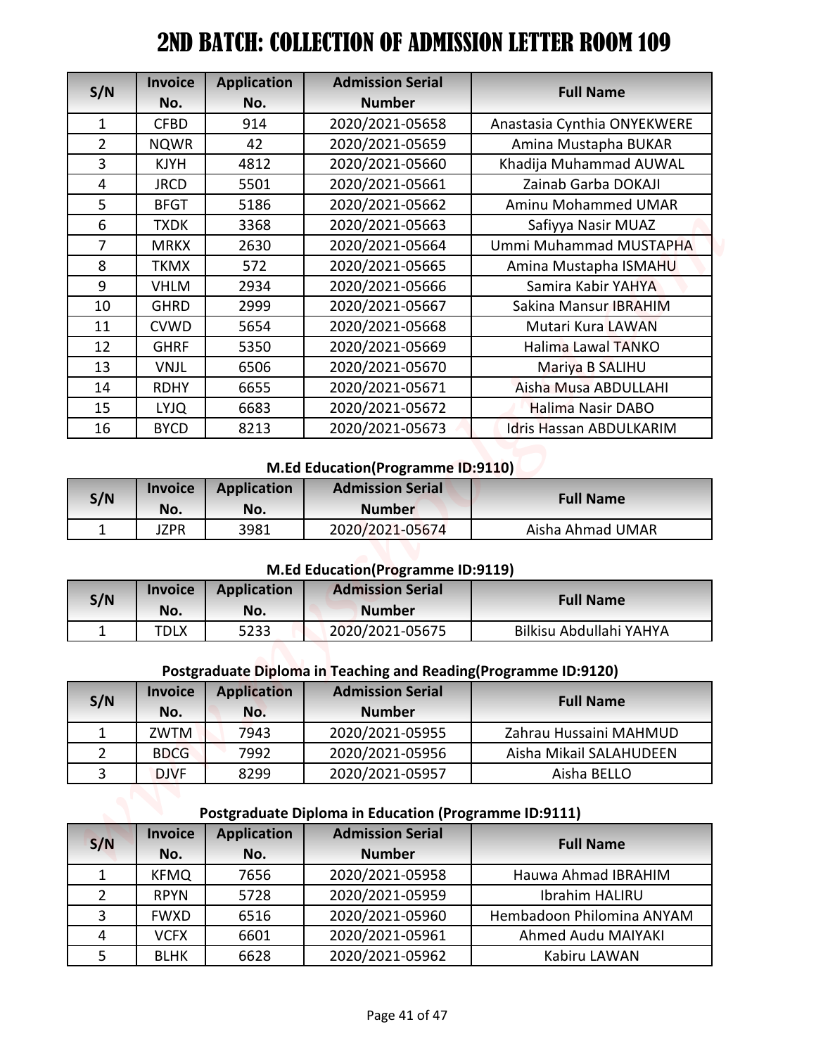# 2ND BATCH: COLLECTION OF ADMISSION LETTER ROOM 109

| S/N | Invoice No. | Application No. | Admission Serial Number | Full Name |
|---|---|---|---|---|
| 1 | CFBD | 914 | 2020/2021-05658 | Anastasia Cynthia ONYEKWERE |
| 2 | NQWR | 42 | 2020/2021-05659 | Amina Mustapha BUKAR |
| 3 | KJYH | 4812 | 2020/2021-05660 | Khadija Muhammad AUWAL |
| 4 | JRCD | 5501 | 2020/2021-05661 | Zainab Garba DOKAJI |
| 5 | BFGT | 5186 | 2020/2021-05662 | Aminu Mohammed UMAR |
| 6 | TXDK | 3368 | 2020/2021-05663 | Safiyya Nasir MUAZ |
| 7 | MRKX | 2630 | 2020/2021-05664 | Ummi Muhammad MUSTAPHA |
| 8 | TKMX | 572 | 2020/2021-05665 | Amina Mustapha ISMAHU |
| 9 | VHLM | 2934 | 2020/2021-05666 | Samira Kabir YAHYA |
| 10 | GHRD | 2999 | 2020/2021-05667 | Sakina Mansur IBRAHIM |
| 11 | CVWD | 5654 | 2020/2021-05668 | Mutari Kura LAWAN |
| 12 | GHRF | 5350 | 2020/2021-05669 | Halima Lawal TANKO |
| 13 | VNJL | 6506 | 2020/2021-05670 | Mariya B SALIHU |
| 14 | RDHY | 6655 | 2020/2021-05671 | Aisha Musa ABDULLAHI |
| 15 | LYJQ | 6683 | 2020/2021-05672 | Halima Nasir DABO |
| 16 | BYCD | 8213 | 2020/2021-05673 | Idris Hassan ABDULKARIM |

### M.Ed Education(Programme ID:9110)

| S/N | Invoice No. | Application No. | Admission Serial Number | Full Name |
|---|---|---|---|---|
| 1 | JZPR | 3981 | 2020/2021-05674 | Aisha Ahmad UMAR |

### M.Ed Education(Programme ID:9119)

| S/N | Invoice No. | Application No. | Admission Serial Number | Full Name |
|---|---|---|---|---|
| 1 | TDLX | 5233 | 2020/2021-05675 | Bilkisu Abdullahi YAHYA |

### Postgraduate Diploma in Teaching and Reading(Programme ID:9120)

| S/N | Invoice No. | Application No. | Admission Serial Number | Full Name |
|---|---|---|---|---|
| 1 | ZWTM | 7943 | 2020/2021-05955 | Zahrau Hussaini MAHMUD |
| 2 | BDCG | 7992 | 2020/2021-05956 | Aisha Mikail SALAHUDEEN |
| 3 | DJVF | 8299 | 2020/2021-05957 | Aisha BELLO |

### Postgraduate Diploma in Education (Programme ID:9111)

| S/N | Invoice No. | Application No. | Admission Serial Number | Full Name |
|---|---|---|---|---|
| 1 | KFMQ | 7656 | 2020/2021-05958 | Hauwa Ahmad IBRAHIM |
| 2 | RPYN | 5728 | 2020/2021-05959 | Ibrahim HALIRU |
| 3 | FWXD | 6516 | 2020/2021-05960 | Hembadoon Philomina ANYAM |
| 4 | VCFX | 6601 | 2020/2021-05961 | Ahmed Audu MAIYAKI |
| 5 | BLHK | 6628 | 2020/2021-05962 | Kabiru LAWAN |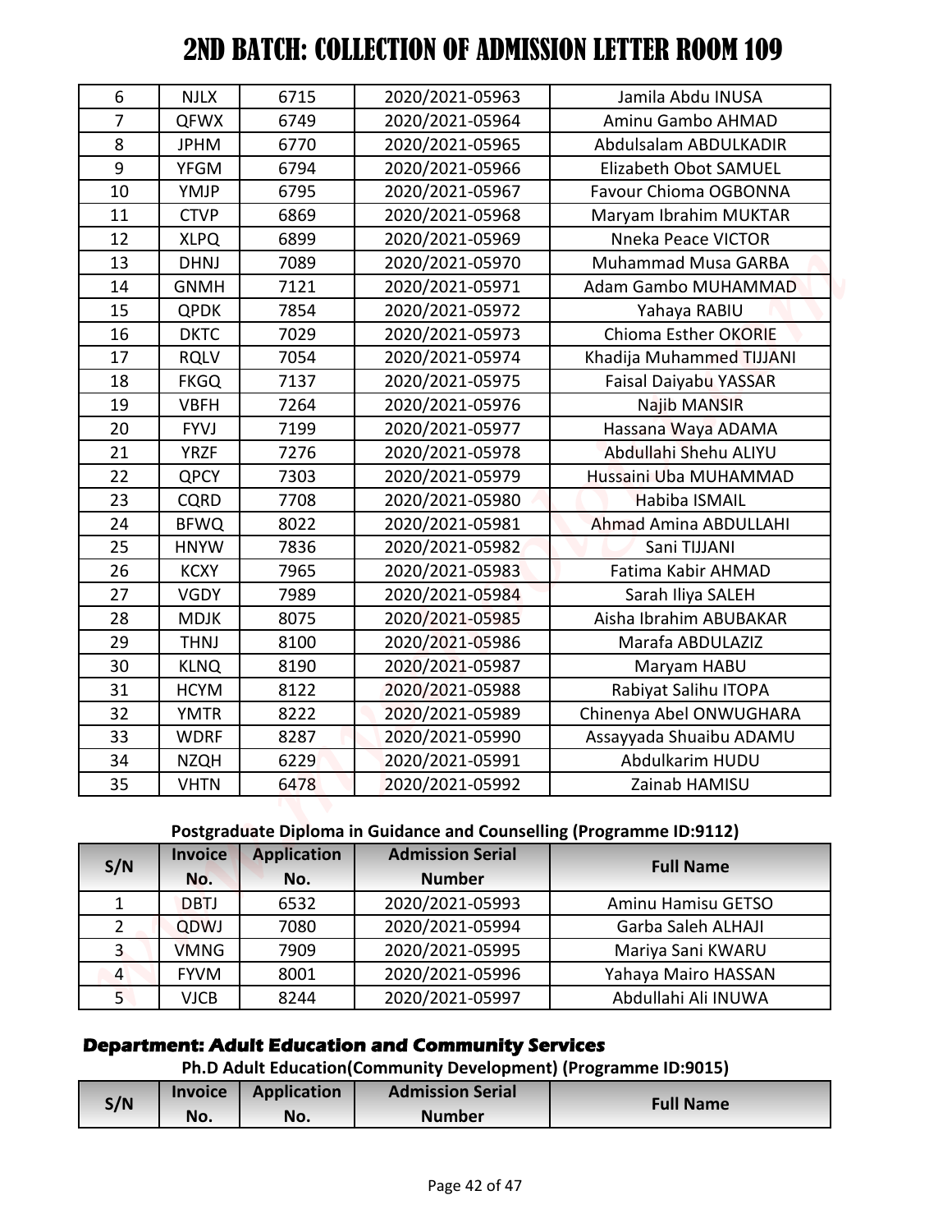# 2ND BATCH: COLLECTION OF ADMISSION LETTER ROOM 109

| | | | | |
|---|---|---|---|---|
| 6 | NJLX | 6715 | 2020/2021-05963 | Jamila Abdu INUSA |
| 7 | QFWX | 6749 | 2020/2021-05964 | Aminu Gambo AHMAD |
| 8 | JPHM | 6770 | 2020/2021-05965 | Abdulsalam ABDULKADIR |
| 9 | YFGM | 6794 | 2020/2021-05966 | Elizabeth Obot SAMUEL |
| 10 | YMJP | 6795 | 2020/2021-05967 | Favour Chioma OGBONNA |
| 11 | CTVP | 6869 | 2020/2021-05968 | Maryam Ibrahim MUKTAR |
| 12 | XLPQ | 6899 | 2020/2021-05969 | Nneka Peace VICTOR |
| 13 | DHNJ | 7089 | 2020/2021-05970 | Muhammad Musa GARBA |
| 14 | GNMH | 7121 | 2020/2021-05971 | Adam Gambo MUHAMMAD |
| 15 | QPDK | 7854 | 2020/2021-05972 | Yahaya RABIU |
| 16 | DKTC | 7029 | 2020/2021-05973 | Chioma Esther OKORIE |
| 17 | RQLV | 7054 | 2020/2021-05974 | Khadija Muhammed TIJJANI |
| 18 | FKGQ | 7137 | 2020/2021-05975 | Faisal Daiyabu YASSAR |
| 19 | VBFH | 7264 | 2020/2021-05976 | Najib MANSIR |
| 20 | FYVJ | 7199 | 2020/2021-05977 | Hassana Waya ADAMA |
| 21 | YRZF | 7276 | 2020/2021-05978 | Abdullahi Shehu ALIYU |
| 22 | QPCY | 7303 | 2020/2021-05979 | Hussaini Uba MUHAMMAD |
| 23 | CQRD | 7708 | 2020/2021-05980 | Habiba ISMAIL |
| 24 | BFWQ | 8022 | 2020/2021-05981 | Ahmad Amina ABDULLAHI |
| 25 | HNYW | 7836 | 2020/2021-05982 | Sani TIJJANI |
| 26 | KCXY | 7965 | 2020/2021-05983 | Fatima Kabir AHMAD |
| 27 | VGDY | 7989 | 2020/2021-05984 | Sarah Iliya SALEH |
| 28 | MDJK | 8075 | 2020/2021-05985 | Aisha Ibrahim ABUBAKAR |
| 29 | THNJ | 8100 | 2020/2021-05986 | Marafa ABDULAZIZ |
| 30 | KLNQ | 8190 | 2020/2021-05987 | Maryam HABU |
| 31 | HCYM | 8122 | 2020/2021-05988 | Rabiyat Salihu ITOPA |
| 32 | YMTR | 8222 | 2020/2021-05989 | Chinenya Abel ONWUGHARA |
| 33 | WDRF | 8287 | 2020/2021-05990 | Assayyada Shuaibu ADAMU |
| 34 | NZQH | 6229 | 2020/2021-05991 | Abdulkarim HUDU |
| 35 | VHTN | 6478 | 2020/2021-05992 | Zainab HAMISU |

**Postgraduate Diploma in Guidance and Counselling (Programme ID:9112)**

| S/N | Invoice No. | Application No. | Admission Serial Number | Full Name |
|---|---|---|---|---|
| 1 | DBTJ | 6532 | 2020/2021-05993 | Aminu Hamisu GETSO |
| 2 | QDWJ | 7080 | 2020/2021-05994 | Garba Saleh ALHAJI |
| 3 | VMNG | 7909 | 2020/2021-05995 | Mariya Sani KWARU |
| 4 | FYVM | 8001 | 2020/2021-05996 | Yahaya Mairo HASSAN |
| 5 | VJCB | 8244 | 2020/2021-05997 | Abdullahi Ali INUWA |

## Department: Adult Education and Community Services

**Ph.D Adult Education(Community Development) (Programme ID:9015)**

| S/N | Invoice No. | Application No. | Admission Serial Number | Full Name |
|---|---|---|---|---|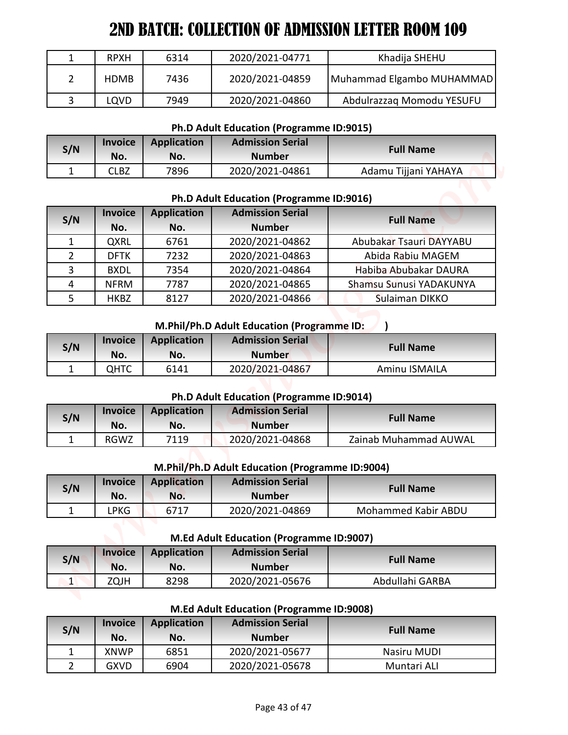# 2ND BATCH: COLLECTION OF ADMISSION LETTER ROOM 109

| 1 | RPXH | 6314 | 2020/2021-04771 | Khadija SHEHU |
|---|---|---|---|---|
| 2 | HDMB | 7436 | 2020/2021-04859 | Muhammad Elgambo MUHAMMAD |
| 3 | LQVD | 7949 | 2020/2021-04860 | Abdulrazzaq Momodu YESUFU |

### Ph.D Adult Education (Programme ID:9015)

| S/N | Invoice No. | Application No. | Admission Serial Number | Full Name |
|---|---|---|---|---|
| 1 | CLBZ | 7896 | 2020/2021-04861 | Adamu Tijjani YAHAYA |

### Ph.D Adult Education (Programme ID:9016)

| S/N | Invoice No. | Application No. | Admission Serial Number | Full Name |
|---|---|---|---|---|
| 1 | QXRL | 6761 | 2020/2021-04862 | Abubakar Tsauri DAYYABU |
| 2 | DFTK | 7232 | 2020/2021-04863 | Abida Rabiu MAGEM |
| 3 | BXDL | 7354 | 2020/2021-04864 | Habiba Abubakar DAURA |
| 4 | NFRM | 7787 | 2020/2021-04865 | Shamsu Sunusi YADAKUNYA |
| 5 | HKBZ | 8127 | 2020/2021-04866 | Sulaiman DIKKO |

### M.Phil/Ph.D Adult Education (Programme ID: )

| S/N | Invoice No. | Application No. | Admission Serial Number | Full Name |
|---|---|---|---|---|
| 1 | QHTC | 6141 | 2020/2021-04867 | Aminu ISMAILA |

### Ph.D Adult Education (Programme ID:9014)

| S/N | Invoice No. | Application No. | Admission Serial Number | Full Name |
|---|---|---|---|---|
| 1 | RGWZ | 7119 | 2020/2021-04868 | Zainab Muhammad AUWAL |

### M.Phil/Ph.D Adult Education (Programme ID:9004)

| S/N | Invoice No. | Application No. | Admission Serial Number | Full Name |
|---|---|---|---|---|
| 1 | LPKG | 6717 | 2020/2021-04869 | Mohammed Kabir ABDU |

### M.Ed Adult Education (Programme ID:9007)

| S/N | Invoice No. | Application No. | Admission Serial Number | Full Name |
|---|---|---|---|---|
| 1 | ZQJH | 8298 | 2020/2021-05676 | Abdullahi GARBA |

### M.Ed Adult Education (Programme ID:9008)

| S/N | Invoice No. | Application No. | Admission Serial Number | Full Name |
|---|---|---|---|---|
| 1 | XNWP | 6851 | 2020/2021-05677 | Nasiru MUDI |
| 2 | GXVD | 6904 | 2020/2021-05678 | Muntari ALI |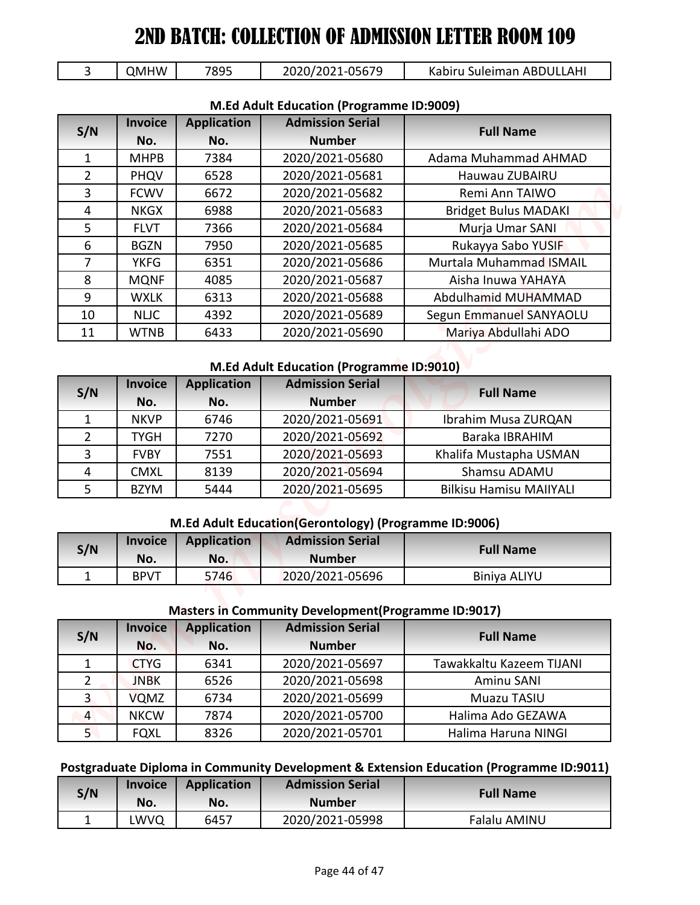# 2ND BATCH: COLLECTION OF ADMISSION LETTER ROOM 109

| 3 | QMHW | 7895 | 2020/2021-05679 | Kabiru Suleiman ABDULLAHI |
|---|---|---|---|---|

### M.Ed Adult Education (Programme ID:9009)

| S/N | Invoice No. | Application No. | Admission Serial Number | Full Name |
|---|---|---|---|---|
| 1 | MHPB | 7384 | 2020/2021-05680 | Adama Muhammad AHMAD |
| 2 | PHQV | 6528 | 2020/2021-05681 | Hauwau ZUBAIRU |
| 3 | FCWV | 6672 | 2020/2021-05682 | Remi Ann TAIWO |
| 4 | NKGX | 6988 | 2020/2021-05683 | Bridget Bulus MADAKI |
| 5 | FLVT | 7366 | 2020/2021-05684 | Murja Umar SANI |
| 6 | BGZN | 7950 | 2020/2021-05685 | Rukayya Sabo YUSIF |
| 7 | YKFG | 6351 | 2020/2021-05686 | Murtala Muhammad ISMAIL |
| 8 | MQNF | 4085 | 2020/2021-05687 | Aisha Inuwa YAHAYA |
| 9 | WXLK | 6313 | 2020/2021-05688 | Abdulhamid MUHAMMAD |
| 10 | NLJC | 4392 | 2020/2021-05689 | Segun Emmanuel SANYAOLU |
| 11 | WTNB | 6433 | 2020/2021-05690 | Mariya Abdullahi ADO |

### M.Ed Adult Education (Programme ID:9010)

| S/N | Invoice No. | Application No. | Admission Serial Number | Full Name |
|---|---|---|---|---|
| 1 | NKVP | 6746 | 2020/2021-05691 | Ibrahim Musa ZURQAN |
| 2 | TYGH | 7270 | 2020/2021-05692 | Baraka IBRAHIM |
| 3 | FVBY | 7551 | 2020/2021-05693 | Khalifa Mustapha USMAN |
| 4 | CMXL | 8139 | 2020/2021-05694 | Shamsu ADAMU |
| 5 | BZYM | 5444 | 2020/2021-05695 | Bilkisu Hamisu MAIIYALI |

### M.Ed Adult Education(Gerontology) (Programme ID:9006)

| S/N | Invoice No. | Application No. | Admission Serial Number | Full Name |
|---|---|---|---|---|
| 1 | BPVT | 5746 | 2020/2021-05696 | Biniya ALIYU |

### Masters in Community Development(Programme ID:9017)

| S/N | Invoice No. | Application No. | Admission Serial Number | Full Name |
|---|---|---|---|---|
| 1 | CTYG | 6341 | 2020/2021-05697 | Tawakkaltu Kazeem TIJANI |
| 2 | JNBK | 6526 | 2020/2021-05698 | Aminu SANI |
| 3 | VQMZ | 6734 | 2020/2021-05699 | Muazu TASIU |
| 4 | NKCW | 7874 | 2020/2021-05700 | Halima Ado GEZAWA |
| 5 | FQXL | 8326 | 2020/2021-05701 | Halima Haruna NINGI |

### Postgraduate Diploma in Community Development & Extension Education (Programme ID:9011)

| S/N | Invoice No. | Application No. | Admission Serial Number | Full Name |
|---|---|---|---|---|
| 1 | LWVQ | 6457 | 2020/2021-05998 | Falalu AMINU |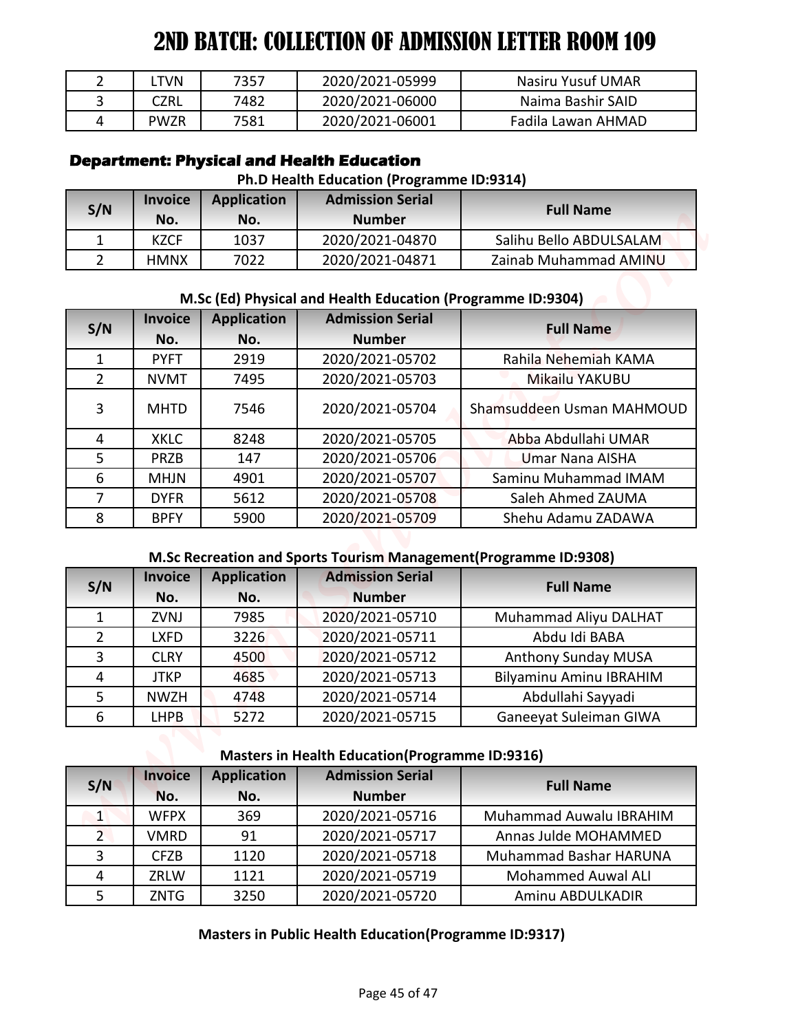# 2ND BATCH: COLLECTION OF ADMISSION LETTER ROOM 109

| | | | | |
|---|---|---|---|---|
| 2 | LTVN | 7357 | 2020/2021-05999 | Nasiru Yusuf UMAR |
| 3 | CZRL | 7482 | 2020/2021-06000 | Naima Bashir SAID |
| 4 | PWZR | 7581 | 2020/2021-06001 | Fadila Lawan AHMAD |

**Department: Physical and Health Education**

**Ph.D Health Education (Programme ID:9314)**

| S/N | Invoice No. | Application No. | Admission Serial Number | Full Name |
|---|---|---|---|---|
| 1 | KZCF | 1037 | 2020/2021-04870 | Salihu Bello ABDULSALAM |
| 2 | HMNX | 7022 | 2020/2021-04871 | Zainab Muhammad AMINU |

**M.Sc (Ed) Physical and Health Education (Programme ID:9304)**

| S/N | Invoice No. | Application No. | Admission Serial Number | Full Name |
|---|---|---|---|---|
| 1 | PYFT | 2919 | 2020/2021-05702 | Rahila Nehemiah KAMA |
| 2 | NVMT | 7495 | 2020/2021-05703 | Mikailu YAKUBU |
| 3 | MHTD | 7546 | 2020/2021-05704 | Shamsuddeen Usman MAHMOUD |
| 4 | XKLC | 8248 | 2020/2021-05705 | Abba Abdullahi UMAR |
| 5 | PRZB | 147 | 2020/2021-05706 | Umar Nana AISHA |
| 6 | MHJN | 4901 | 2020/2021-05707 | Saminu Muhammad IMAM |
| 7 | DYFR | 5612 | 2020/2021-05708 | Saleh Ahmed ZAUMA |
| 8 | BPFY | 5900 | 2020/2021-05709 | Shehu Adamu ZADAWA |

**M.Sc Recreation and Sports Tourism Management(Programme ID:9308)**

| S/N | Invoice No. | Application No. | Admission Serial Number | Full Name |
|---|---|---|---|---|
| 1 | ZVNJ | 7985 | 2020/2021-05710 | Muhammad Aliyu DALHAT |
| 2 | LXFD | 3226 | 2020/2021-05711 | Abdu Idi BABA |
| 3 | CLRY | 4500 | 2020/2021-05712 | Anthony Sunday MUSA |
| 4 | JTKP | 4685 | 2020/2021-05713 | Bilyaminu Aminu IBRAHIM |
| 5 | NWZH | 4748 | 2020/2021-05714 | Abdullahi Sayyadi |
| 6 | LHPB | 5272 | 2020/2021-05715 | Ganeeyat Suleiman GIWA |

**Masters in Health Education(Programme ID:9316)**

| S/N | Invoice No. | Application No. | Admission Serial Number | Full Name |
|---|---|---|---|---|
| 1 | WFPX | 369 | 2020/2021-05716 | Muhammad Auwalu IBRAHIM |
| 2 | VMRD | 91 | 2020/2021-05717 | Annas Julde MOHAMMED |
| 3 | CFZB | 1120 | 2020/2021-05718 | Muhammad Bashar HARUNA |
| 4 | ZRLW | 1121 | 2020/2021-05719 | Mohammed Auwal ALI |
| 5 | ZNTG | 3250 | 2020/2021-05720 | Aminu ABDULKADIR |

**Masters in Public Health Education(Programme ID:9317)**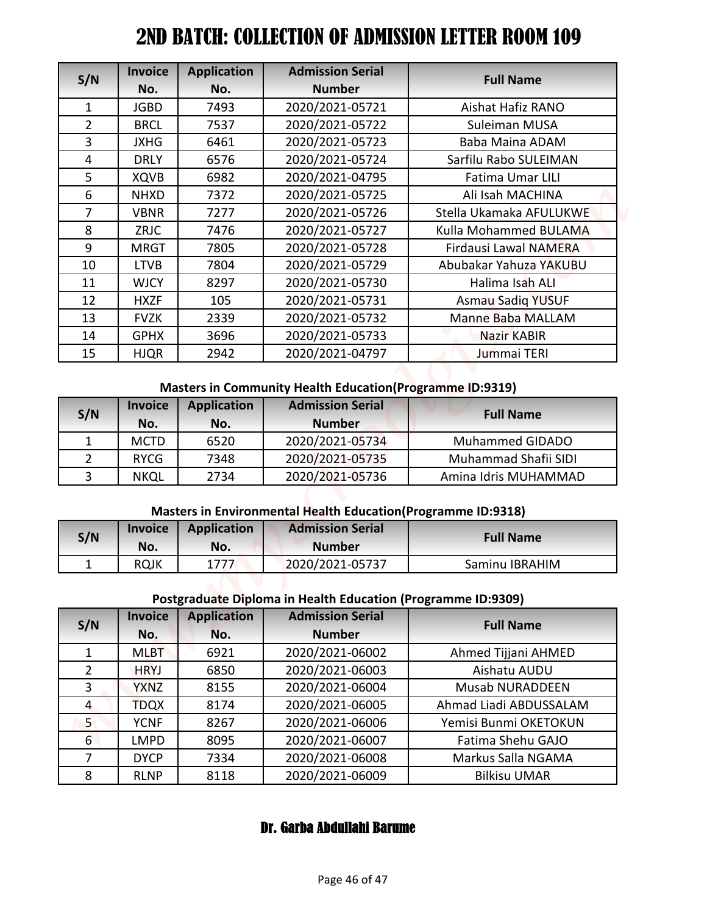# 2ND BATCH: COLLECTION OF ADMISSION LETTER ROOM 109

| S/N | Invoice No. | Application No. | Admission Serial Number | Full Name |
|---|---|---|---|---|
| 1 | JGBD | 7493 | 2020/2021-05721 | Aishat Hafiz RANO |
| 2 | BRCL | 7537 | 2020/2021-05722 | Suleiman MUSA |
| 3 | JXHG | 6461 | 2020/2021-05723 | Baba Maina ADAM |
| 4 | DRLY | 6576 | 2020/2021-05724 | Sarfilu Rabo SULEIMAN |
| 5 | XQVB | 6982 | 2020/2021-04795 | Fatima Umar LILI |
| 6 | NHXD | 7372 | 2020/2021-05725 | Ali Isah MACHINA |
| 7 | VBNR | 7277 | 2020/2021-05726 | Stella Ukamaka AFULUKWE |
| 8 | ZRJC | 7476 | 2020/2021-05727 | Kulla Mohammed BULAMA |
| 9 | MRGT | 7805 | 2020/2021-05728 | Firdausi Lawal NAMERA |
| 10 | LTVB | 7804 | 2020/2021-05729 | Abubakar Yahuza YAKUBU |
| 11 | WJCY | 8297 | 2020/2021-05730 | Halima Isah ALI |
| 12 | HXZF | 105 | 2020/2021-05731 | Asmau Sadiq YUSUF |
| 13 | FVZK | 2339 | 2020/2021-05732 | Manne Baba MALLAM |
| 14 | GPHX | 3696 | 2020/2021-05733 | Nazir KABIR |
| 15 | HJQR | 2942 | 2020/2021-04797 | Jummai TERI |

**Masters in Community Health Education(Programme ID:9319)**

| S/N | Invoice No. | Application No. | Admission Serial Number | Full Name |
|---|---|---|---|---|
| 1 | MCTD | 6520 | 2020/2021-05734 | Muhammed GIDADO |
| 2 | RYCG | 7348 | 2020/2021-05735 | Muhammad Shafii SIDI |
| 3 | NKQL | 2734 | 2020/2021-05736 | Amina Idris MUHAMMAD |

**Masters in Environmental Health Education(Programme ID:9318)**

| S/N | Invoice No. | Application No. | Admission Serial Number | Full Name |
|---|---|---|---|---|
| 1 | RQJK | 1777 | 2020/2021-05737 | Saminu IBRAHIM |

**Postgraduate Diploma in Health Education (Programme ID:9309)**

| S/N | Invoice No. | Application No. | Admission Serial Number | Full Name |
|---|---|---|---|---|
| 1 | MLBT | 6921 | 2020/2021-06002 | Ahmed Tijjani AHMED |
| 2 | HRYJ | 6850 | 2020/2021-06003 | Aishatu AUDU |
| 3 | YXNZ | 8155 | 2020/2021-06004 | Musab NURADDEEN |
| 4 | TDQX | 8174 | 2020/2021-06005 | Ahmad Liadi ABDUSSALAM |
| 5 | YCNF | 8267 | 2020/2021-06006 | Yemisi Bunmi OKETOKUN |
| 6 | LMPD | 8095 | 2020/2021-06007 | Fatima Shehu GAJO |
| 7 | DYCP | 7334 | 2020/2021-06008 | Markus Salla NGAMA |
| 8 | RLNP | 8118 | 2020/2021-06009 | Bilkisu UMAR |

**Dr. Garba Abdullahi Barume**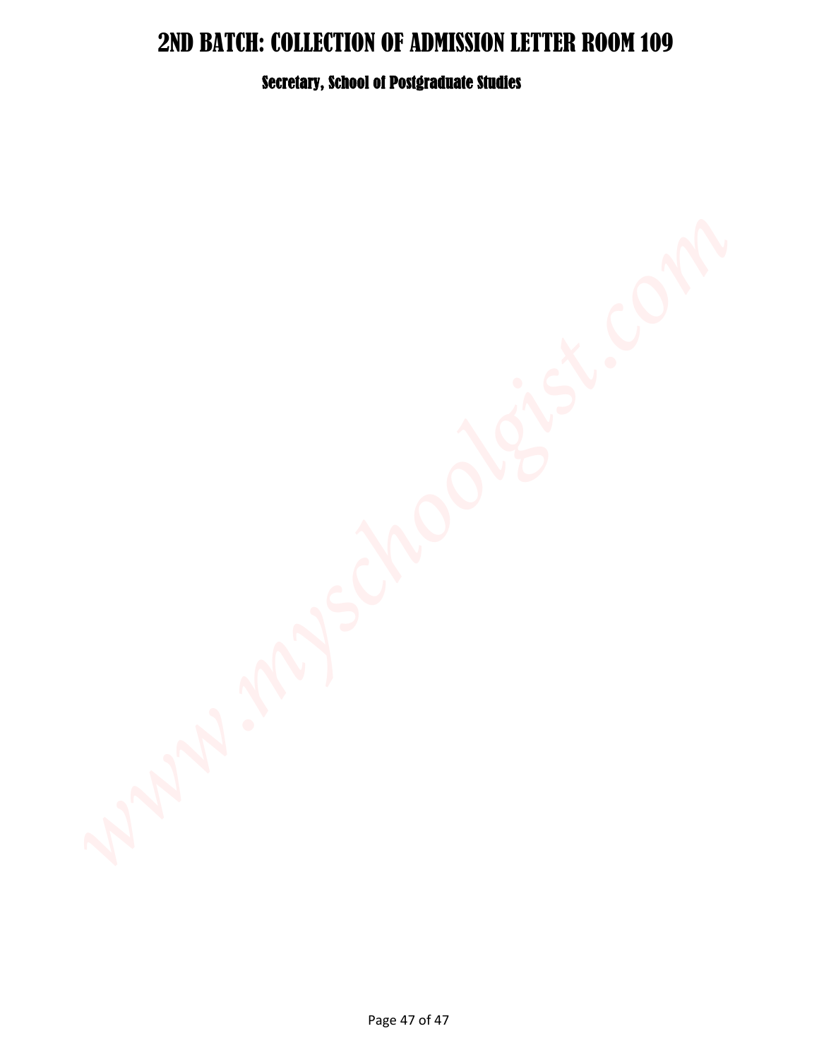# 2ND BATCH: COLLECTION OF ADMISSION LETTER ROOM 109

**Secretary, School of Postgraduate Studies**